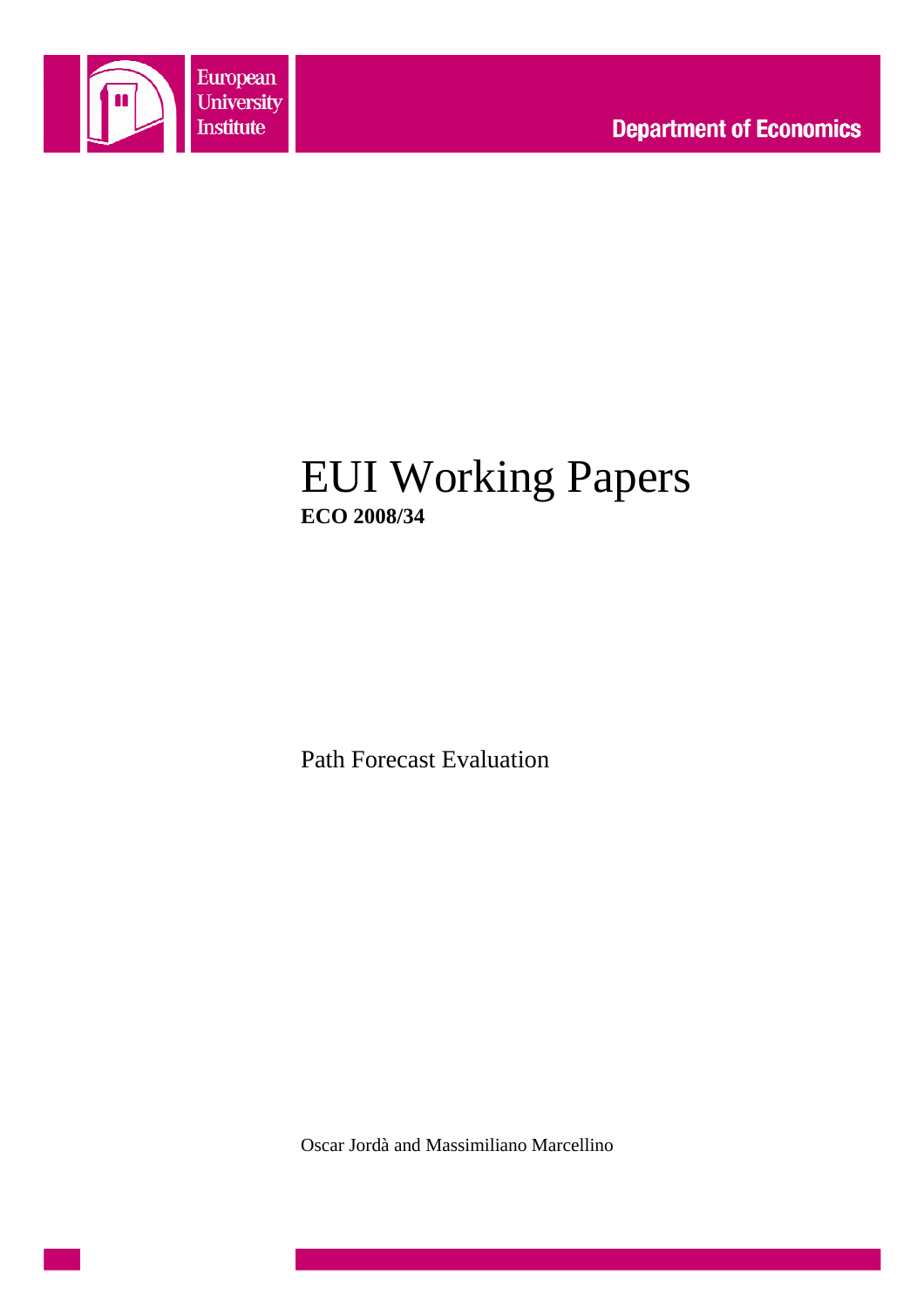European University Institute

Department of Economics

# EUI Working Papers

**ECO 2008/34**

Path Forecast Evaluation

Oscar Jordà and Massimiliano Marcellino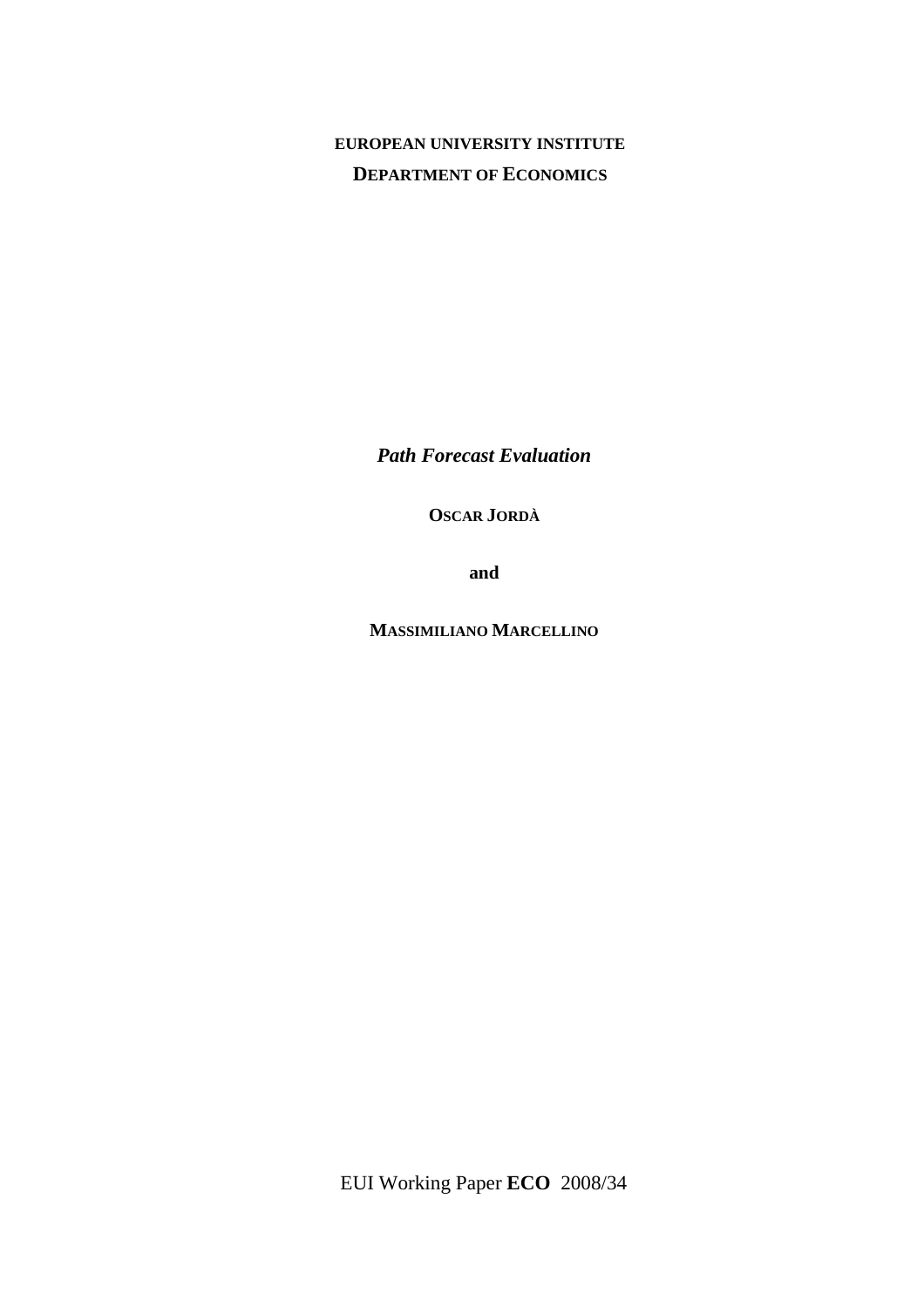**EUROPEAN UNIVERSITY INSTITUTE**

**DEPARTMENT OF ECONOMICS**

***Path Forecast Evaluation***

**OSCAR JORDÀ**

**and**

**MASSIMILIANO MARCELLINO**

EUI Working Paper **ECO** 2008/34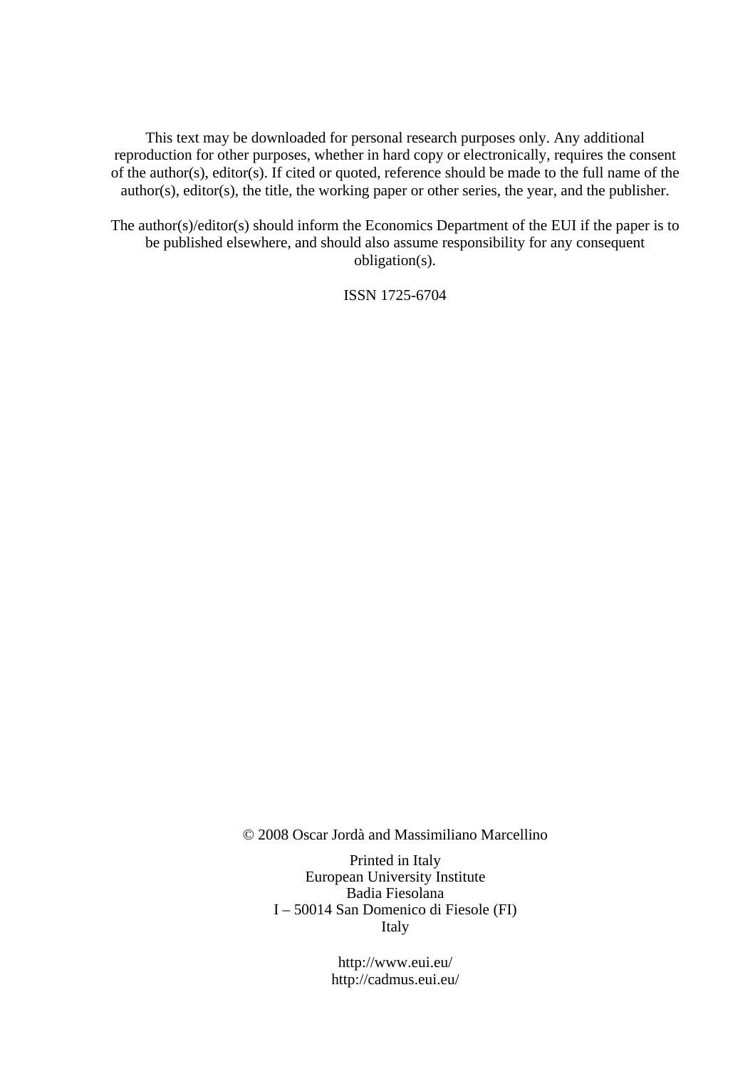This text may be downloaded for personal research purposes only. Any additional reproduction for other purposes, whether in hard copy or electronically, requires the consent of the author(s), editor(s). If cited or quoted, reference should be made to the full name of the author(s), editor(s), the title, the working paper or other series, the year, and the publisher.

The author(s)/editor(s) should inform the Economics Department of the EUI if the paper is to be published elsewhere, and should also assume responsibility for any consequent obligation(s).

ISSN 1725-6704

© 2008 Oscar Jordà and Massimiliano Marcellino

Printed in Italy
European University Institute
Badia Fiesolana
I – 50014 San Domenico di Fiesole (FI)
Italy

http://www.eui.eu/
http://cadmus.eui.eu/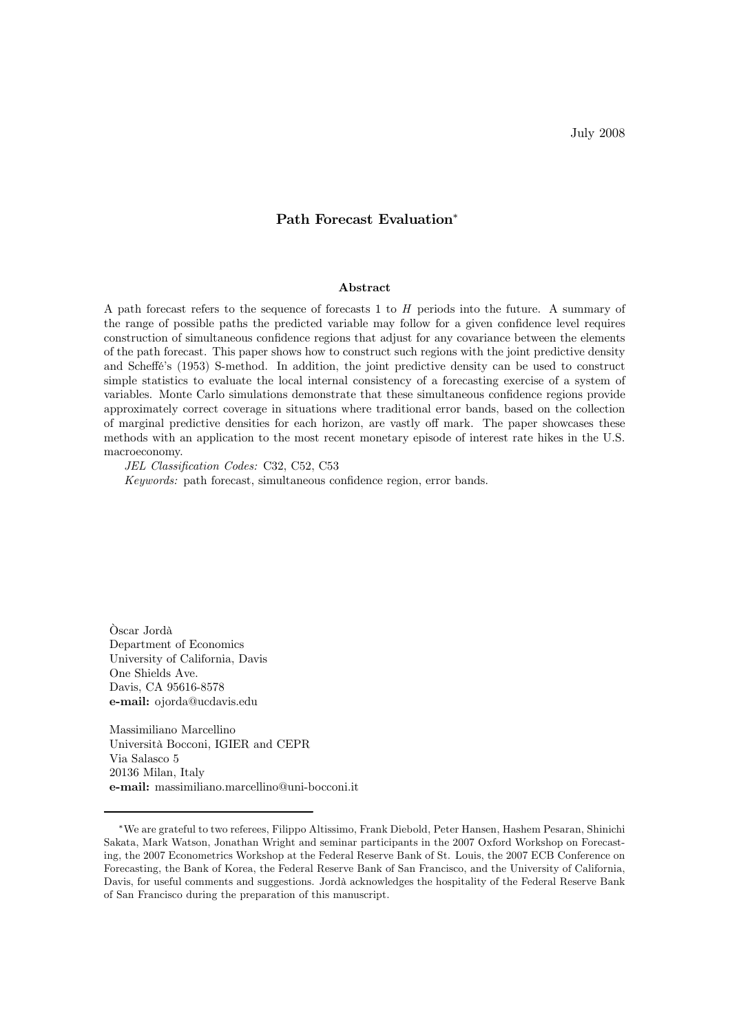July 2008

## Path Forecast Evaluation*

### Abstract

A path forecast refers to the sequence of forecasts 1 to $H$ periods into the future. A summary of the range of possible paths the predicted variable may follow for a given confidence level requires construction of simultaneous confidence regions that adjust for any covariance between the elements of the path forecast. This paper shows how to construct such regions with the joint predictive density and Scheffé's (1953) S-method. In addition, the joint predictive density can be used to construct simple statistics to evaluate the local internal consistency of a forecasting exercise of a system of variables. Monte Carlo simulations demonstrate that these simultaneous confidence regions provide approximately correct coverage in situations where traditional error bands, based on the collection of marginal predictive densities for each horizon, are vastly off mark. The paper showcases these methods with an application to the most recent monetary episode of interest rate hikes in the U.S. macroeconomy.

*JEL Classification Codes:* C32, C52, C53

*Keywords:* path forecast, simultaneous confidence region, error bands.

Òscar Jordà  
Department of Economics  
University of California, Davis  
One Shields Ave.  
Davis, CA 95616-8578  
**e-mail:** ojorda@ucdavis.edu

Massimiliano Marcellino  
Università Bocconi, IGIER and CEPR  
Via Salasco 5  
20136 Milan, Italy  
**e-mail:** massimiliano.marcellino@uni-bocconi.it

*We are grateful to two referees, Filippo Altissimo, Frank Diebold, Peter Hansen, Hashem Pesaran, Shinichi Sakata, Mark Watson, Jonathan Wright and seminar participants in the 2007 Oxford Workshop on Forecasting, the 2007 Econometrics Workshop at the Federal Reserve Bank of St. Louis, the 2007 ECB Conference on Forecasting, the Bank of Korea, the Federal Reserve Bank of San Francisco, and the University of California, Davis, for useful comments and suggestions. Jordà acknowledges the hospitality of the Federal Reserve Bank of San Francisco during the preparation of this manuscript.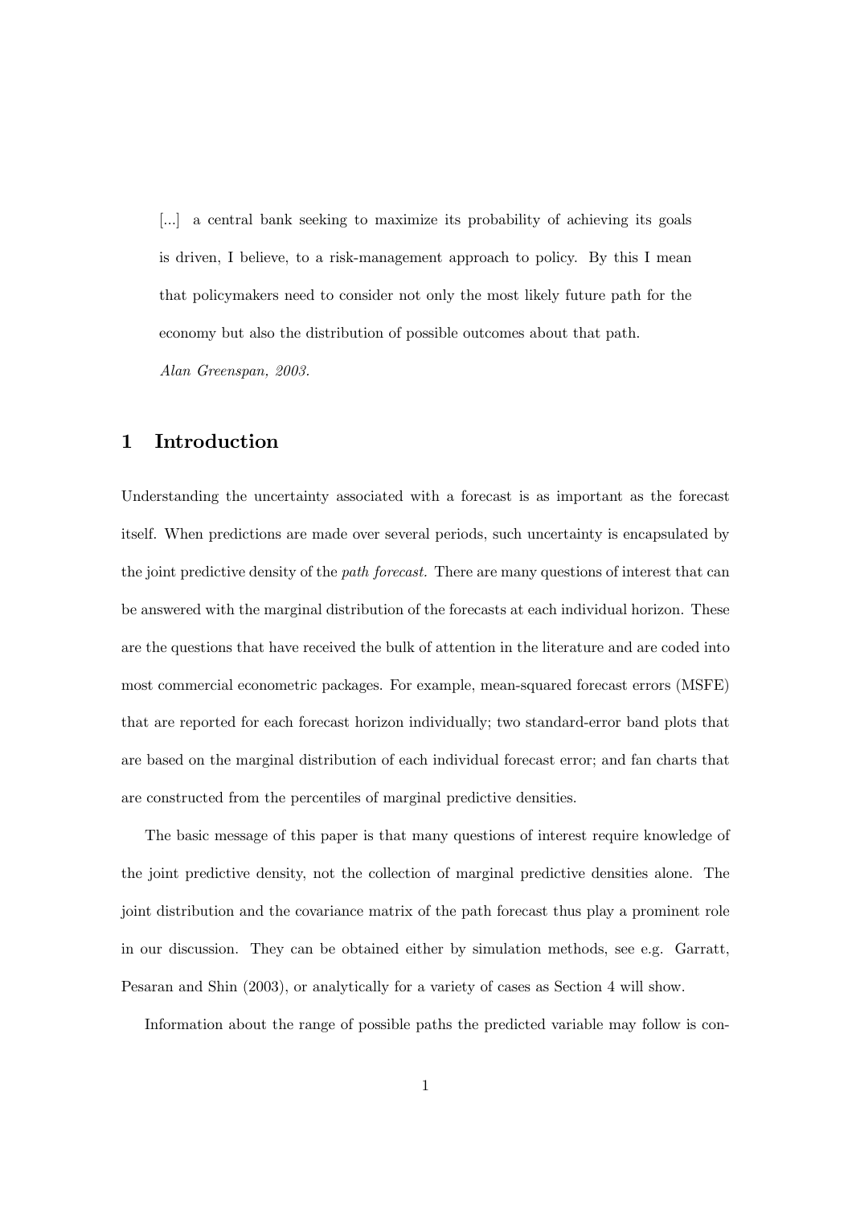> [...] a central bank seeking to maximize its probability of achieving its goals is driven, I believe, to a risk-management approach to policy. By this I mean that policymakers need to consider not only the most likely future path for the economy but also the distribution of possible outcomes about that path.
> *Alan Greenspan, 2003.*

## 1 Introduction

Understanding the uncertainty associated with a forecast is as important as the forecast itself. When predictions are made over several periods, such uncertainty is encapsulated by the joint predictive density of the *path forecast*. There are many questions of interest that can be answered with the marginal distribution of the forecasts at each individual horizon. These are the questions that have received the bulk of attention in the literature and are coded into most commercial econometric packages. For example, mean-squared forecast errors (MSFE) that are reported for each forecast horizon individually; two standard-error band plots that are based on the marginal distribution of each individual forecast error; and fan charts that are constructed from the percentiles of marginal predictive densities.

The basic message of this paper is that many questions of interest require knowledge of the joint predictive density, not the collection of marginal predictive densities alone. The joint distribution and the covariance matrix of the path forecast thus play a prominent role in our discussion. They can be obtained either by simulation methods, see e.g. Garratt, Pesaran and Shin (2003), or analytically for a variety of cases as Section 4 will show.

Information about the range of possible paths the predicted variable may follow is con-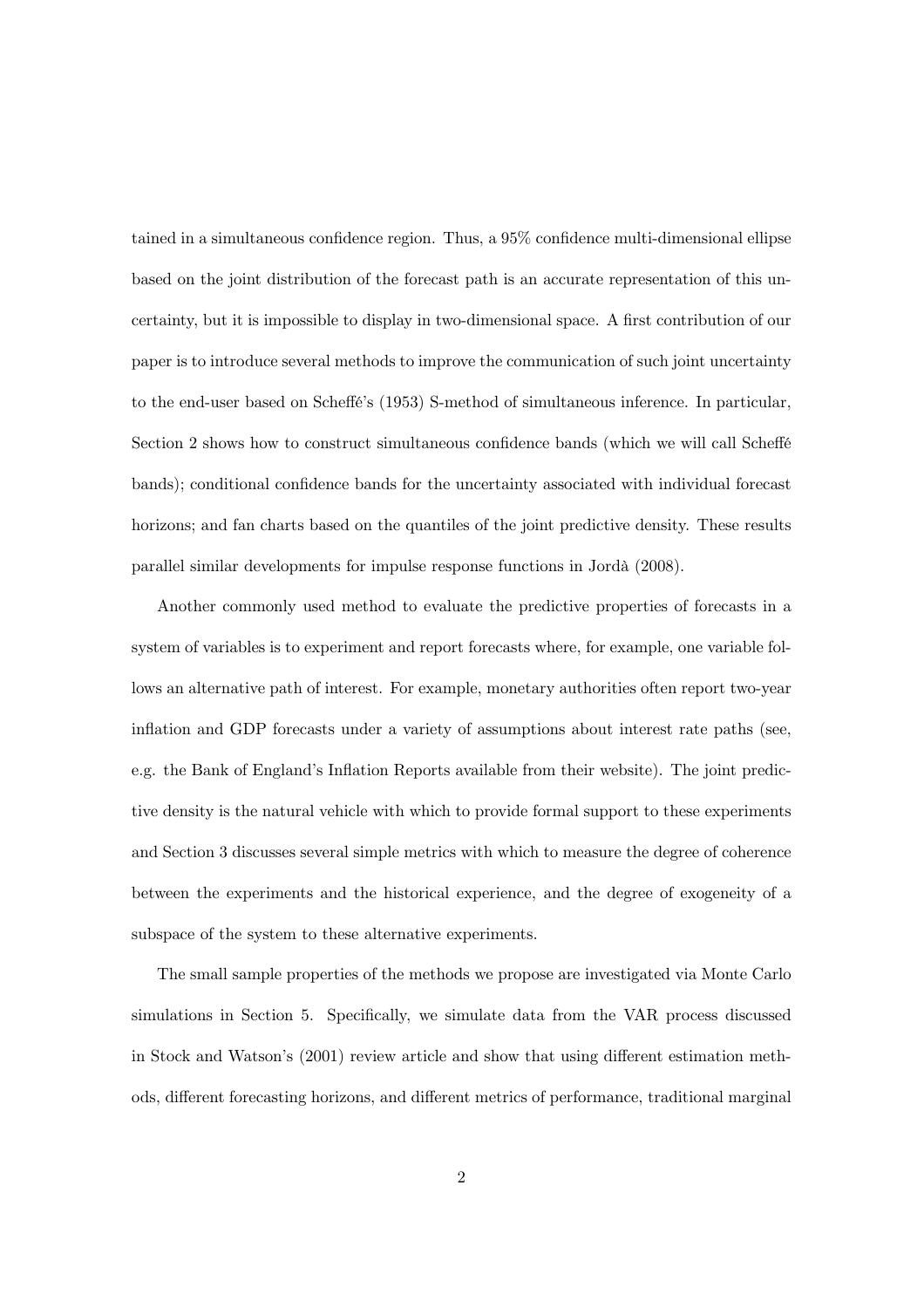tained in a simultaneous confidence region. Thus, a 95% confidence multi-dimensional ellipse based on the joint distribution of the forecast path is an accurate representation of this uncertainty, but it is impossible to display in two-dimensional space. A first contribution of our paper is to introduce several methods to improve the communication of such joint uncertainty to the end-user based on Scheffé's (1953) S-method of simultaneous inference. In particular, Section 2 shows how to construct simultaneous confidence bands (which we will call Scheffé bands); conditional confidence bands for the uncertainty associated with individual forecast horizons; and fan charts based on the quantiles of the joint predictive density. These results parallel similar developments for impulse response functions in Jordà (2008).

Another commonly used method to evaluate the predictive properties of forecasts in a system of variables is to experiment and report forecasts where, for example, one variable follows an alternative path of interest. For example, monetary authorities often report two-year inflation and GDP forecasts under a variety of assumptions about interest rate paths (see, e.g. the Bank of England's Inflation Reports available from their website). The joint predictive density is the natural vehicle with which to provide formal support to these experiments and Section 3 discusses several simple metrics with which to measure the degree of coherence between the experiments and the historical experience, and the degree of exogeneity of a subspace of the system to these alternative experiments.

The small sample properties of the methods we propose are investigated via Monte Carlo simulations in Section 5. Specifically, we simulate data from the VAR process discussed in Stock and Watson's (2001) review article and show that using different estimation methods, different forecasting horizons, and different metrics of performance, traditional marginal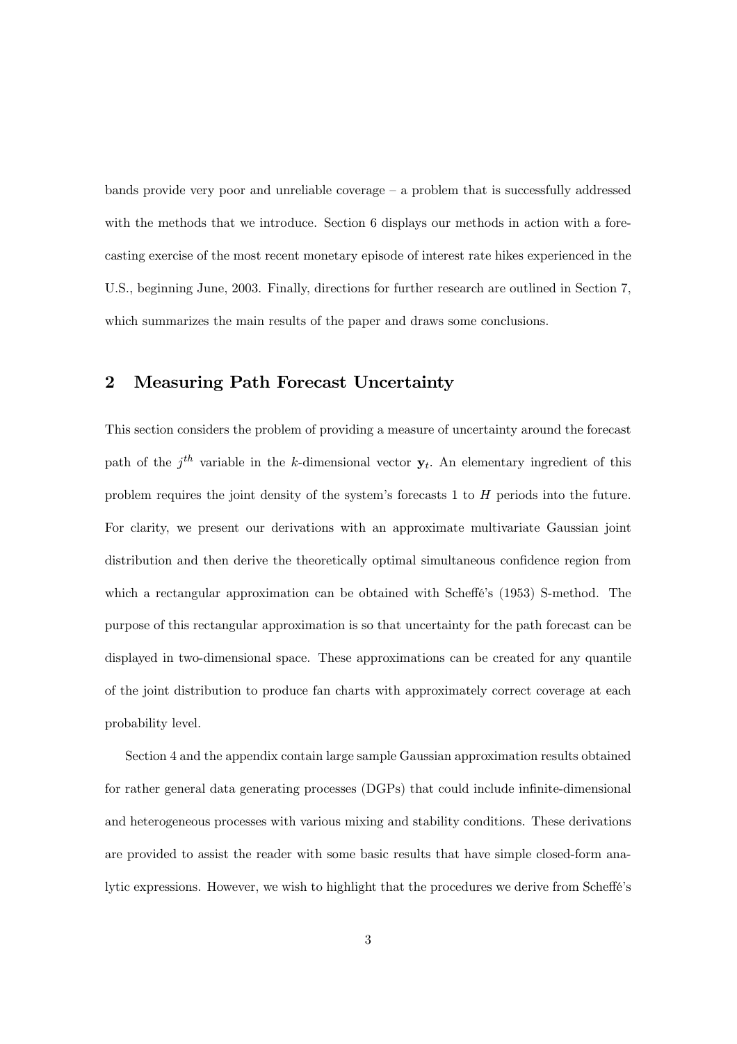bands provide very poor and unreliable coverage – a problem that is successfully addressed with the methods that we introduce. Section 6 displays our methods in action with a forecasting exercise of the most recent monetary episode of interest rate hikes experienced in the U.S., beginning June, 2003. Finally, directions for further research are outlined in Section 7, which summarizes the main results of the paper and draws some conclusions.

## 2 Measuring Path Forecast Uncertainty

This section considers the problem of providing a measure of uncertainty around the forecast path of the $j^{th}$ variable in the $k$-dimensional vector $\mathbf{y}_t$. An elementary ingredient of this problem requires the joint density of the system's forecasts 1 to $H$ periods into the future. For clarity, we present our derivations with an approximate multivariate Gaussian joint distribution and then derive the theoretically optimal simultaneous confidence region from which a rectangular approximation can be obtained with Scheffé's (1953) S-method. The purpose of this rectangular approximation is so that uncertainty for the path forecast can be displayed in two-dimensional space. These approximations can be created for any quantile of the joint distribution to produce fan charts with approximately correct coverage at each probability level.

Section 4 and the appendix contain large sample Gaussian approximation results obtained for rather general data generating processes (DGPs) that could include infinite-dimensional and heterogeneous processes with various mixing and stability conditions. These derivations are provided to assist the reader with some basic results that have simple closed-form analytic expressions. However, we wish to highlight that the procedures we derive from Scheffé's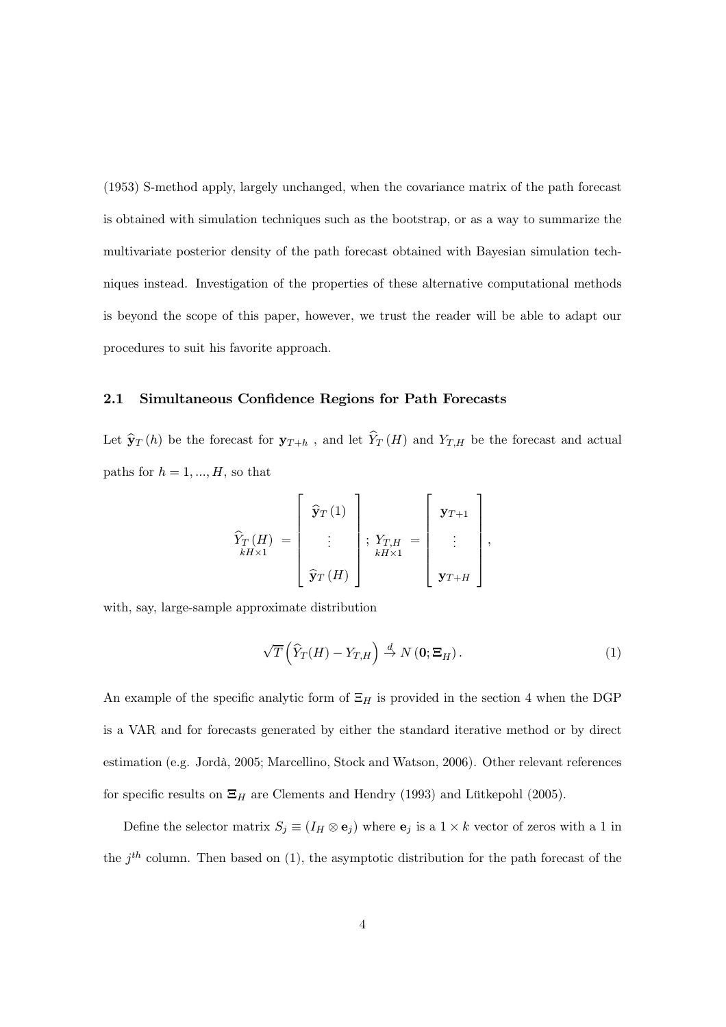(1953) S-method apply, largely unchanged, when the covariance matrix of the path forecast is obtained with simulation techniques such as the bootstrap, or as a way to summarize the multivariate posterior density of the path forecast obtained with Bayesian simulation techniques instead. Investigation of the properties of these alternative computational methods is beyond the scope of this paper, however, we trust the reader will be able to adapt our procedures to suit his favorite approach.

### 2.1 Simultaneous Confidence Regions for Path Forecasts

Let $\widehat{\mathbf{y}}_T(h)$ be the forecast for $\mathbf{y}_{T+h}$ , and let $\widehat{Y}_T(H)$ and $Y_{T,H}$ be the forecast and actual paths for $h = 1, ..., H$, so that

$$\underset{kH\times 1}{\widehat{Y}_T(H)} = \begin{bmatrix} \widehat{\mathbf{y}}_T(1) \\ \vdots \\ \widehat{\mathbf{y}}_T(H) \end{bmatrix} ; \ \underset{kH\times 1}{Y_{T,H}} = \begin{bmatrix} \mathbf{y}_{T+1} \\ \vdots \\ \mathbf{y}_{T+H} \end{bmatrix},$$

with, say, large-sample approximate distribution

$$\sqrt{T}\left(\widehat{Y}_T(H) - Y_{T,H}\right) \xrightarrow{d} N\left(\mathbf{0}; \mathbf{\Xi}_H\right). \tag{1}$$

An example of the specific analytic form of $\Xi_H$ is provided in the section 4 when the DGP is a VAR and for forecasts generated by either the standard iterative method or by direct estimation (e.g. Jordà, 2005; Marcellino, Stock and Watson, 2006). Other relevant references for specific results on $\mathbf{\Xi}_H$ are Clements and Hendry (1993) and Lütkepohl (2005).

Define the selector matrix $S_j \equiv (I_H \otimes \mathbf{e}_j)$ where $\mathbf{e}_j$ is a $1 \times k$ vector of zeros with a 1 in the $j^{th}$ column. Then based on (1), the asymptotic distribution for the path forecast of the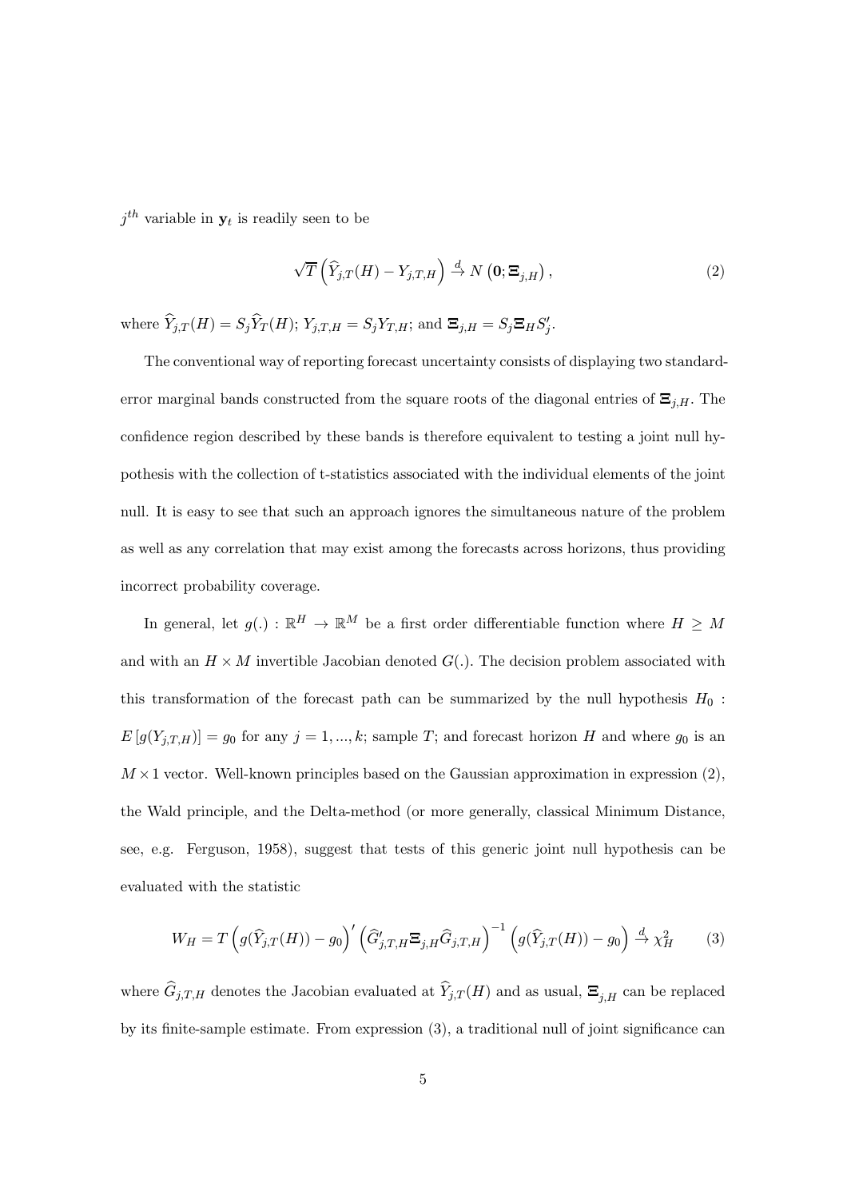$j^{th}$ variable in $\mathbf{y}_t$ is readily seen to be

$$\sqrt{T}\left(\widehat{Y}_{j,T}(H) - Y_{j,T,H}\right) \xrightarrow{d} N\left(\mathbf{0}; \mathbf{\Xi}_{j,H}\right), \tag{2}$$

where $\widehat{Y}_{j,T}(H) = S_j\widehat{Y}_T(H)$; $Y_{j,T,H} = S_jY_{T,H}$; and $\mathbf{\Xi}_{j,H} = S_j\mathbf{\Xi}_H S_j'$.

The conventional way of reporting forecast uncertainty consists of displaying two standard-error marginal bands constructed from the square roots of the diagonal entries of $\mathbf{\Xi}_{j,H}$. The confidence region described by these bands is therefore equivalent to testing a joint null hypothesis with the collection of t-statistics associated with the individual elements of the joint null. It is easy to see that such an approach ignores the simultaneous nature of the problem as well as any correlation that may exist among the forecasts across horizons, thus providing incorrect probability coverage.

In general, let $g(.) : \mathbb{R}^H \to \mathbb{R}^M$ be a first order differentiable function where $H \geq M$ and with an $H \times M$ invertible Jacobian denoted $G(.)$. The decision problem associated with this transformation of the forecast path can be summarized by the null hypothesis $H_0$ : $E\left[g(Y_{j,T,H})\right] = g_0$ for any $j = 1, ..., k$; sample $T$; and forecast horizon $H$ and where $g_0$ is an $M \times 1$ vector. Well-known principles based on the Gaussian approximation in expression (2), the Wald principle, and the Delta-method (or more generally, classical Minimum Distance, see, e.g. Ferguson, 1958), suggest that tests of this generic joint null hypothesis can be evaluated with the statistic

$$W_H = T\left(g(\widehat{Y}_{j,T}(H)) - g_0\right)'\left(\widehat{G}_{j,T,H}'\mathbf{\Xi}_{j,H}\widehat{G}_{j,T,H}\right)^{-1}\left(g(\widehat{Y}_{j,T}(H)) - g_0\right) \xrightarrow{d} \chi^2_H \tag{3}$$

where $\widehat{G}_{j,T,H}$ denotes the Jacobian evaluated at $\widehat{Y}_{j,T}(H)$ and as usual, $\mathbf{\Xi}_{j,H}$ can be replaced by its finite-sample estimate. From expression (3), a traditional null of joint significance can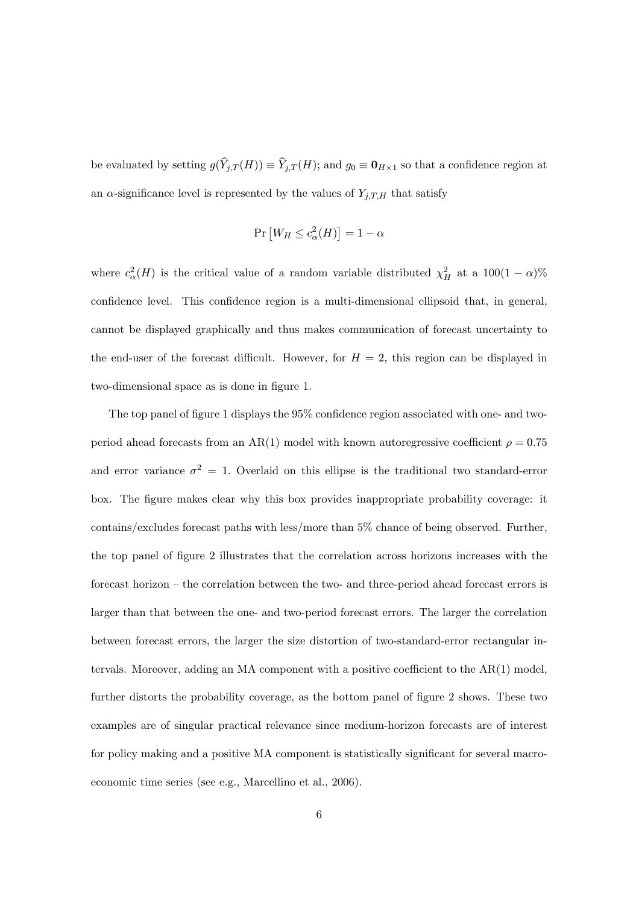be evaluated by setting $g(\widehat{Y}_{j,T}(H)) \equiv \widehat{Y}_{j,T}(H)$; and $g_0 \equiv \mathbf{0}_{H\times 1}$ so that a confidence region at an $\alpha$-significance level is represented by the values of $Y_{j,T,H}$ that satisfy

$$\Pr\left[W_H \leq c_\alpha^2(H)\right] = 1 - \alpha$$

where $c_\alpha^2(H)$ is the critical value of a random variable distributed $\chi_H^2$ at a $100(1-\alpha)\%$ confidence level. This confidence region is a multi-dimensional ellipsoid that, in general, cannot be displayed graphically and thus makes communication of forecast uncertainty to the end-user of the forecast difficult. However, for $H = 2$, this region can be displayed in two-dimensional space as is done in figure 1.

The top panel of figure 1 displays the 95% confidence region associated with one- and two-period ahead forecasts from an AR(1) model with known autoregressive coefficient $\rho = 0.75$ and error variance $\sigma^2 = 1$. Overlaid on this ellipse is the traditional two standard-error box. The figure makes clear why this box provides inappropriate probability coverage: it contains/excludes forecast paths with less/more than 5% chance of being observed. Further, the top panel of figure 2 illustrates that the correlation across horizons increases with the forecast horizon – the correlation between the two- and three-period ahead forecast errors is larger than that between the one- and two-period forecast errors. The larger the correlation between forecast errors, the larger the size distortion of two-standard-error rectangular intervals. Moreover, adding an MA component with a positive coefficient to the AR(1) model, further distorts the probability coverage, as the bottom panel of figure 2 shows. These two examples are of singular practical relevance since medium-horizon forecasts are of interest for policy making and a positive MA component is statistically significant for several macroeconomic time series (see e.g., Marcellino et al., 2006).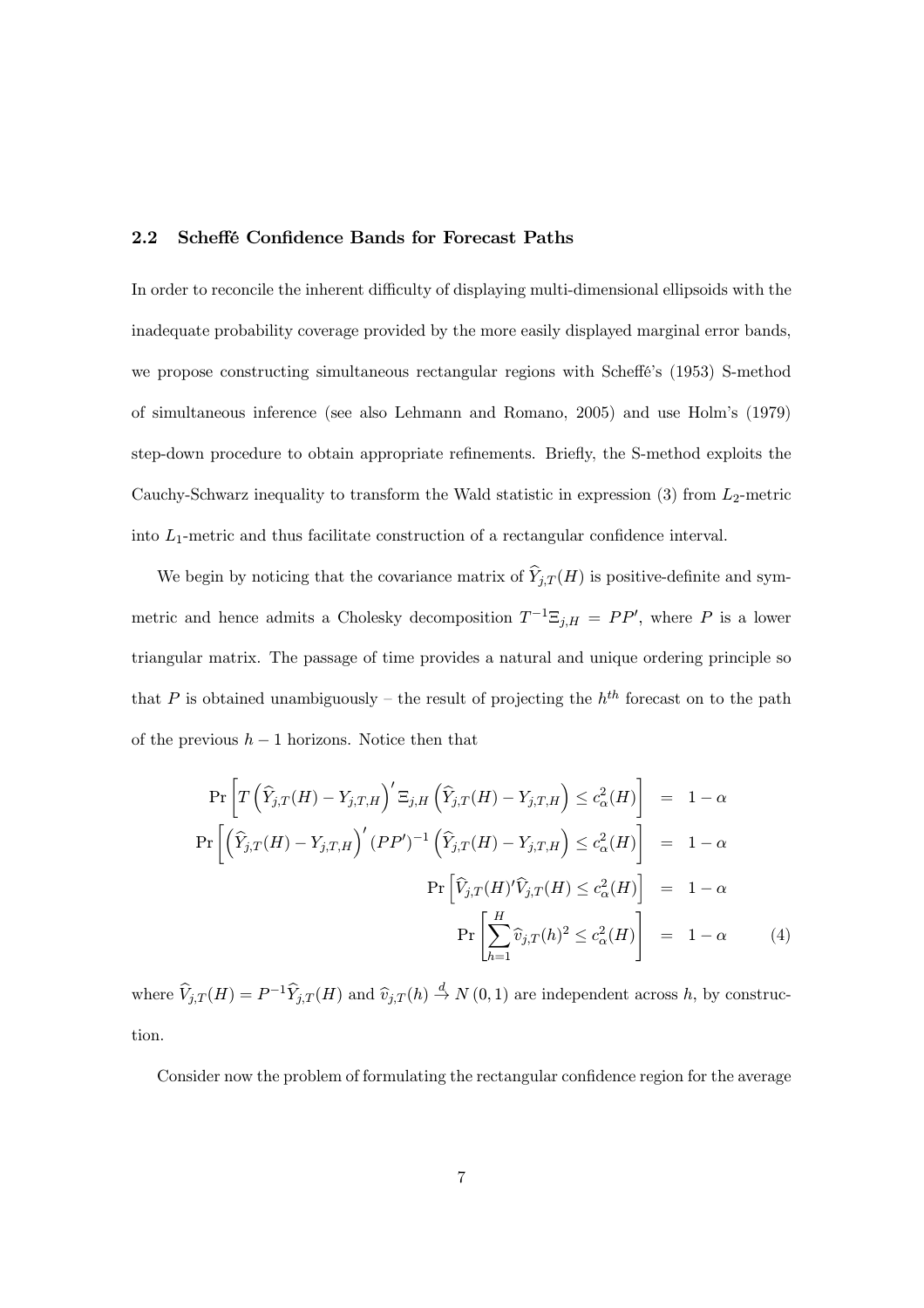### 2.2 Scheffé Confidence Bands for Forecast Paths

In order to reconcile the inherent difficulty of displaying multi-dimensional ellipsoids with the inadequate probability coverage provided by the more easily displayed marginal error bands, we propose constructing simultaneous rectangular regions with Scheffé's (1953) S-method of simultaneous inference (see also Lehmann and Romano, 2005) and use Holm's (1979) step-down procedure to obtain appropriate refinements. Briefly, the S-method exploits the Cauchy-Schwarz inequality to transform the Wald statistic in expression (3) from $L_2$-metric into $L_1$-metric and thus facilitate construction of a rectangular confidence interval.

We begin by noticing that the covariance matrix of $\widehat{Y}_{j,T}(H)$ is positive-definite and symmetric and hence admits a Cholesky decomposition $T^{-1}\Xi_{j,H} = PP'$, where $P$ is a lower triangular matrix. The passage of time provides a natural and unique ordering principle so that $P$ is obtained unambiguously – the result of projecting the $h^{th}$ forecast on to the path of the previous $h-1$ horizons. Notice then that

$$
\begin{aligned}
\Pr\left[T\left(\widehat{Y}_{j,T}(H) - Y_{j,T,H}\right)' \Xi_{j,H}\left(\widehat{Y}_{j,T}(H) - Y_{j,T,H}\right) \leq c^2_{\alpha}(H)\right] &= 1-\alpha \\
\Pr\left[\left(\widehat{Y}_{j,T}(H) - Y_{j,T,H}\right)' (PP')^{-1}\left(\widehat{Y}_{j,T}(H) - Y_{j,T,H}\right) \leq c^2_{\alpha}(H)\right] &= 1-\alpha \\
\Pr\left[\widehat{V}_{j,T}(H)'\widehat{V}_{j,T}(H) \leq c^2_{\alpha}(H)\right] &= 1-\alpha \\
\Pr\left[\sum_{h=1}^{H} \widehat{v}_{j,T}(h)^2 \leq c^2_{\alpha}(H)\right] &= 1-\alpha \qquad (4)
\end{aligned}
$$

where $\widehat{V}_{j,T}(H) = P^{-1}\widehat{Y}_{j,T}(H)$ and $\widehat{v}_{j,T}(h) \xrightarrow{d} N(0,1)$ are independent across $h$, by construction.

Consider now the problem of formulating the rectangular confidence region for the average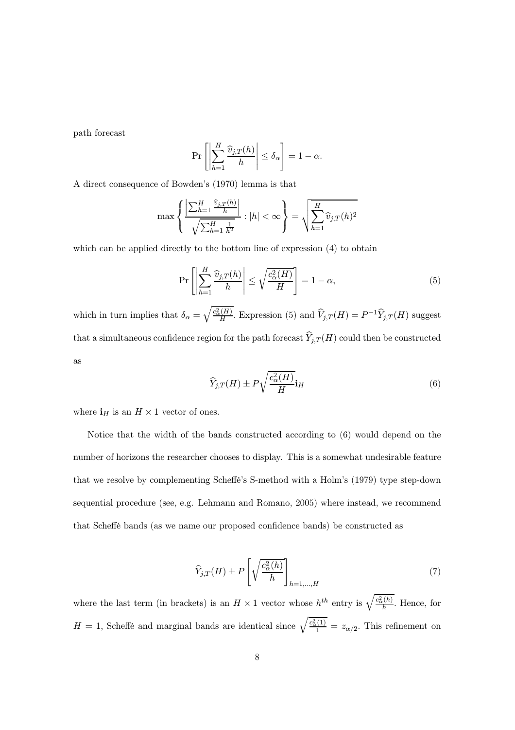path forecast

$$\Pr\left[\left|\sum_{h=1}^{H}\frac{\widehat{v}_{j,T}(h)}{h}\right| \leq \delta_{\alpha}\right] = 1-\alpha.$$

A direct consequence of Bowden's (1970) lemma is that

$$\max\left\{\frac{\left|\sum_{h=1}^{H}\frac{\widehat{v}_{j,T}(h)}{h}\right|}{\sqrt{\sum_{h=1}^{H}\frac{1}{h^2}}} : |h| < \infty\right\} = \sqrt{\sum_{h=1}^{H}\widehat{v}_{j,T}(h)^2}$$

which can be applied directly to the bottom line of expression (4) to obtain

$$\Pr\left[\left|\sum_{h=1}^{H}\frac{\widehat{v}_{j,T}(h)}{h}\right| \leq \sqrt{\frac{c_{\alpha}^2(H)}{H}}\right] = 1-\alpha, \tag{5}$$

which in turn implies that $\delta_{\alpha} = \sqrt{\frac{c_{\alpha}^2(H)}{H}}$. Expression (5) and $\widehat{V}_{j,T}(H) = P^{-1}\widehat{Y}_{j,T}(H)$ suggest that a simultaneous confidence region for the path forecast $\widehat{Y}_{j,T}(H)$ could then be constructed as

$$\widehat{Y}_{j,T}(H) \pm P\sqrt{\frac{c_{\alpha}^2(H)}{H}}\mathbf{i}_H \tag{6}$$

where $\mathbf{i}_H$ is an $H \times 1$ vector of ones.

Notice that the width of the bands constructed according to (6) would depend on the number of horizons the researcher chooses to display. This is a somewhat undesirable feature that we resolve by complementing Scheffé's S-method with a Holm's (1979) type step-down sequential procedure (see, e.g. Lehmann and Romano, 2005) where instead, we recommend that Scheffé bands (as we name our proposed confidence bands) be constructed as

$$\widehat{Y}_{j,T}(H) \pm P\left[\sqrt{\frac{c_{\alpha}^2(h)}{h}}\right]_{h=1,\ldots,H} \tag{7}$$

where the last term (in brackets) is an $H \times 1$ vector whose $h^{th}$ entry is $\sqrt{\frac{c_{\alpha}^2(h)}{h}}$. Hence, for $H = 1$, Scheffé and marginal bands are identical since $\sqrt{\frac{c_{\alpha}^2(1)}{1}} = z_{\alpha/2}$. This refinement on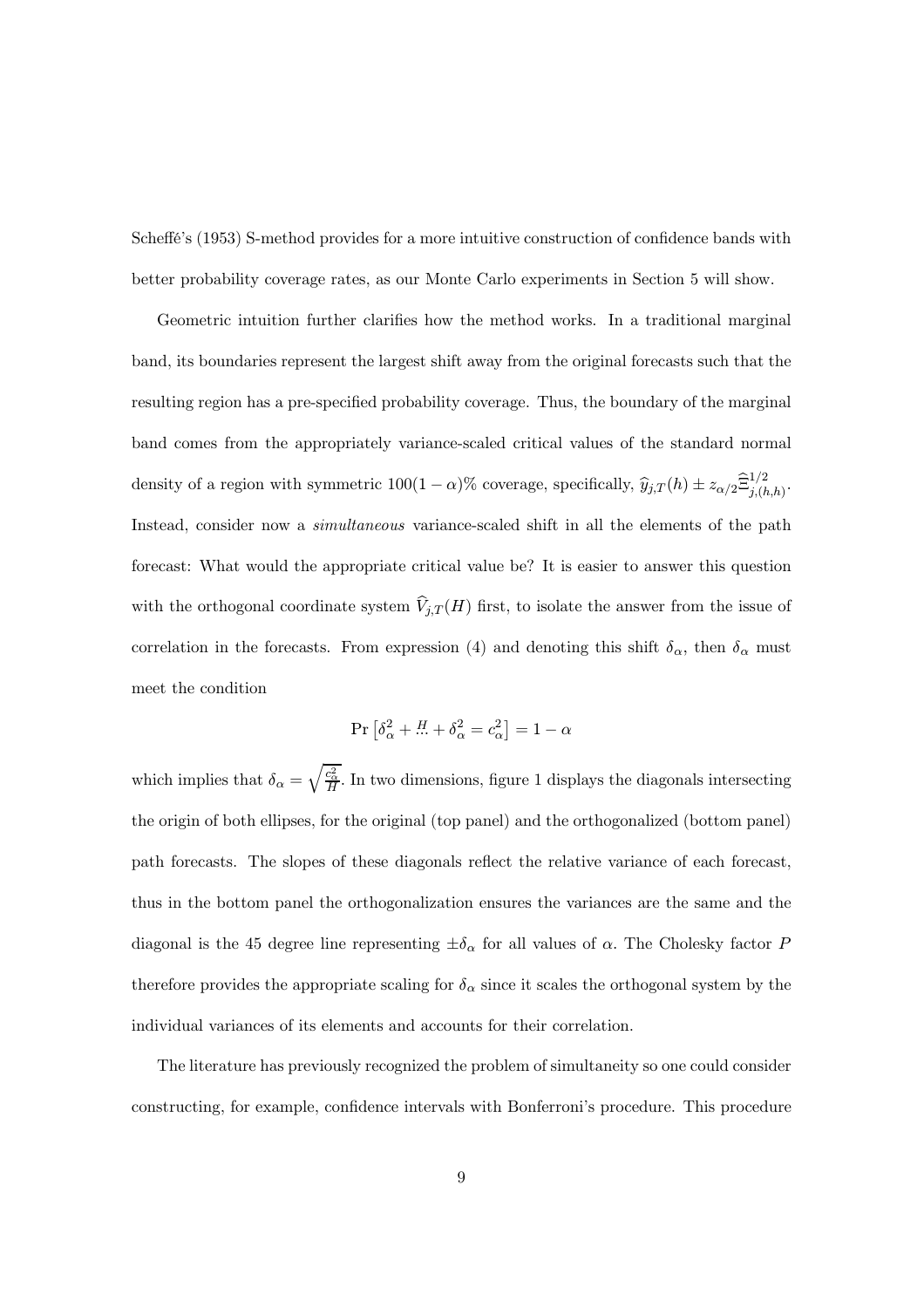Scheffé's (1953) S-method provides for a more intuitive construction of confidence bands with better probability coverage rates, as our Monte Carlo experiments in Section 5 will show.

Geometric intuition further clarifies how the method works. In a traditional marginal band, its boundaries represent the largest shift away from the original forecasts such that the resulting region has a pre-specified probability coverage. Thus, the boundary of the marginal band comes from the appropriately variance-scaled critical values of the standard normal density of a region with symmetric $100(1-\alpha)\%$ coverage, specifically, $\widehat{y}_{j,T}(h) \pm z_{\alpha/2}\widehat{\Xi}^{1/2}_{j,(h,h)}$. Instead, consider now a *simultaneous* variance-scaled shift in all the elements of the path forecast: What would the appropriate critical value be? It is easier to answer this question with the orthogonal coordinate system $\widehat{V}_{j,T}(H)$ first, to isolate the answer from the issue of correlation in the forecasts. From expression (4) and denoting this shift $\delta_\alpha$, then $\delta_\alpha$ must meet the condition

$$\Pr\left[\delta_\alpha^2 + \overset{H}{\dots} + \delta_\alpha^2 = c_\alpha^2\right] = 1-\alpha$$

which implies that $\delta_\alpha = \sqrt{\frac{c_\alpha^2}{H}}$. In two dimensions, figure 1 displays the diagonals intersecting the origin of both ellipses, for the original (top panel) and the orthogonalized (bottom panel) path forecasts. The slopes of these diagonals reflect the relative variance of each forecast, thus in the bottom panel the orthogonalization ensures the variances are the same and the diagonal is the 45 degree line representing $\pm\delta_\alpha$ for all values of $\alpha$. The Cholesky factor $P$ therefore provides the appropriate scaling for $\delta_\alpha$ since it scales the orthogonal system by the individual variances of its elements and accounts for their correlation.

The literature has previously recognized the problem of simultaneity so one could consider constructing, for example, confidence intervals with Bonferroni's procedure. This procedure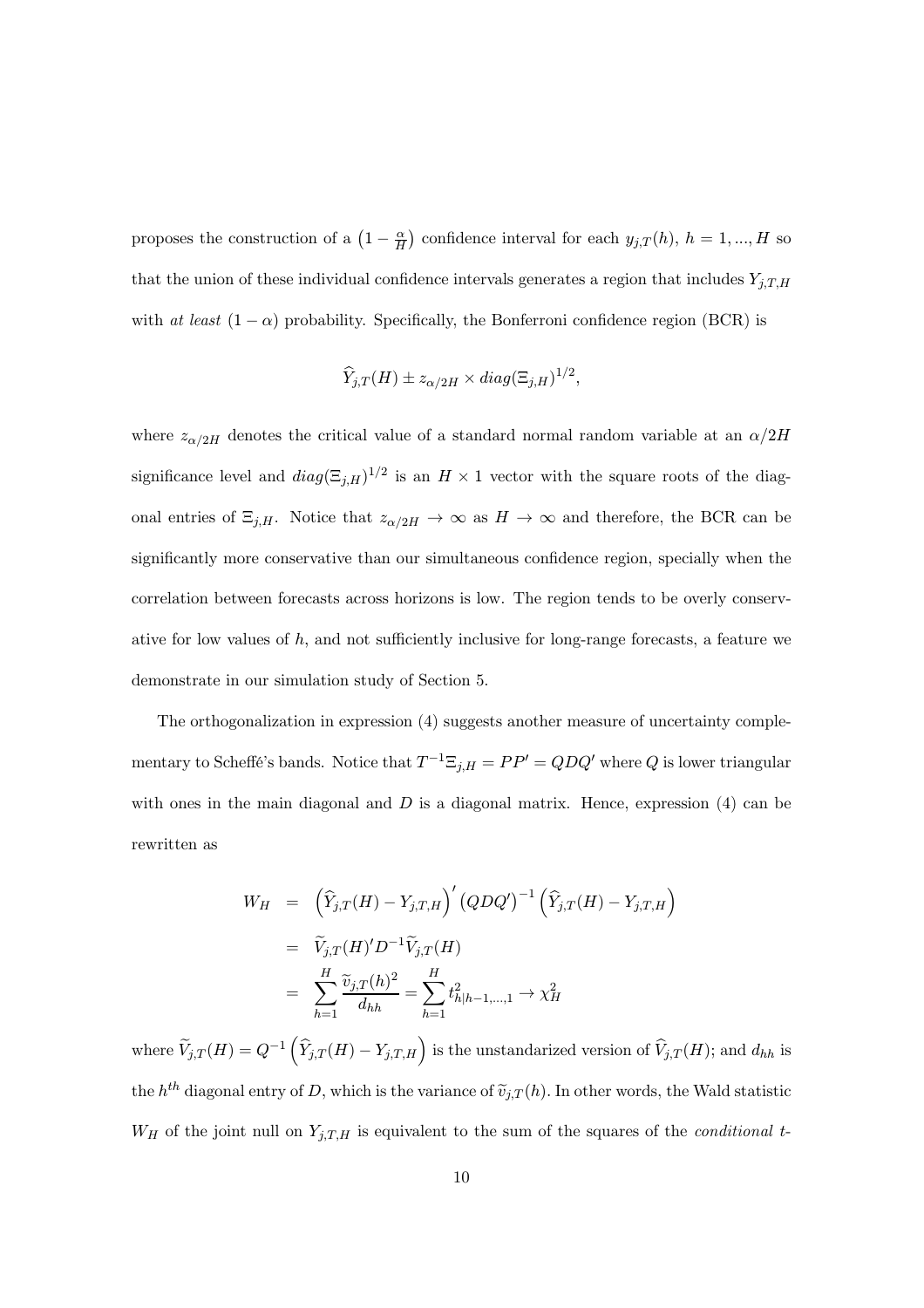proposes the construction of a $\left(1-\frac{\alpha}{H}\right)$ confidence interval for each $y_{j,T}(h)$, $h=1,...,H$ so that the union of these individual confidence intervals generates a region that includes $Y_{j,T,H}$ with *at least* $(1-\alpha)$ probability. Specifically, the Bonferroni confidence region (BCR) is

$$\widehat{Y}_{j,T}(H) \pm z_{\alpha/2H} \times diag(\Xi_{j,H})^{1/2},$$

where $z_{\alpha/2H}$ denotes the critical value of a standard normal random variable at an $\alpha/2H$ significance level and $diag(\Xi_{j,H})^{1/2}$ is an $H\times 1$ vector with the square roots of the diagonal entries of $\Xi_{j,H}$. Notice that $z_{\alpha/2H}\rightarrow\infty$ as $H\rightarrow\infty$ and therefore, the BCR can be significantly more conservative than our simultaneous confidence region, specially when the correlation between forecasts across horizons is low. The region tends to be overly conservative for low values of $h$, and not sufficiently inclusive for long-range forecasts, a feature we demonstrate in our simulation study of Section 5.

The orthogonalization in expression (4) suggests another measure of uncertainty complementary to Scheffé's bands. Notice that $T^{-1}\Xi_{j,H}=PP'=QDQ'$ where $Q$ is lower triangular with ones in the main diagonal and $D$ is a diagonal matrix. Hence, expression (4) can be rewritten as

$$\begin{aligned}
W_H &= \left(\widehat{Y}_{j,T}(H)-Y_{j,T,H}\right)'\left(QDQ'\right)^{-1}\left(\widehat{Y}_{j,T}(H)-Y_{j,T,H}\right) \\
&= \widetilde{V}_{j,T}(H)'D^{-1}\widetilde{V}_{j,T}(H) \\
&= \sum_{h=1}^{H}\frac{\widetilde{v}_{j,T}(h)^2}{d_{hh}}=\sum_{h=1}^{H}t^2_{h|h-1,...,1}\rightarrow\chi^2_H
\end{aligned}$$

where $\widetilde{V}_{j,T}(H)=Q^{-1}\left(\widehat{Y}_{j,T}(H)-Y_{j,T,H}\right)$ is the unstandarized version of $\widehat{V}_{j,T}(H)$; and $d_{hh}$ is the $h^{th}$ diagonal entry of $D$, which is the variance of $\widetilde{v}_{j,T}(h)$. In other words, the Wald statistic $W_H$ of the joint null on $Y_{j,T,H}$ is equivalent to the sum of the squares of the *conditional* $t$-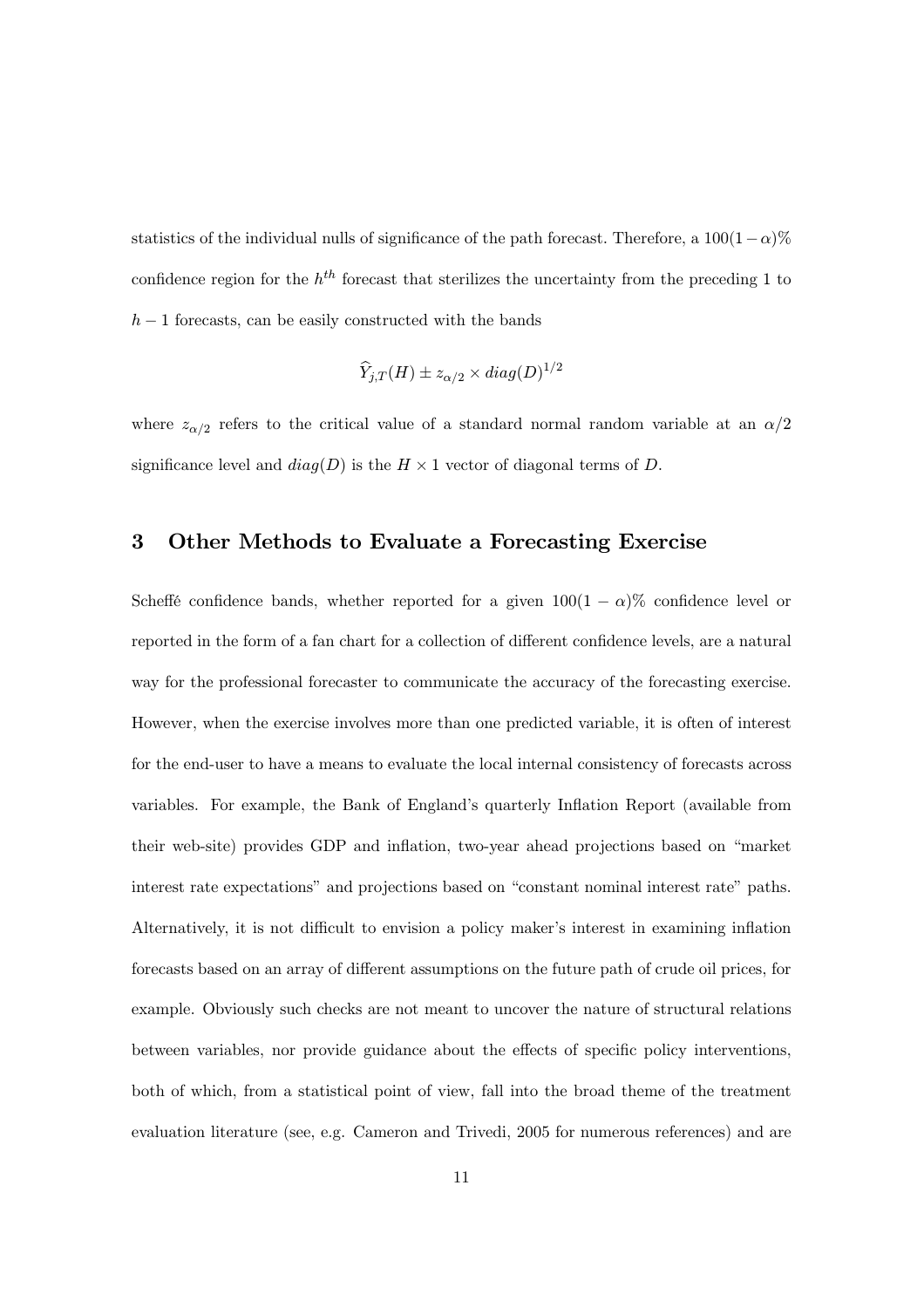statistics of the individual nulls of significance of the path forecast. Therefore, a $100(1-\alpha)\%$ confidence region for the $h^{th}$ forecast that sterilizes the uncertainty from the preceding 1 to $h-1$ forecasts, can be easily constructed with the bands

$$\widehat{Y}_{j,T}(H) \pm z_{\alpha/2} \times diag(D)^{1/2}$$

where $z_{\alpha/2}$ refers to the critical value of a standard normal random variable at an $\alpha/2$ significance level and $diag(D)$ is the $H \times 1$ vector of diagonal terms of $D$.

## 3 Other Methods to Evaluate a Forecasting Exercise

Scheffé confidence bands, whether reported for a given $100(1-\alpha)\%$ confidence level or reported in the form of a fan chart for a collection of different confidence levels, are a natural way for the professional forecaster to communicate the accuracy of the forecasting exercise. However, when the exercise involves more than one predicted variable, it is often of interest for the end-user to have a means to evaluate the local internal consistency of forecasts across variables. For example, the Bank of England's quarterly Inflation Report (available from their web-site) provides GDP and inflation, two-year ahead projections based on "market interest rate expectations" and projections based on "constant nominal interest rate" paths. Alternatively, it is not difficult to envision a policy maker's interest in examining inflation forecasts based on an array of different assumptions on the future path of crude oil prices, for example. Obviously such checks are not meant to uncover the nature of structural relations between variables, nor provide guidance about the effects of specific policy interventions, both of which, from a statistical point of view, fall into the broad theme of the treatment evaluation literature (see, e.g. Cameron and Trivedi, 2005 for numerous references) and are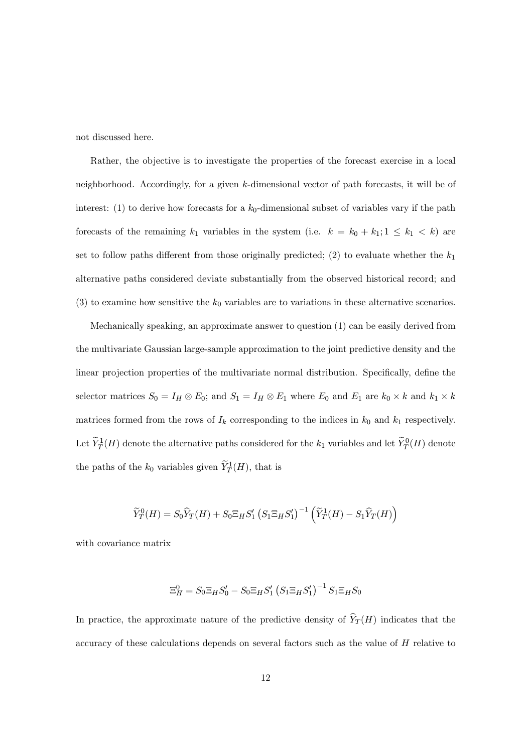not discussed here.

Rather, the objective is to investigate the properties of the forecast exercise in a local neighborhood. Accordingly, for a given $k$-dimensional vector of path forecasts, it will be of interest: (1) to derive how forecasts for a $k_0$-dimensional subset of variables vary if the path forecasts of the remaining $k_1$ variables in the system (i.e. $k = k_0 + k_1; 1 \leq k_1 < k$) are set to follow paths different from those originally predicted; (2) to evaluate whether the $k_1$ alternative paths considered deviate substantially from the observed historical record; and (3) to examine how sensitive the $k_0$ variables are to variations in these alternative scenarios.

Mechanically speaking, an approximate answer to question (1) can be easily derived from the multivariate Gaussian large-sample approximation to the joint predictive density and the linear projection properties of the multivariate normal distribution. Specifically, define the selector matrices $S_0 = I_H \otimes E_0$; and $S_1 = I_H \otimes E_1$ where $E_0$ and $E_1$ are $k_0 \times k$ and $k_1 \times k$ matrices formed from the rows of $I_k$ corresponding to the indices in $k_0$ and $k_1$ respectively. Let $\widetilde{Y}_T^1(H)$ denote the alternative paths considered for the $k_1$ variables and let $\widetilde{Y}_T^0(H)$ denote the paths of the $k_0$ variables given $\widetilde{Y}_T^1(H)$, that is

$$\widetilde{Y}_T^0(H) = S_0 \widehat{Y}_T(H) + S_0 \Xi_H S_1' \left( S_1 \Xi_H S_1' \right)^{-1} \left( \widetilde{Y}_T^1(H) - S_1 \widehat{Y}_T(H) \right)$$

with covariance matrix

$$\Xi_H^0 = S_0 \Xi_H S_0' - S_0 \Xi_H S_1' \left( S_1 \Xi_H S_1' \right)^{-1} S_1 \Xi_H S_0$$

In practice, the approximate nature of the predictive density of $\widehat{Y}_T(H)$ indicates that the accuracy of these calculations depends on several factors such as the value of $H$ relative to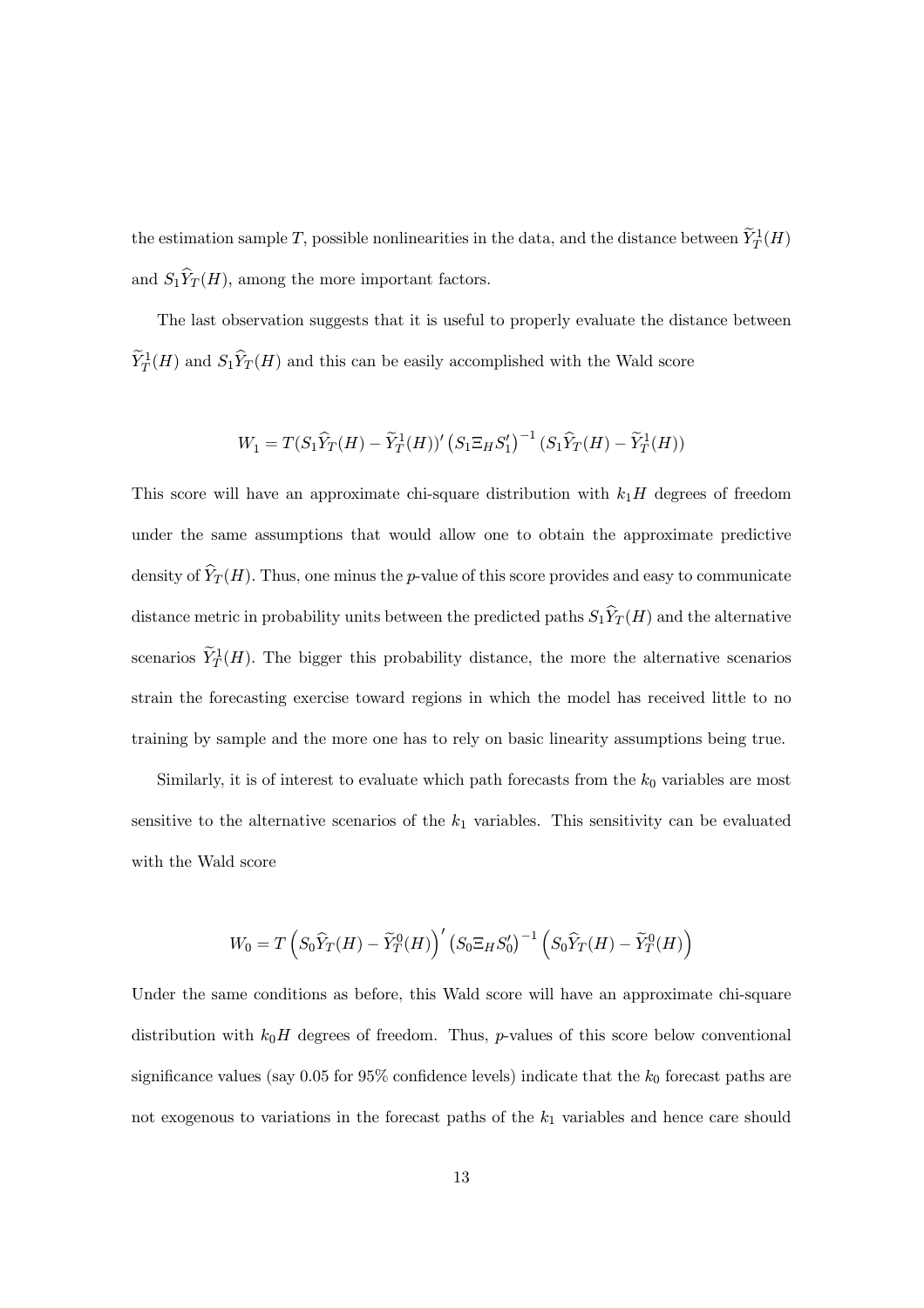the estimation sample $T$, possible nonlinearities in the data, and the distance between $\widetilde{Y}_T^1(H)$ and $S_1\widehat{Y}_T(H)$, among the more important factors.

The last observation suggests that it is useful to properly evaluate the distance between $\widetilde{Y}_T^1(H)$ and $S_1\widehat{Y}_T(H)$ and this can be easily accomplished with the Wald score

$$W_1 = T(S_1\widehat{Y}_T(H) - \widetilde{Y}_T^1(H))' \left(S_1 \Xi_H S_1'\right)^{-1} (S_1\widehat{Y}_T(H) - \widetilde{Y}_T^1(H))$$

This score will have an approximate chi-square distribution with $k_1 H$ degrees of freedom under the same assumptions that would allow one to obtain the approximate predictive density of $\widehat{Y}_T(H)$. Thus, one minus the $p$-value of this score provides and easy to communicate distance metric in probability units between the predicted paths $S_1\widehat{Y}_T(H)$ and the alternative scenarios $\widetilde{Y}_T^1(H)$. The bigger this probability distance, the more the alternative scenarios strain the forecasting exercise toward regions in which the model has received little to no training by sample and the more one has to rely on basic linearity assumptions being true.

Similarly, it is of interest to evaluate which path forecasts from the $k_0$ variables are most sensitive to the alternative scenarios of the $k_1$ variables. This sensitivity can be evaluated with the Wald score

$$W_0 = T\left(S_0\widehat{Y}_T(H) - \widetilde{Y}_T^0(H)\right)' \left(S_0 \Xi_H S_0'\right)^{-1} \left(S_0\widehat{Y}_T(H) - \widetilde{Y}_T^0(H)\right)$$

Under the same conditions as before, this Wald score will have an approximate chi-square distribution with $k_0 H$ degrees of freedom. Thus, $p$-values of this score below conventional significance values (say 0.05 for 95% confidence levels) indicate that the $k_0$ forecast paths are not exogenous to variations in the forecast paths of the $k_1$ variables and hence care should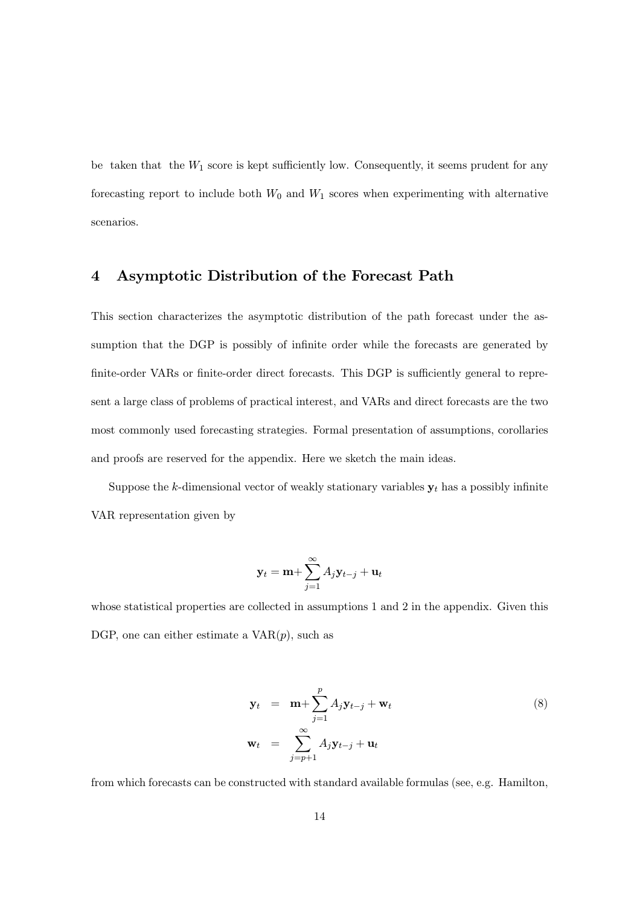be taken that the $W_1$ score is kept sufficiently low. Consequently, it seems prudent for any forecasting report to include both $W_0$ and $W_1$ scores when experimenting with alternative scenarios.

## 4 Asymptotic Distribution of the Forecast Path

This section characterizes the asymptotic distribution of the path forecast under the assumption that the DGP is possibly of infinite order while the forecasts are generated by finite-order VARs or finite-order direct forecasts. This DGP is sufficiently general to represent a large class of problems of practical interest, and VARs and direct forecasts are the two most commonly used forecasting strategies. Formal presentation of assumptions, corollaries and proofs are reserved for the appendix. Here we sketch the main ideas.

Suppose the $k$-dimensional vector of weakly stationary variables $\mathbf{y}_t$ has a possibly infinite VAR representation given by

$$\mathbf{y}_t = \mathbf{m} + \sum_{j=1}^{\infty} A_j \mathbf{y}_{t-j} + \mathbf{u}_t$$

whose statistical properties are collected in assumptions 1 and 2 in the appendix. Given this DGP, one can either estimate a VAR($p$), such as

$$\begin{aligned}
\mathbf{y}_t &= \mathbf{m} + \sum_{j=1}^{p} A_j \mathbf{y}_{t-j} + \mathbf{w}_t \\
\mathbf{w}_t &= \sum_{j=p+1}^{\infty} A_j \mathbf{y}_{t-j} + \mathbf{u}_t
\end{aligned} \tag{8}$$

from which forecasts can be constructed with standard available formulas (see, e.g. Hamilton,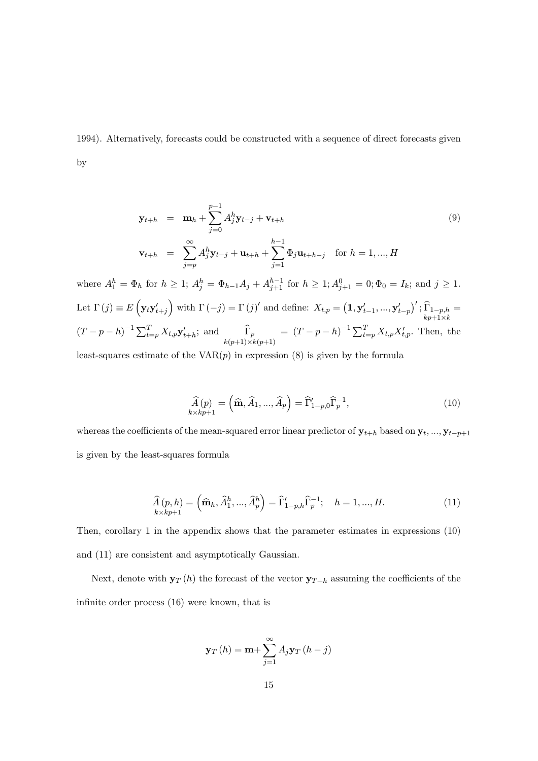1994). Alternatively, forecasts could be constructed with a sequence of direct forecasts given by

$$
\begin{aligned}
\mathbf{y}_{t+h} &= \mathbf{m}_h + \sum_{j=0}^{p-1} A_j^h \mathbf{y}_{t-j} + \mathbf{v}_{t+h} \\
\mathbf{v}_{t+h} &= \sum_{j=p}^{\infty} A_j^h \mathbf{y}_{t-j} + \mathbf{u}_{t+h} + \sum_{j=1}^{h-1} \Phi_j \mathbf{u}_{t+h-j} \quad \text{for } h = 1, ..., H
\end{aligned}
\tag{9}
$$

where $A_1^h = \Phi_h$ for $h \geq 1$; $A_j^h = \Phi_{h-1} A_j + A_{j+1}^{h-1}$ for $h \geq 1$; $A_{j+1}^0 = 0; \Phi_0 = I_k$; and $j \geq 1$. Let $\Gamma(j) \equiv E\left(\mathbf{y}_t \mathbf{y}_{t+j}'\right)$ with $\Gamma(-j) = \Gamma(j)'$ and define: $X_{t,p} = \left(\mathbf{1}, \mathbf{y}_{t-1}', ..., \mathbf{y}_{t-p}'\right)'$; $\underset{kp+1 \times k}{\widehat{\Gamma}_{1-p,h}} = (T-p-h)^{-1} \sum_{t=p}^{T} X_{t,p} \mathbf{y}_{t+h}'$; and $\underset{k(p+1) \times k(p+1)}{\widehat{\Gamma}_p} = (T-p-h)^{-1} \sum_{t=p}^{T} X_{t,p} X_{t,p}'$. Then, the least-squares estimate of the VAR($p$) in expression (8) is given by the formula

$$
\underset{k \times kp+1}{\widehat{A}(p)} = \left(\widehat{\mathbf{m}}, \widehat{A}_1, ..., \widehat{A}_p\right) = \widehat{\Gamma}_{1-p,0}' \widehat{\Gamma}_p^{-1}, \tag{10}
$$

whereas the coefficients of the mean-squared error linear predictor of $\mathbf{y}_{t+h}$ based on $\mathbf{y}_t, ..., \mathbf{y}_{t-p+1}$ is given by the least-squares formula

$$
\underset{k \times kp+1}{\widehat{A}(p,h)} = \left(\widehat{\mathbf{m}}_h, \widehat{A}_1^h, ..., \widehat{A}_p^h\right) = \widehat{\Gamma}_{1-p,h}' \widehat{\Gamma}_p^{-1}; \quad h = 1, ..., H. \tag{11}
$$

Then, corollary 1 in the appendix shows that the parameter estimates in expressions (10) and (11) are consistent and asymptotically Gaussian.

Next, denote with $\mathbf{y}_T(h)$ the forecast of the vector $\mathbf{y}_{T+h}$ assuming the coefficients of the infinite order process (16) were known, that is

$$
\mathbf{y}_T(h) = \mathbf{m} + \sum_{j=1}^{\infty} A_j \mathbf{y}_T(h-j)
$$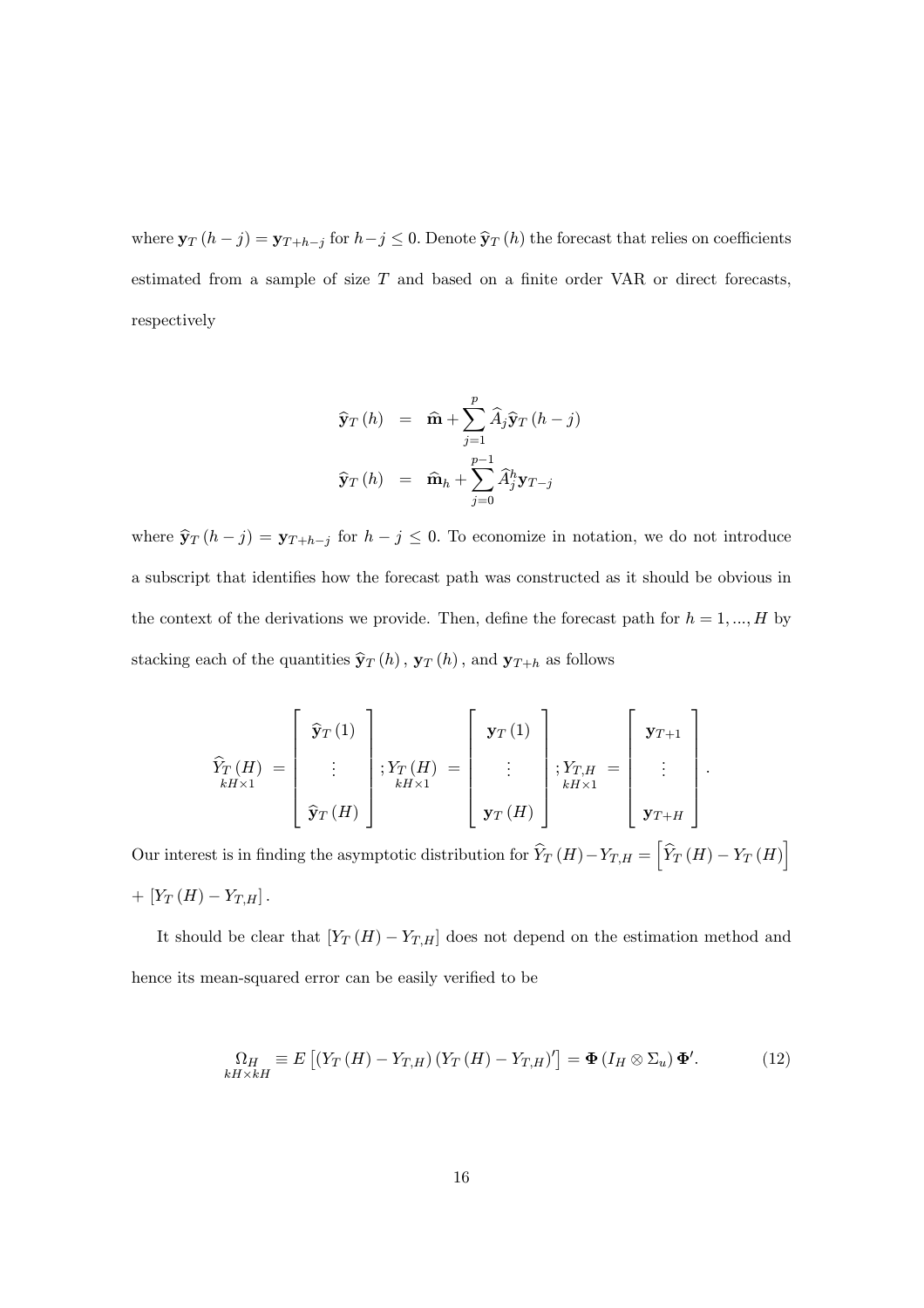where $\mathbf{y}_T(h-j) = \mathbf{y}_{T+h-j}$ for $h-j \leq 0$. Denote $\widehat{\mathbf{y}}_T(h)$ the forecast that relies on coefficients estimated from a sample of size $T$ and based on a finite order VAR or direct forecasts, respectively

$$
\begin{aligned}
\widehat{\mathbf{y}}_T(h) &= \widehat{\mathbf{m}} + \sum_{j=1}^{p} \widehat{A}_j \widehat{\mathbf{y}}_T(h-j) \\
\widehat{\mathbf{y}}_T(h) &= \widehat{\mathbf{m}}_h + \sum_{j=0}^{p-1} \widehat{A}_j^h \mathbf{y}_{T-j}
\end{aligned}
$$

where $\widehat{\mathbf{y}}_T(h-j) = \mathbf{y}_{T+h-j}$ for $h-j \leq 0$. To economize in notation, we do not introduce a subscript that identifies how the forecast path was constructed as it should be obvious in the context of the derivations we provide. Then, define the forecast path for $h = 1, ..., H$ by stacking each of the quantities $\widehat{\mathbf{y}}_T(h)$, $\mathbf{y}_T(h)$, and $\mathbf{y}_{T+h}$ as follows

$$
\underset{kH\times 1}{\widehat{Y}_T(H)} = \begin{bmatrix} \widehat{\mathbf{y}}_T(1) \\ \vdots \\ \widehat{\mathbf{y}}_T(H) \end{bmatrix}; \underset{kH\times 1}{Y_T(H)} = \begin{bmatrix} \mathbf{y}_T(1) \\ \vdots \\ \mathbf{y}_T(H) \end{bmatrix}; \underset{kH\times 1}{Y_{T,H}} = \begin{bmatrix} \mathbf{y}_{T+1} \\ \vdots \\ \mathbf{y}_{T+H} \end{bmatrix}.
$$

Our interest is in finding the asymptotic distribution for $\widehat{Y}_T(H) - Y_{T,H} = \left[\widehat{Y}_T(H) - Y_T(H)\right] + \left[Y_T(H) - Y_{T,H}\right]$.

It should be clear that $\left[Y_T(H) - Y_{T,H}\right]$ does not depend on the estimation method and hence its mean-squared error can be easily verified to be

$$
\underset{kH\times kH}{\Omega_H} \equiv E\left[\left(Y_T(H) - Y_{T,H}\right)\left(Y_T(H) - Y_{T,H}\right)'\right] = \mathbf{\Phi}\left(I_H \otimes \Sigma_u\right)\mathbf{\Phi}'. \tag{12}
$$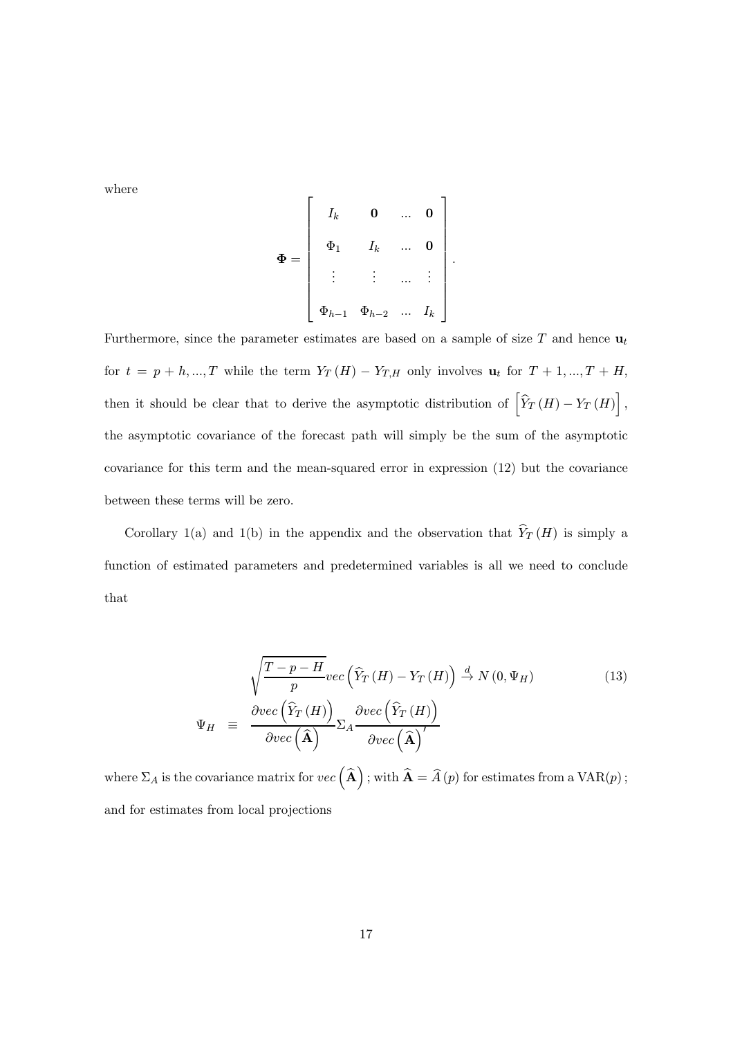where

$$\mathbf{\Phi} = \begin{bmatrix} I_k & \mathbf{0} & ... & \mathbf{0} \\ \Phi_1 & I_k & ... & \mathbf{0} \\ \vdots & \vdots & ... & \vdots \\ \Phi_{h-1} & \Phi_{h-2} & ... & I_k \end{bmatrix}.$$

Furthermore, since the parameter estimates are based on a sample of size $T$ and hence $\mathbf{u}_t$ for $t = p+h, ..., T$ while the term $Y_T(H) - Y_{T,H}$ only involves $\mathbf{u}_t$ for $T+1, ..., T+H$, then it should be clear that to derive the asymptotic distribution of $\left[\widehat{Y}_T(H) - Y_T(H)\right]$, the asymptotic covariance of the forecast path will simply be the sum of the asymptotic covariance for this term and the mean-squared error in expression (12) but the covariance between these terms will be zero.

Corollary 1(a) and 1(b) in the appendix and the observation that $\widehat{Y}_T(H)$ is simply a function of estimated parameters and predetermined variables is all we need to conclude that

$$\sqrt{\frac{T-p-H}{p}} vec\left(\widehat{Y}_T(H) - Y_T(H)\right) \xrightarrow{d} N(0, \Psi_H) \tag{13}$$

$$\Psi_H \equiv \frac{\partial vec\left(\widehat{Y}_T(H)\right)}{\partial vec\left(\widehat{\mathbf{A}}\right)} \Sigma_A \frac{\partial vec\left(\widehat{Y}_T(H)\right)}{\partial vec\left(\widehat{\mathbf{A}}\right)'}$$

where $\Sigma_A$ is the covariance matrix for $vec\left(\widehat{\mathbf{A}}\right)$; with $\widehat{\mathbf{A}} = \widehat{A}(p)$ for estimates from a VAR($p$); and for estimates from local projections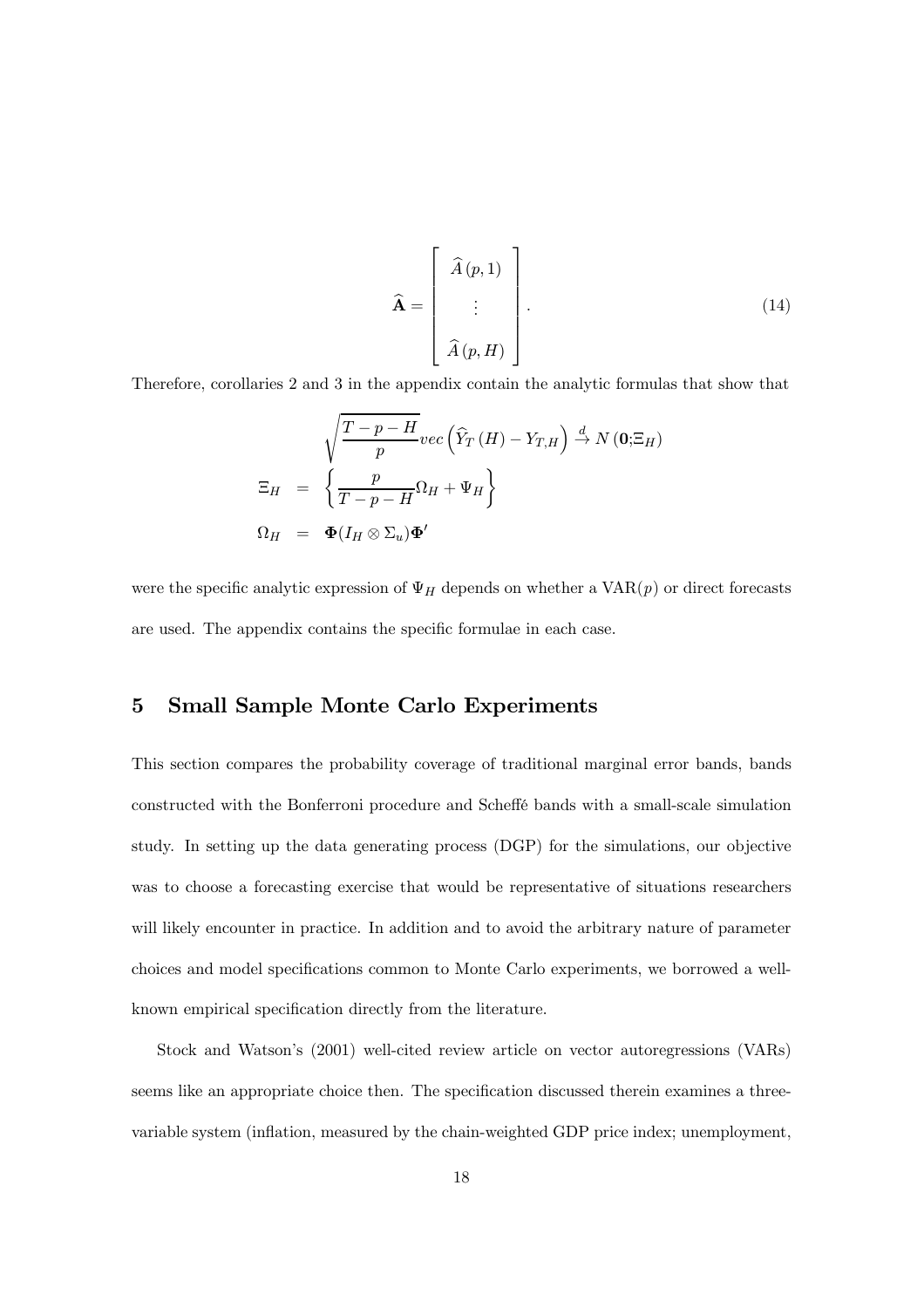$$
\widehat{\mathbf{A}} = \begin{bmatrix} \widehat{A}(p,1) \\ \vdots \\ \widehat{A}(p,H) \end{bmatrix}. \tag{14}
$$

Therefore, corollaries 2 and 3 in the appendix contain the analytic formulas that show that

$$
\begin{aligned}
& \sqrt{\frac{T-p-H}{p}} vec\left(\widehat{Y}_T(H) - Y_{T,H}\right) \xrightarrow{d} N(\mathbf{0};\Xi_H) \\
\Xi_H &= \left\{ \frac{p}{T-p-H}\Omega_H + \Psi_H \right\} \\
\Omega_H &= \mathbf{\Phi}(I_H \otimes \Sigma_u)\mathbf{\Phi}'
\end{aligned}
$$

were the specific analytic expression of $\Psi_H$ depends on whether a VAR$(p)$ or direct forecasts are used. The appendix contains the specific formulae in each case.

## 5 Small Sample Monte Carlo Experiments

This section compares the probability coverage of traditional marginal error bands, bands constructed with the Bonferroni procedure and Scheffé bands with a small-scale simulation study. In setting up the data generating process (DGP) for the simulations, our objective was to choose a forecasting exercise that would be representative of situations researchers will likely encounter in practice. In addition and to avoid the arbitrary nature of parameter choices and model specifications common to Monte Carlo experiments, we borrowed a well-known empirical specification directly from the literature.

Stock and Watson's (2001) well-cited review article on vector autoregressions (VARs) seems like an appropriate choice then. The specification discussed therein examines a three-variable system (inflation, measured by the chain-weighted GDP price index; unemployment,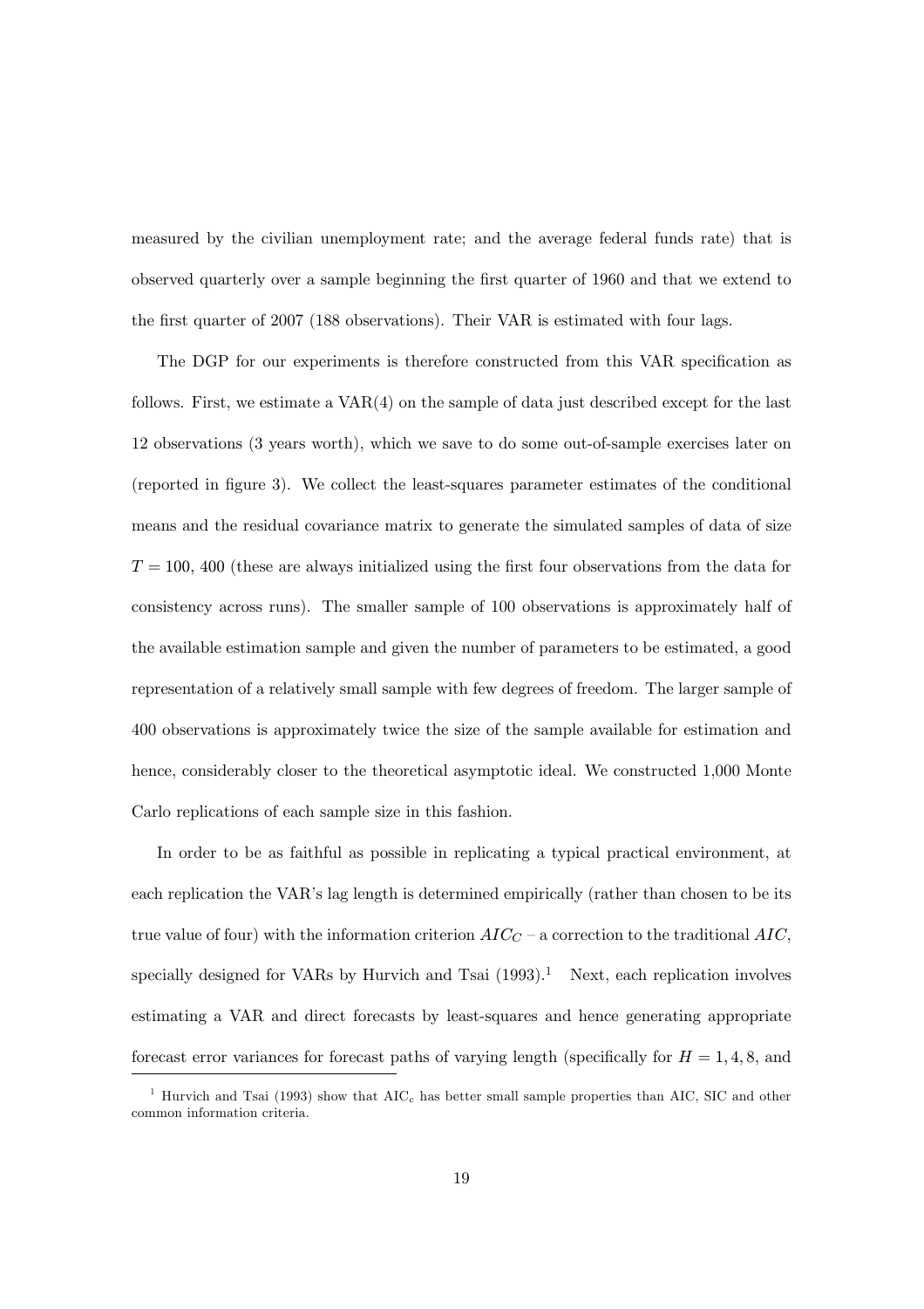measured by the civilian unemployment rate; and the average federal funds rate) that is observed quarterly over a sample beginning the first quarter of 1960 and that we extend to the first quarter of 2007 (188 observations). Their VAR is estimated with four lags.

The DGP for our experiments is therefore constructed from this VAR specification as follows. First, we estimate a VAR(4) on the sample of data just described except for the last 12 observations (3 years worth), which we save to do some out-of-sample exercises later on (reported in figure 3). We collect the least-squares parameter estimates of the conditional means and the residual covariance matrix to generate the simulated samples of data of size $T = 100$, 400 (these are always initialized using the first four observations from the data for consistency across runs). The smaller sample of 100 observations is approximately half of the available estimation sample and given the number of parameters to be estimated, a good representation of a relatively small sample with few degrees of freedom. The larger sample of 400 observations is approximately twice the size of the sample available for estimation and hence, considerably closer to the theoretical asymptotic ideal. We constructed 1,000 Monte Carlo replications of each sample size in this fashion.

In order to be as faithful as possible in replicating a typical practical environment, at each replication the VAR's lag length is determined empirically (rather than chosen to be its true value of four) with the information criterion $AIC_C$ – a correction to the traditional $AIC$, specially designed for VARs by Hurvich and Tsai (1993).[1] Next, each replication involves estimating a VAR and direct forecasts by least-squares and hence generating appropriate forecast error variances for forecast paths of varying length (specifically for $H = 1, 4, 8$, and

[1] Hurvich and Tsai (1993) show that $\text{AIC}_c$ has better small sample properties than AIC, SIC and other common information criteria.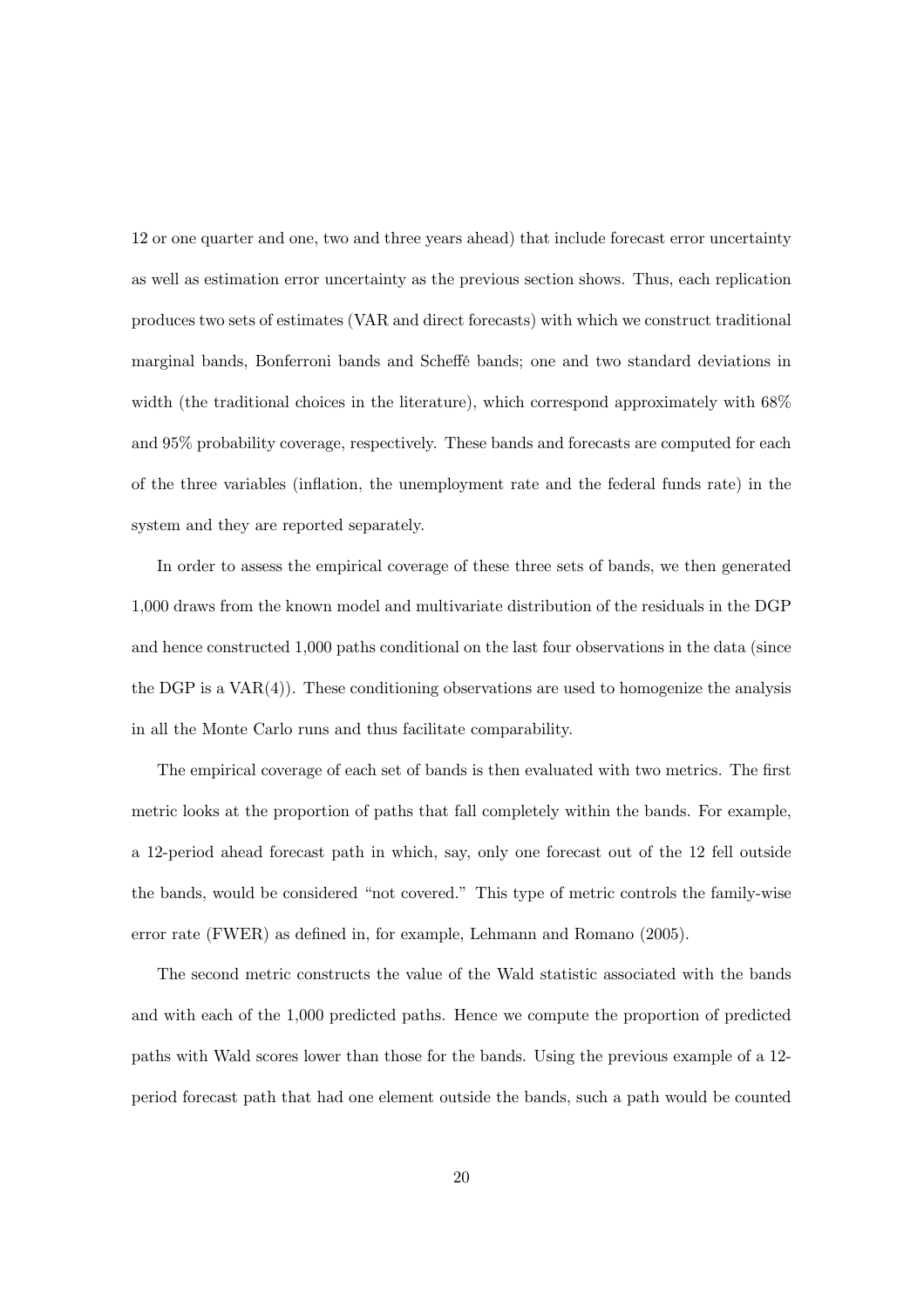12 or one quarter and one, two and three years ahead) that include forecast error uncertainty as well as estimation error uncertainty as the previous section shows. Thus, each replication produces two sets of estimates (VAR and direct forecasts) with which we construct traditional marginal bands, Bonferroni bands and Scheffé bands; one and two standard deviations in width (the traditional choices in the literature), which correspond approximately with 68% and 95% probability coverage, respectively. These bands and forecasts are computed for each of the three variables (inflation, the unemployment rate and the federal funds rate) in the system and they are reported separately.

In order to assess the empirical coverage of these three sets of bands, we then generated 1,000 draws from the known model and multivariate distribution of the residuals in the DGP and hence constructed 1,000 paths conditional on the last four observations in the data (since the DGP is a VAR(4)). These conditioning observations are used to homogenize the analysis in all the Monte Carlo runs and thus facilitate comparability.

The empirical coverage of each set of bands is then evaluated with two metrics. The first metric looks at the proportion of paths that fall completely within the bands. For example, a 12-period ahead forecast path in which, say, only one forecast out of the 12 fell outside the bands, would be considered "not covered." This type of metric controls the family-wise error rate (FWER) as defined in, for example, Lehmann and Romano (2005).

The second metric constructs the value of the Wald statistic associated with the bands and with each of the 1,000 predicted paths. Hence we compute the proportion of predicted paths with Wald scores lower than those for the bands. Using the previous example of a 12-period forecast path that had one element outside the bands, such a path would be counted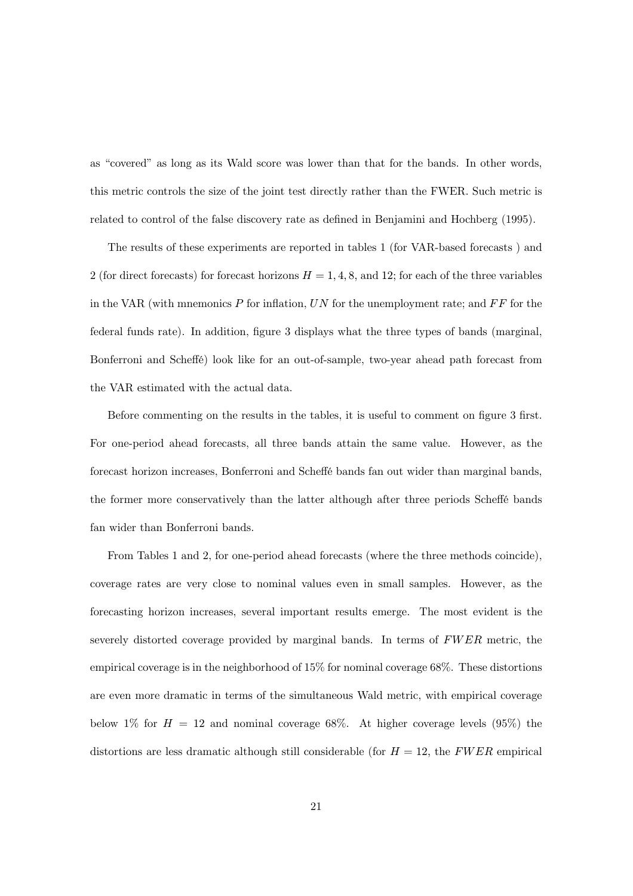as "covered" as long as its Wald score was lower than that for the bands. In other words, this metric controls the size of the joint test directly rather than the FWER. Such metric is related to control of the false discovery rate as defined in Benjamini and Hochberg (1995).

The results of these experiments are reported in tables 1 (for VAR-based forecasts ) and 2 (for direct forecasts) for forecast horizons $H = 1, 4, 8,$ and 12; for each of the three variables in the VAR (with mnemonics $P$ for inflation, $UN$ for the unemployment rate; and $FF$ for the federal funds rate). In addition, figure 3 displays what the three types of bands (marginal, Bonferroni and Scheffé) look like for an out-of-sample, two-year ahead path forecast from the VAR estimated with the actual data.

Before commenting on the results in the tables, it is useful to comment on figure 3 first. For one-period ahead forecasts, all three bands attain the same value. However, as the forecast horizon increases, Bonferroni and Scheffé bands fan out wider than marginal bands, the former more conservatively than the latter although after three periods Scheffé bands fan wider than Bonferroni bands.

From Tables 1 and 2, for one-period ahead forecasts (where the three methods coincide), coverage rates are very close to nominal values even in small samples. However, as the forecasting horizon increases, several important results emerge. The most evident is the severely distorted coverage provided by marginal bands. In terms of $FWER$ metric, the empirical coverage is in the neighborhood of 15% for nominal coverage 68%. These distortions are even more dramatic in terms of the simultaneous Wald metric, with empirical coverage below 1% for $H = 12$ and nominal coverage 68%. At higher coverage levels (95%) the distortions are less dramatic although still considerable (for $H = 12$, the $FWER$ empirical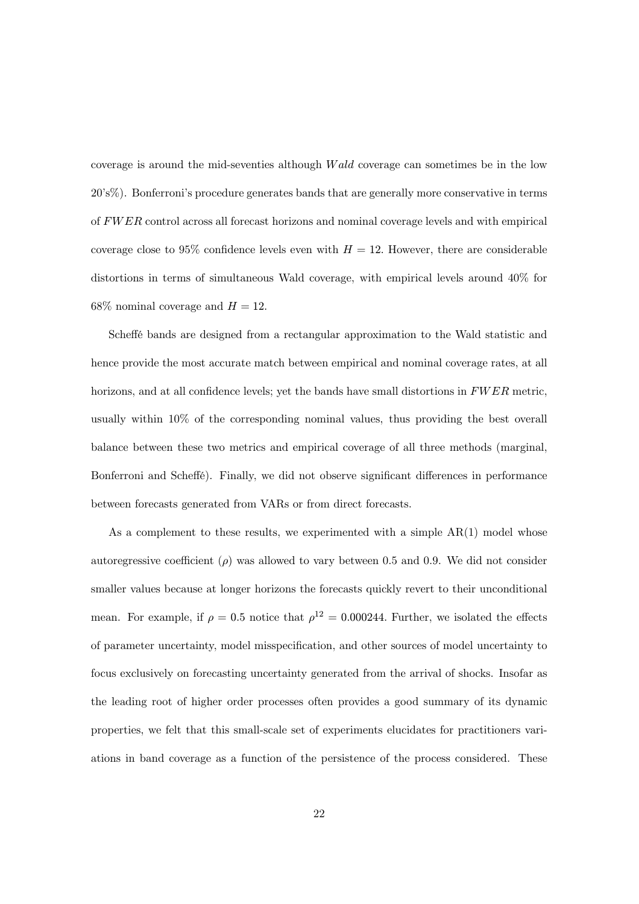coverage is around the mid-seventies although $Wald$ coverage can sometimes be in the low 20's%). Bonferroni's procedure generates bands that are generally more conservative in terms of $FWER$ control across all forecast horizons and nominal coverage levels and with empirical coverage close to 95% confidence levels even with $H = 12$. However, there are considerable distortions in terms of simultaneous Wald coverage, with empirical levels around 40% for 68% nominal coverage and $H = 12$.

Scheffé bands are designed from a rectangular approximation to the Wald statistic and hence provide the most accurate match between empirical and nominal coverage rates, at all horizons, and at all confidence levels; yet the bands have small distortions in $FWER$ metric, usually within 10% of the corresponding nominal values, thus providing the best overall balance between these two metrics and empirical coverage of all three methods (marginal, Bonferroni and Scheffé). Finally, we did not observe significant differences in performance between forecasts generated from VARs or from direct forecasts.

As a complement to these results, we experimented with a simple AR(1) model whose autoregressive coefficient ($\rho$) was allowed to vary between 0.5 and 0.9. We did not consider smaller values because at longer horizons the forecasts quickly revert to their unconditional mean. For example, if $\rho = 0.5$ notice that $\rho^{12} = 0.000244$. Further, we isolated the effects of parameter uncertainty, model misspecification, and other sources of model uncertainty to focus exclusively on forecasting uncertainty generated from the arrival of shocks. Insofar as the leading root of higher order processes often provides a good summary of its dynamic properties, we felt that this small-scale set of experiments elucidates for practitioners variations in band coverage as a function of the persistence of the process considered. These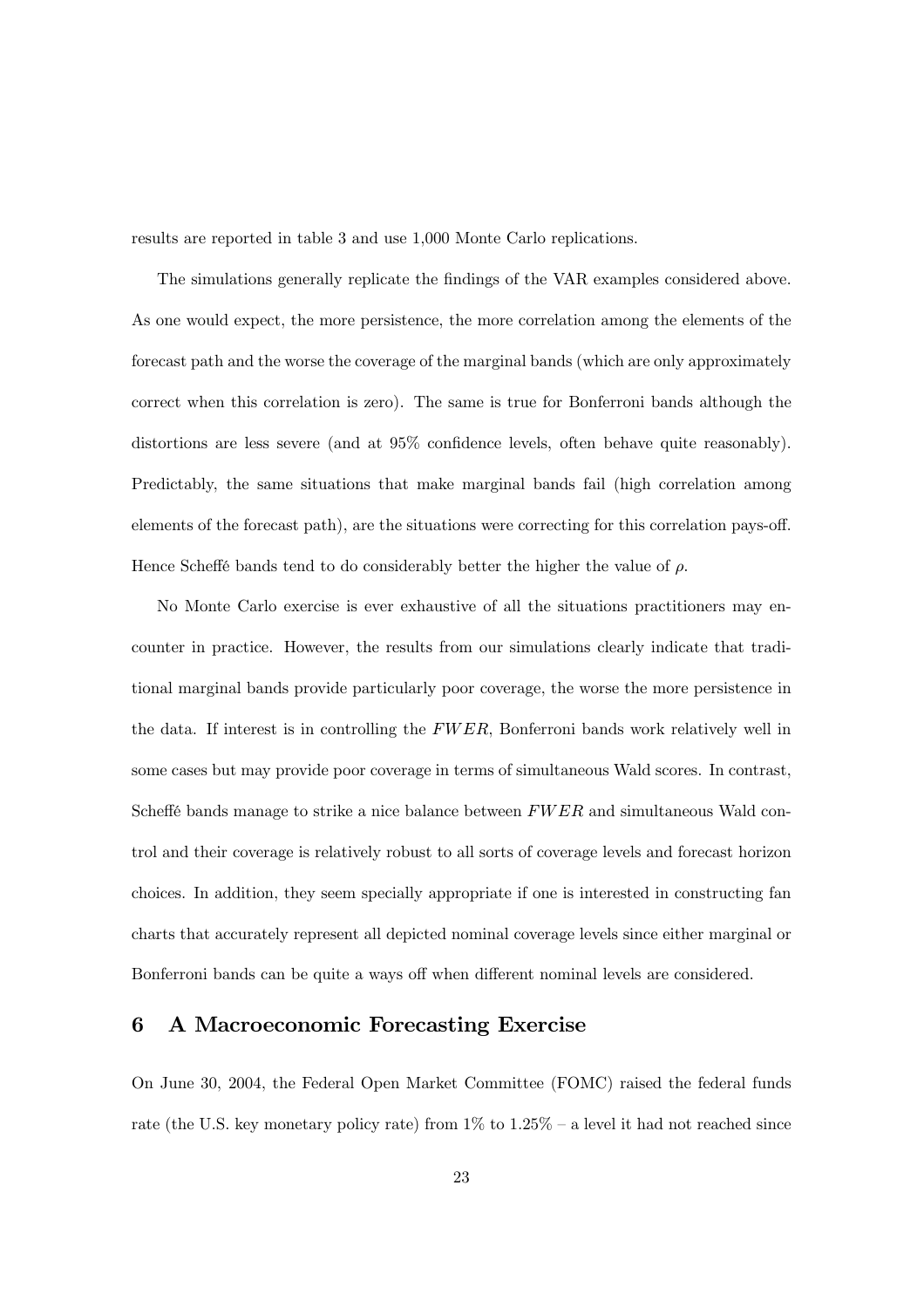results are reported in table 3 and use 1,000 Monte Carlo replications.

The simulations generally replicate the findings of the VAR examples considered above. As one would expect, the more persistence, the more correlation among the elements of the forecast path and the worse the coverage of the marginal bands (which are only approximately correct when this correlation is zero). The same is true for Bonferroni bands although the distortions are less severe (and at 95% confidence levels, often behave quite reasonably). Predictably, the same situations that make marginal bands fail (high correlation among elements of the forecast path), are the situations were correcting for this correlation pays-off. Hence Scheffé bands tend to do considerably better the higher the value of $\rho$.

No Monte Carlo exercise is ever exhaustive of all the situations practitioners may encounter in practice. However, the results from our simulations clearly indicate that traditional marginal bands provide particularly poor coverage, the worse the more persistence in the data. If interest is in controlling the $FWER$, Bonferroni bands work relatively well in some cases but may provide poor coverage in terms of simultaneous Wald scores. In contrast, Scheffé bands manage to strike a nice balance between $FWER$ and simultaneous Wald control and their coverage is relatively robust to all sorts of coverage levels and forecast horizon choices. In addition, they seem specially appropriate if one is interested in constructing fan charts that accurately represent all depicted nominal coverage levels since either marginal or Bonferroni bands can be quite a ways off when different nominal levels are considered.

## 6 A Macroeconomic Forecasting Exercise

On June 30, 2004, the Federal Open Market Committee (FOMC) raised the federal funds rate (the U.S. key monetary policy rate) from 1% to 1.25% – a level it had not reached since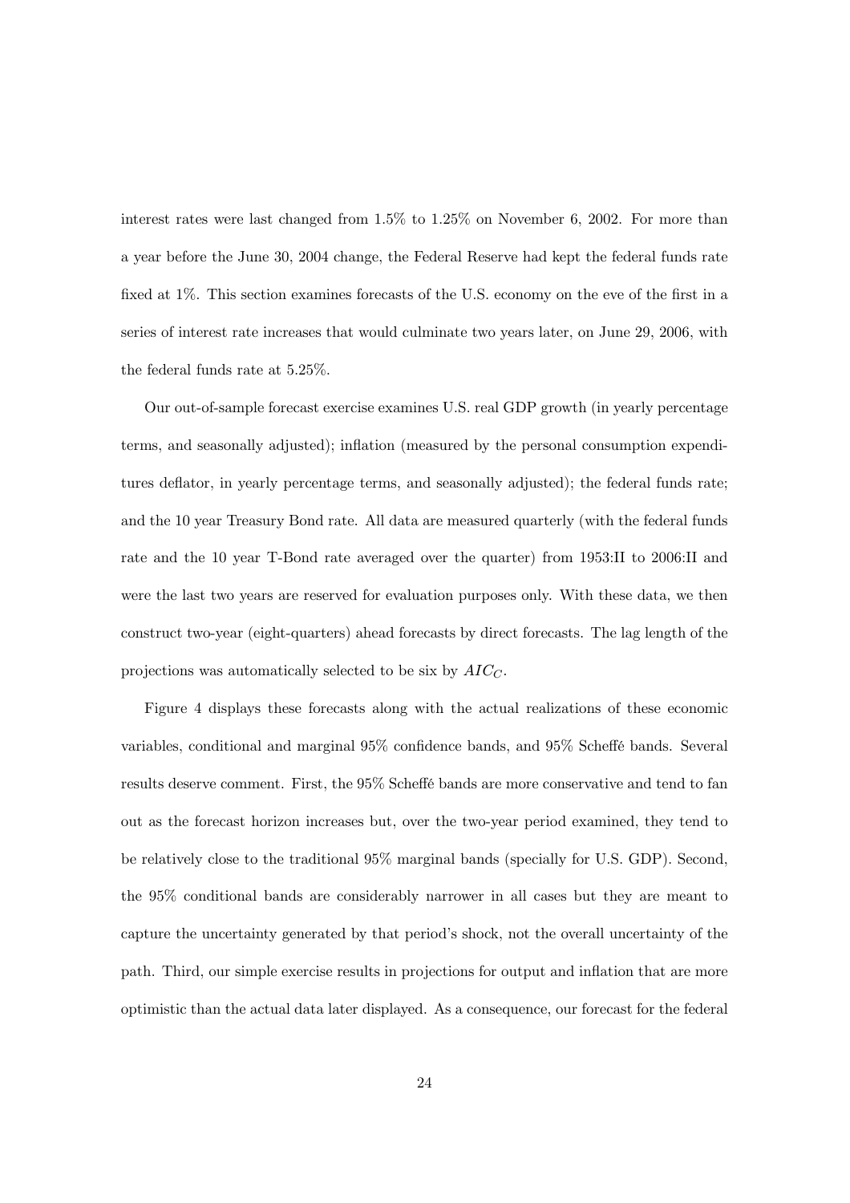interest rates were last changed from 1.5% to 1.25% on November 6, 2002. For more than a year before the June 30, 2004 change, the Federal Reserve had kept the federal funds rate fixed at 1%. This section examines forecasts of the U.S. economy on the eve of the first in a series of interest rate increases that would culminate two years later, on June 29, 2006, with the federal funds rate at 5.25%.

Our out-of-sample forecast exercise examines U.S. real GDP growth (in yearly percentage terms, and seasonally adjusted); inflation (measured by the personal consumption expenditures deflator, in yearly percentage terms, and seasonally adjusted); the federal funds rate; and the 10 year Treasury Bond rate. All data are measured quarterly (with the federal funds rate and the 10 year T-Bond rate averaged over the quarter) from 1953:II to 2006:II and were the last two years are reserved for evaluation purposes only. With these data, we then construct two-year (eight-quarters) ahead forecasts by direct forecasts. The lag length of the projections was automatically selected to be six by $AIC_C$.

Figure 4 displays these forecasts along with the actual realizations of these economic variables, conditional and marginal 95% confidence bands, and 95% Scheffé bands. Several results deserve comment. First, the 95% Scheffé bands are more conservative and tend to fan out as the forecast horizon increases but, over the two-year period examined, they tend to be relatively close to the traditional 95% marginal bands (specially for U.S. GDP). Second, the 95% conditional bands are considerably narrower in all cases but they are meant to capture the uncertainty generated by that period's shock, not the overall uncertainty of the path. Third, our simple exercise results in projections for output and inflation that are more optimistic than the actual data later displayed. As a consequence, our forecast for the federal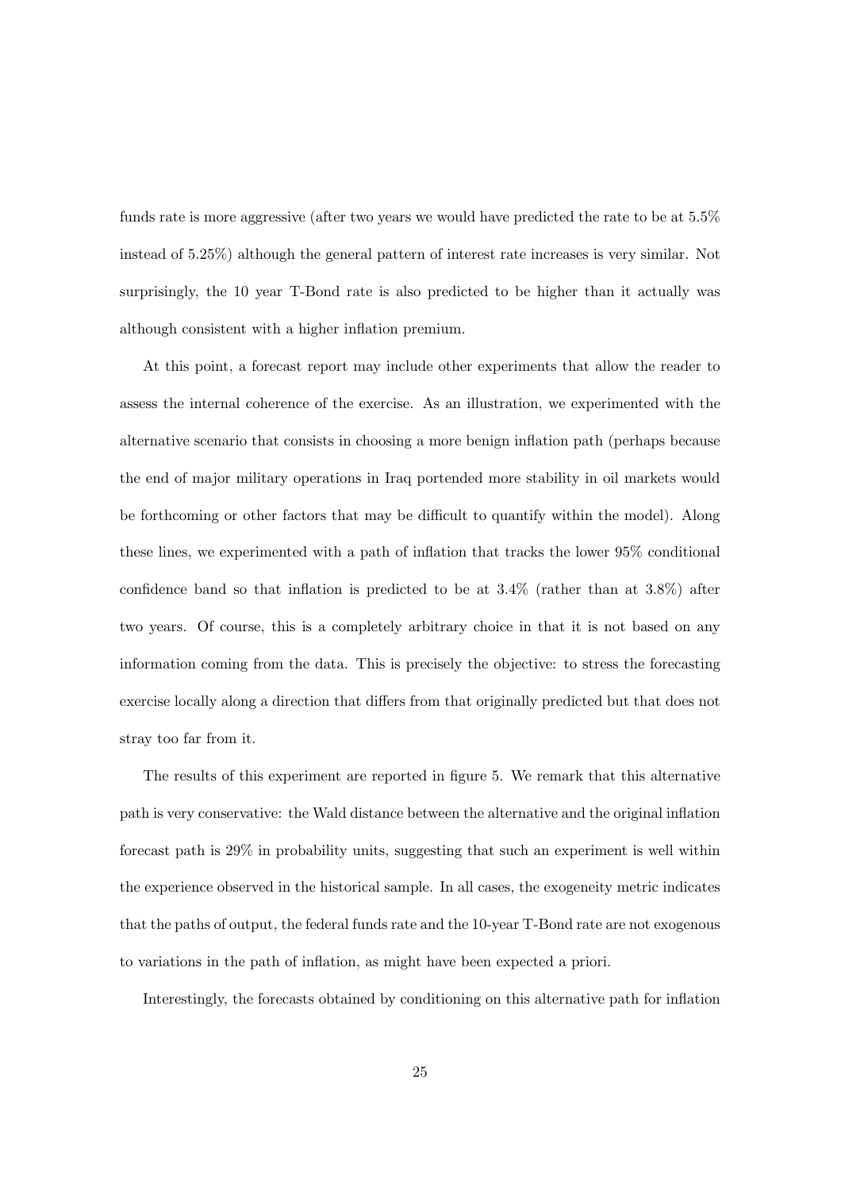funds rate is more aggressive (after two years we would have predicted the rate to be at 5.5% instead of 5.25%) although the general pattern of interest rate increases is very similar. Not surprisingly, the 10 year T-Bond rate is also predicted to be higher than it actually was although consistent with a higher inflation premium.

At this point, a forecast report may include other experiments that allow the reader to assess the internal coherence of the exercise. As an illustration, we experimented with the alternative scenario that consists in choosing a more benign inflation path (perhaps because the end of major military operations in Iraq portended more stability in oil markets would be forthcoming or other factors that may be difficult to quantify within the model). Along these lines, we experimented with a path of inflation that tracks the lower 95% conditional confidence band so that inflation is predicted to be at 3.4% (rather than at 3.8%) after two years. Of course, this is a completely arbitrary choice in that it is not based on any information coming from the data. This is precisely the objective: to stress the forecasting exercise locally along a direction that differs from that originally predicted but that does not stray too far from it.

The results of this experiment are reported in figure 5. We remark that this alternative path is very conservative: the Wald distance between the alternative and the original inflation forecast path is 29% in probability units, suggesting that such an experiment is well within the experience observed in the historical sample. In all cases, the exogeneity metric indicates that the paths of output, the federal funds rate and the 10-year T-Bond rate are not exogenous to variations in the path of inflation, as might have been expected a priori.

Interestingly, the forecasts obtained by conditioning on this alternative path for inflation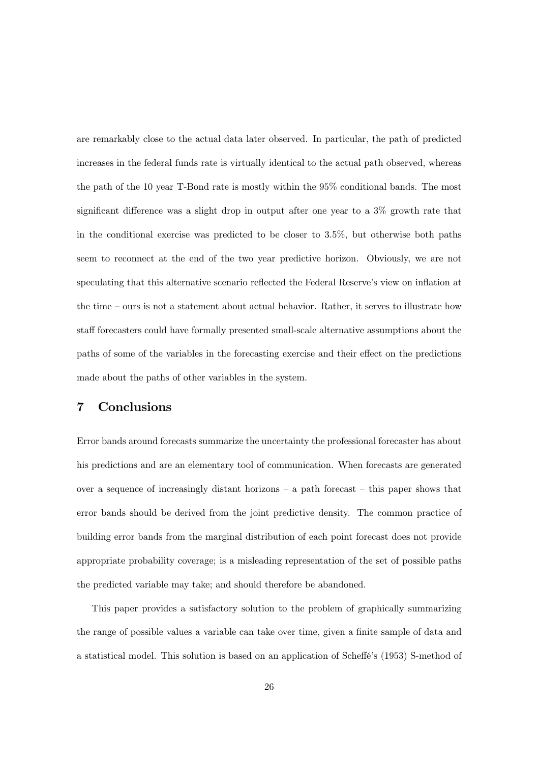are remarkably close to the actual data later observed. In particular, the path of predicted increases in the federal funds rate is virtually identical to the actual path observed, whereas the path of the 10 year T-Bond rate is mostly within the 95% conditional bands. The most significant difference was a slight drop in output after one year to a 3% growth rate that in the conditional exercise was predicted to be closer to 3.5%, but otherwise both paths seem to reconnect at the end of the two year predictive horizon. Obviously, we are not speculating that this alternative scenario reflected the Federal Reserve's view on inflation at the time – ours is not a statement about actual behavior. Rather, it serves to illustrate how staff forecasters could have formally presented small-scale alternative assumptions about the paths of some of the variables in the forecasting exercise and their effect on the predictions made about the paths of other variables in the system.

## 7 Conclusions

Error bands around forecasts summarize the uncertainty the professional forecaster has about his predictions and are an elementary tool of communication. When forecasts are generated over a sequence of increasingly distant horizons – a path forecast – this paper shows that error bands should be derived from the joint predictive density. The common practice of building error bands from the marginal distribution of each point forecast does not provide appropriate probability coverage; is a misleading representation of the set of possible paths the predicted variable may take; and should therefore be abandoned.

This paper provides a satisfactory solution to the problem of graphically summarizing the range of possible values a variable can take over time, given a finite sample of data and a statistical model. This solution is based on an application of Scheffé's (1953) S-method of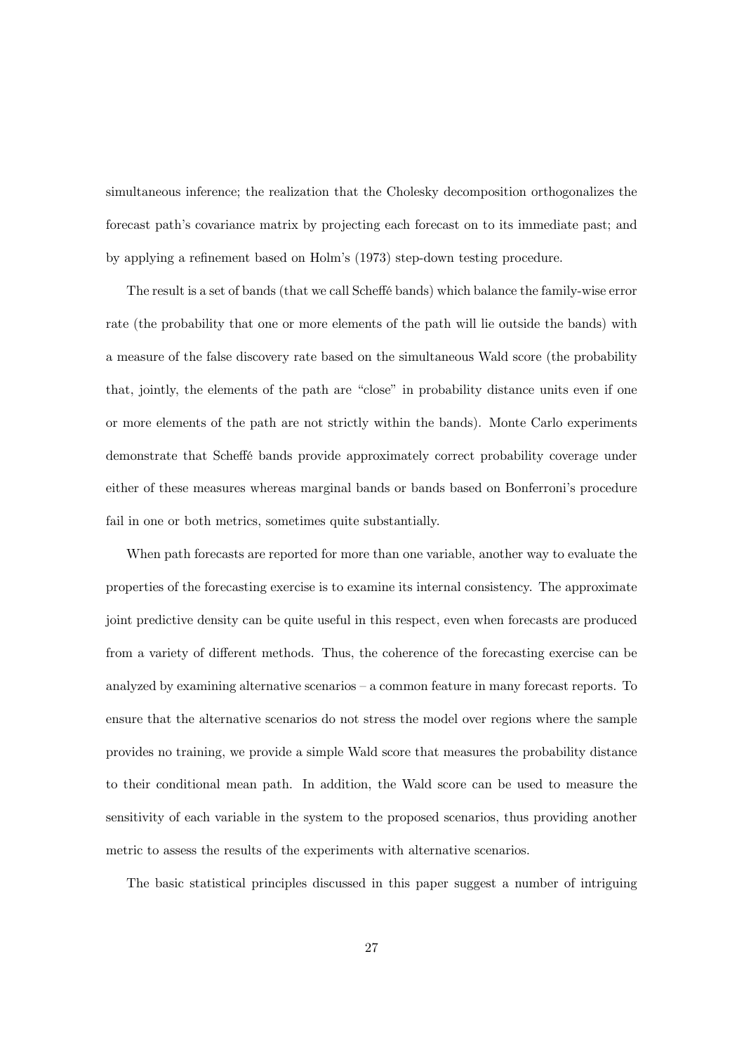simultaneous inference; the realization that the Cholesky decomposition orthogonalizes the forecast path's covariance matrix by projecting each forecast on to its immediate past; and by applying a refinement based on Holm's (1973) step-down testing procedure.

The result is a set of bands (that we call Scheffé bands) which balance the family-wise error rate (the probability that one or more elements of the path will lie outside the bands) with a measure of the false discovery rate based on the simultaneous Wald score (the probability that, jointly, the elements of the path are "close" in probability distance units even if one or more elements of the path are not strictly within the bands). Monte Carlo experiments demonstrate that Scheffé bands provide approximately correct probability coverage under either of these measures whereas marginal bands or bands based on Bonferroni's procedure fail in one or both metrics, sometimes quite substantially.

When path forecasts are reported for more than one variable, another way to evaluate the properties of the forecasting exercise is to examine its internal consistency. The approximate joint predictive density can be quite useful in this respect, even when forecasts are produced from a variety of different methods. Thus, the coherence of the forecasting exercise can be analyzed by examining alternative scenarios – a common feature in many forecast reports. To ensure that the alternative scenarios do not stress the model over regions where the sample provides no training, we provide a simple Wald score that measures the probability distance to their conditional mean path. In addition, the Wald score can be used to measure the sensitivity of each variable in the system to the proposed scenarios, thus providing another metric to assess the results of the experiments with alternative scenarios.

The basic statistical principles discussed in this paper suggest a number of intriguing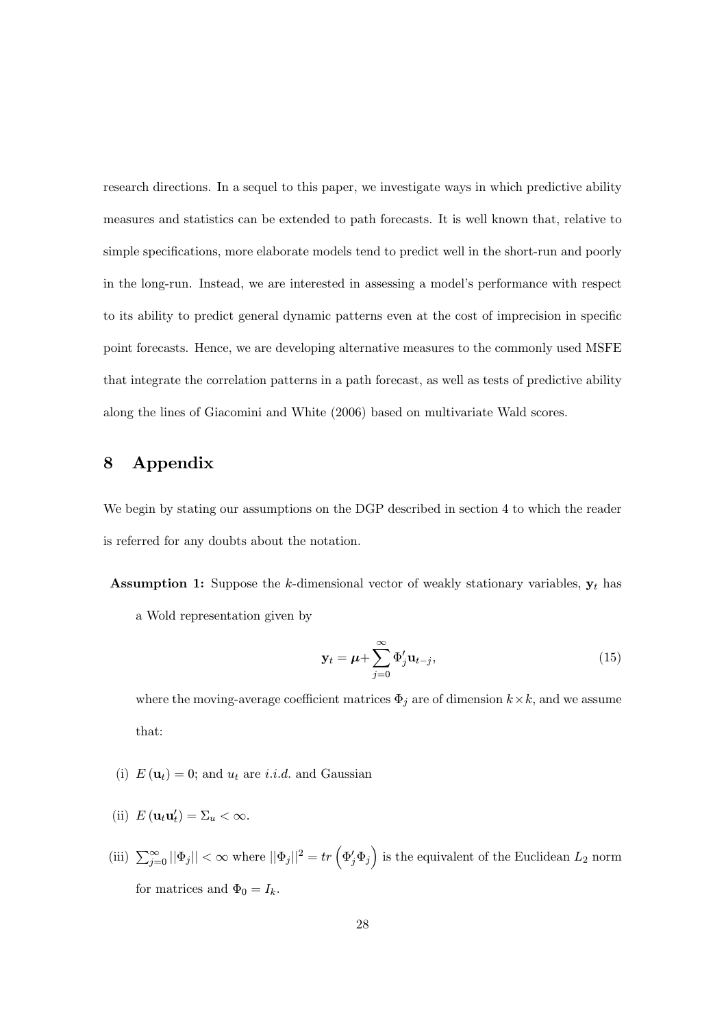research directions. In a sequel to this paper, we investigate ways in which predictive ability measures and statistics can be extended to path forecasts. It is well known that, relative to simple specifications, more elaborate models tend to predict well in the short-run and poorly in the long-run. Instead, we are interested in assessing a model's performance with respect to its ability to predict general dynamic patterns even at the cost of imprecision in specific point forecasts. Hence, we are developing alternative measures to the commonly used MSFE that integrate the correlation patterns in a path forecast, as well as tests of predictive ability along the lines of Giacomini and White (2006) based on multivariate Wald scores.

## 8 Appendix

We begin by stating our assumptions on the DGP described in section 4 to which the reader is referred for any doubts about the notation.

**Assumption 1:** Suppose the $k$-dimensional vector of weakly stationary variables, $\mathbf{y}_t$ has a Wold representation given by

$$\mathbf{y}_t = \boldsymbol{\mu} + \sum_{j=0}^{\infty} \Phi_j' \mathbf{u}_{t-j}, \tag{15}$$

where the moving-average coefficient matrices $\Phi_j$ are of dimension $k \times k$, and we assume that:

(i) $E(\mathbf{u}_t) = 0$; and $u_t$ are *i.i.d.* and Gaussian

(ii) $E(\mathbf{u}_t \mathbf{u}_t') = \Sigma_u < \infty$.

(iii) $\sum_{j=0}^{\infty} ||\Phi_j|| < \infty$ where $||\Phi_j||^2 = tr\left(\Phi_j' \Phi_j\right)$ is the equivalent of the Euclidean $L_2$ norm for matrices and $\Phi_0 = I_k$.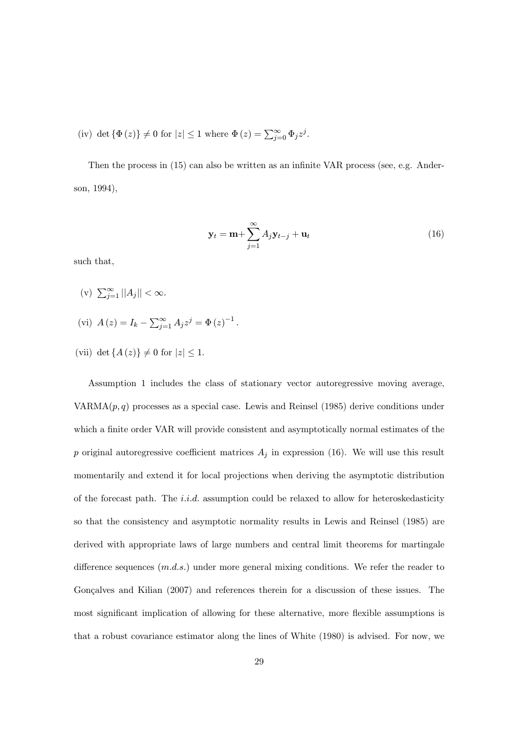(iv) $\det\{\Phi(z)\} \neq 0$ for $|z| \leq 1$ where $\Phi(z) = \sum_{j=0}^{\infty} \Phi_j z^j$.

Then the process in (15) can also be written as an infinite VAR process (see, e.g. Anderson, 1994),

$$\mathbf{y}_t = \mathbf{m} + \sum_{j=1}^{\infty} A_j \mathbf{y}_{t-j} + \mathbf{u}_t \tag{16}$$

such that,

(v) $\sum_{j=1}^{\infty} ||A_j|| < \infty$.

(vi) $A(z) = I_k - \sum_{j=1}^{\infty} A_j z^j = \Phi(z)^{-1}$.

(vii) $\det\{A(z)\} \neq 0$ for $|z| \leq 1$.

Assumption 1 includes the class of stationary vector autoregressive moving average, VARMA$(p, q)$ processes as a special case. Lewis and Reinsel (1985) derive conditions under which a finite order VAR will provide consistent and asymptotically normal estimates of the $p$ original autoregressive coefficient matrices $A_j$ in expression (16). We will use this result momentarily and extend it for local projections when deriving the asymptotic distribution of the forecast path. The *i.i.d.* assumption could be relaxed to allow for heteroskedasticity so that the consistency and asymptotic normality results in Lewis and Reinsel (1985) are derived with appropriate laws of large numbers and central limit theorems for martingale difference sequences (*m.d.s.*) under more general mixing conditions. We refer the reader to Gonçalves and Kilian (2007) and references therein for a discussion of these issues. The most significant implication of allowing for these alternative, more flexible assumptions is that a robust covariance estimator along the lines of White (1980) is advised. For now, we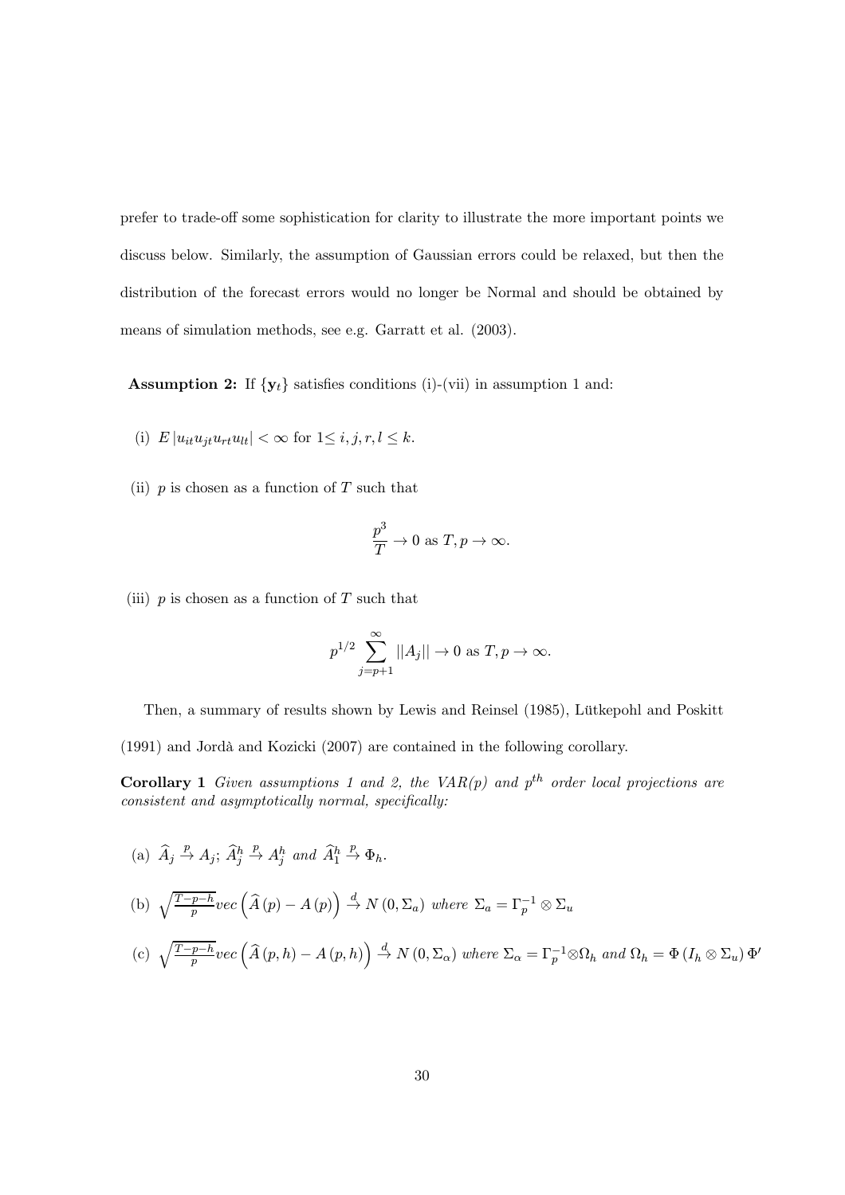prefer to trade-off some sophistication for clarity to illustrate the more important points we discuss below. Similarly, the assumption of Gaussian errors could be relaxed, but then the distribution of the forecast errors would no longer be Normal and should be obtained by means of simulation methods, see e.g. Garratt et al. (2003).

**Assumption 2:** If $\{\mathbf{y}_t\}$ satisfies conditions (i)-(vii) in assumption 1 and:

(i) $E\left|u_{it}u_{jt}u_{rt}u_{lt}\right| < \infty$ for $1 \leq i, j, r, l \leq k$.

(ii) $p$ is chosen as a function of $T$ such that

$$\frac{p^3}{T} \to 0 \text{ as } T, p \to \infty.$$

(iii) $p$ is chosen as a function of $T$ such that

$$p^{1/2} \sum_{j=p+1}^{\infty} ||A_j|| \to 0 \text{ as } T, p \to \infty.$$

Then, a summary of results shown by Lewis and Reinsel (1985), Lütkepohl and Poskitt (1991) and Jordà and Kozicki (2007) are contained in the following corollary.

**Corollary 1** *Given assumptions 1 and 2, the VAR(p) and $p^{th}$ order local projections are consistent and asymptotically normal, specifically:*

(a) $\widehat{A}_j \xrightarrow{p} A_j$; $\widehat{A}_j^h \xrightarrow{p} A_j^h$ *and* $\widehat{A}_1^h \xrightarrow{p} \Phi_h$.

(b) $\sqrt{\frac{T-p-h}{p}} vec\left(\widehat{A}\left(p\right) - A\left(p\right)\right) \xrightarrow{d} N\left(0, \Sigma_a\right)$ *where* $\Sigma_a = \Gamma_p^{-1} \otimes \Sigma_u$

(c) $\sqrt{\frac{T-p-h}{p}} vec\left(\widehat{A}\left(p,h\right) - A\left(p,h\right)\right) \xrightarrow{d} N\left(0, \Sigma_\alpha\right)$ *where* $\Sigma_\alpha = \Gamma_p^{-1} \otimes \Omega_h$ *and* $\Omega_h = \Phi\left(I_h \otimes \Sigma_u\right) \Phi'$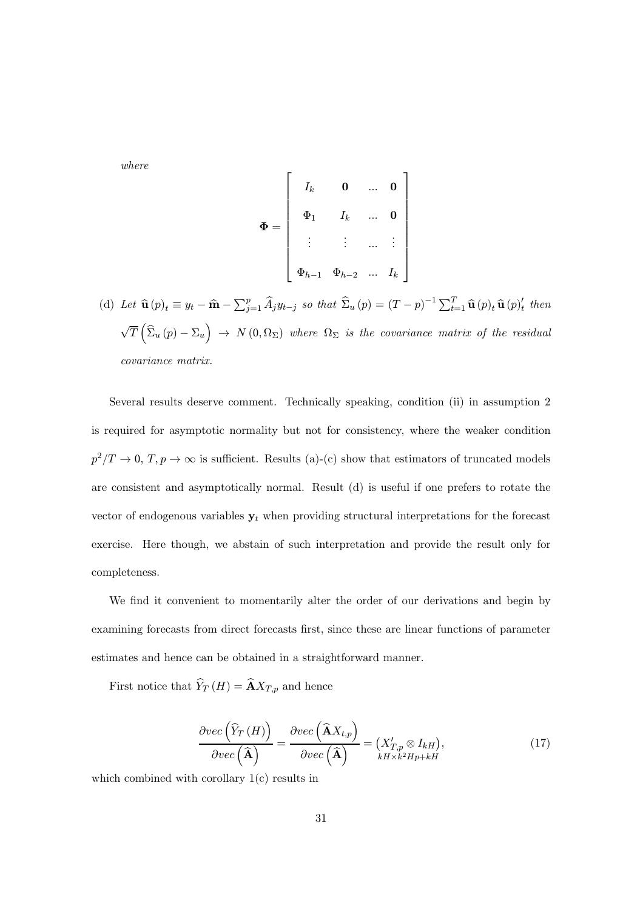*where*

$$
\mathbf{\Phi} = \begin{bmatrix} I_k & \mathbf{0} & ... & \mathbf{0} \\ \Phi_1 & I_k & ... & \mathbf{0} \\ \vdots & \vdots & ... & \vdots \\ \Phi_{h-1} & \Phi_{h-2} & ... & I_k \end{bmatrix}
$$

(d) *Let* $\widehat{\mathbf{u}}(p)_t \equiv y_t - \widehat{\mathbf{m}} - \sum_{j=1}^{p} \widehat{A}_j y_{t-j}$ *so that* $\widehat{\Sigma}_u(p) = (T-p)^{-1} \sum_{t=1}^{T} \widehat{\mathbf{u}}(p)_t \widehat{\mathbf{u}}(p)_t'$ *then* $\sqrt{T}\left(\widehat{\Sigma}_u(p) - \Sigma_u\right) \rightarrow N(0, \Omega_\Sigma)$ *where* $\Omega_\Sigma$ *is the covariance matrix of the residual covariance matrix.*

Several results deserve comment. Technically speaking, condition (ii) in assumption 2 is required for asymptotic normality but not for consistency, where the weaker condition $p^2/T \rightarrow 0$, $T, p \rightarrow \infty$ is sufficient. Results (a)-(c) show that estimators of truncated models are consistent and asymptotically normal. Result (d) is useful if one prefers to rotate the vector of endogenous variables $\mathbf{y}_t$ when providing structural interpretations for the forecast exercise. Here though, we abstain of such interpretation and provide the result only for completeness.

We find it convenient to momentarily alter the order of our derivations and begin by examining forecasts from direct forecasts first, since these are linear functions of parameter estimates and hence can be obtained in a straightforward manner.

First notice that $\widehat{Y}_T(H) = \widehat{\mathbf{A}} X_{T,p}$ and hence

$$
\frac{\partial vec\left(\widehat{Y}_T(H)\right)}{\partial vec\left(\widehat{\mathbf{A}}\right)} = \frac{\partial vec\left(\widehat{\mathbf{A}} X_{t,p}\right)}{\partial vec\left(\widehat{\mathbf{A}}\right)} = \underset{kH \times k^2 Hp + kH}{\left(X_{T,p}' \otimes I_{kH}\right)}, \tag{17}
$$

which combined with corollary 1(c) results in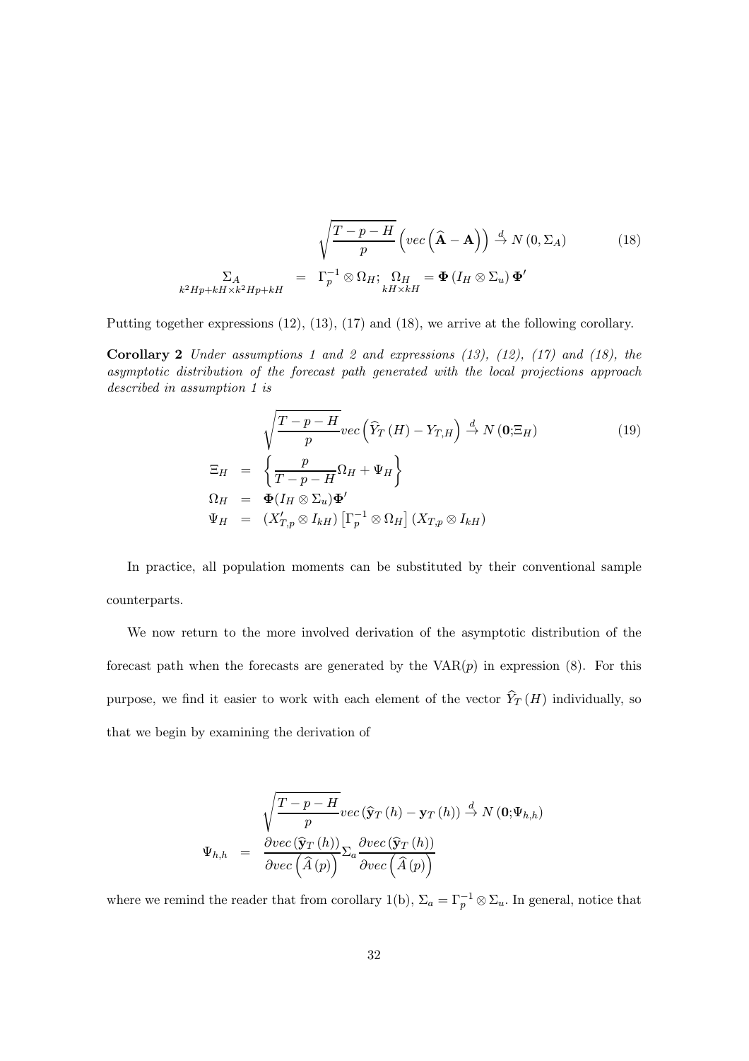$$\sqrt{\frac{T-p-H}{p}}\left(vec\left(\widehat{\mathbf{A}}-\mathbf{A}\right)\right)\overset{d}{\to}N\left(0,\Sigma_A\right) \tag{18}$$

$$\underset{k^2Hp+kH\times k^2Hp+kH}{\Sigma_A} = \Gamma_p^{-1}\otimes\Omega_H;\ \underset{kH\times kH}{\Omega_H}=\mathbf{\Phi}\left(I_H\otimes\Sigma_u\right)\mathbf{\Phi}'$$

Putting together expressions (12), (13), (17) and (18), we arrive at the following corollary.

**Corollary 2** *Under assumptions 1 and 2 and expressions (13), (12), (17) and (18), the asymptotic distribution of the forecast path generated with the local projections approach described in assumption 1 is*

$$\sqrt{\frac{T-p-H}{p}}vec\left(\widehat{Y}_T\left(H\right)-Y_{T,H}\right)\overset{d}{\to}N\left(\mathbf{0};\Xi_H\right) \tag{19}$$

$$\begin{aligned}
\Xi_H &= \left\{\frac{p}{T-p-H}\Omega_H+\Psi_H\right\}\\
\Omega_H &= \mathbf{\Phi}(I_H\otimes\Sigma_u)\mathbf{\Phi}'\\
\Psi_H &= \left(X_{T,p}'\otimes I_{kH}\right)\left[\Gamma_p^{-1}\otimes\Omega_H\right]\left(X_{T,p}\otimes I_{kH}\right)
\end{aligned}$$

In practice, all population moments can be substituted by their conventional sample counterparts.

We now return to the more involved derivation of the asymptotic distribution of the forecast path when the forecasts are generated by the VAR($p$) in expression (8). For this purpose, we find it easier to work with each element of the vector $\widehat{Y}_T\left(H\right)$ individually, so that we begin by examining the derivation of

$$\sqrt{\frac{T-p-H}{p}}vec\left(\widehat{\mathbf{y}}_T\left(h\right)-\mathbf{y}_T\left(h\right)\right)\overset{d}{\to}N\left(\mathbf{0};\Psi_{h,h}\right)$$

$$\Psi_{h,h} = \frac{\partial vec\left(\widehat{\mathbf{y}}_T\left(h\right)\right)}{\partial vec\left(\widehat{A}\left(p\right)\right)}\Sigma_a\frac{\partial vec\left(\widehat{\mathbf{y}}_T\left(h\right)\right)}{\partial vec\left(\widehat{A}\left(p\right)\right)}$$

where we remind the reader that from corollary 1(b), $\Sigma_a=\Gamma_p^{-1}\otimes\Sigma_u$. In general, notice that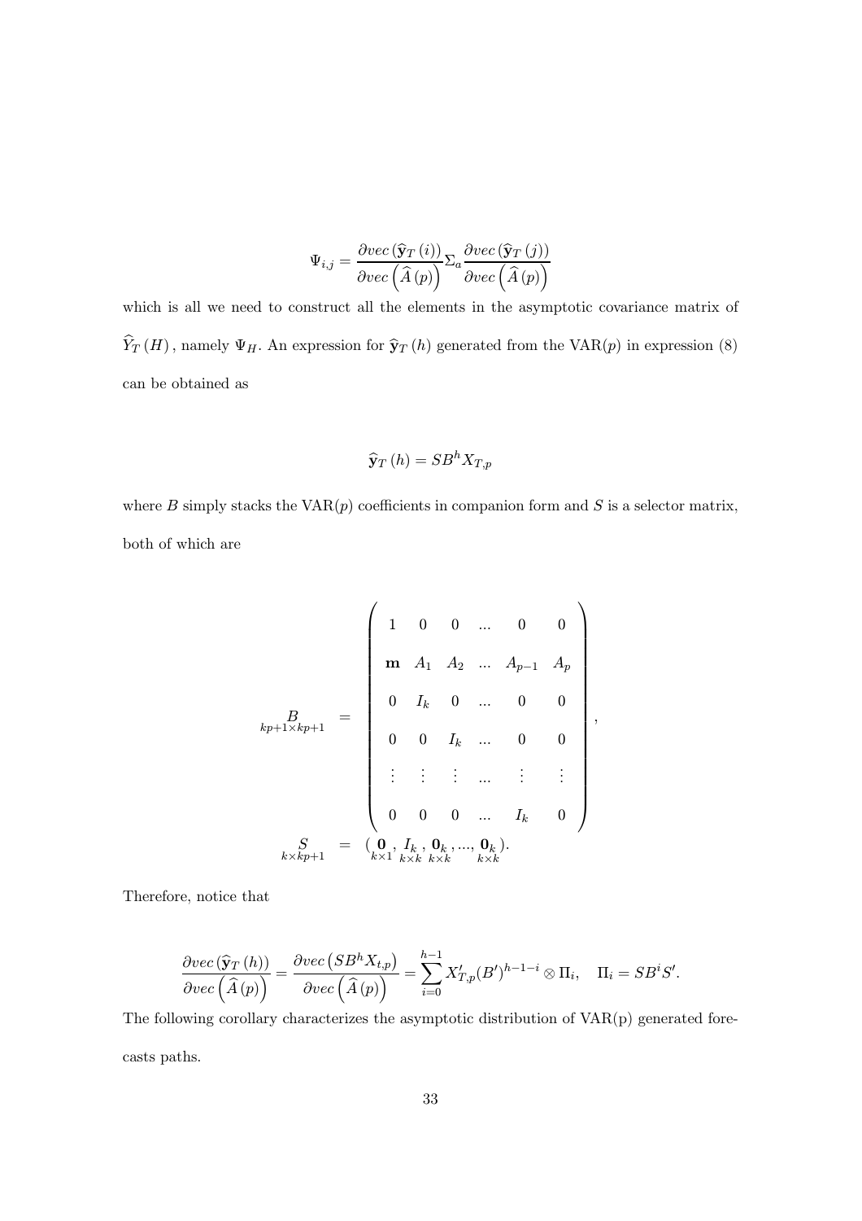$$\Psi_{i,j} = \frac{\partial vec\left(\widehat{\mathbf{y}}_T\left(i\right)\right)}{\partial vec\left(\widehat{A}\left(p\right)\right)} \Sigma_a \frac{\partial vec\left(\widehat{\mathbf{y}}_T\left(j\right)\right)}{\partial vec\left(\widehat{A}\left(p\right)\right)}$$

which is all we need to construct all the elements in the asymptotic covariance matrix of $\widehat{Y}_T\left(H\right)$, namely $\Psi_H$. An expression for $\widehat{\mathbf{y}}_T\left(h\right)$ generated from the VAR($p$) in expression (8) can be obtained as

$$\widehat{\mathbf{y}}_T\left(h\right) = SB^h X_{T,p}$$

where $B$ simply stacks the VAR($p$) coefficients in companion form and $S$ is a selector matrix, both of which are

$$\underset{kp+1\times kp+1}{B} = \begin{pmatrix} 1 & 0 & 0 & ... & 0 & 0 \\ \mathbf{m} & A_1 & A_2 & ... & A_{p-1} & A_p \\ 0 & I_k & 0 & ... & 0 & 0 \\ 0 & 0 & I_k & ... & 0 & 0 \\ \vdots & \vdots & \vdots & ... & \vdots & \vdots \\ 0 & 0 & 0 & ... & I_k & 0 \end{pmatrix},$$

$$\underset{k\times kp+1}{S} = (\underset{k\times 1}{\mathbf{0}}, \underset{k\times k}{I_k}, \underset{k\times k}{\mathbf{0}_k}, ..., \underset{k\times k}{\mathbf{0}_k}).$$

Therefore, notice that

$$\frac{\partial vec\left(\widehat{\mathbf{y}}_T\left(h\right)\right)}{\partial vec\left(\widehat{A}\left(p\right)\right)} = \frac{\partial vec\left(SB^h X_{t,p}\right)}{\partial vec\left(\widehat{A}\left(p\right)\right)} = \sum_{i=0}^{h-1} X'_{T,p}(B')^{h-1-i} \otimes \Pi_i, \quad \Pi_i = SB^i S'.$$

The following corollary characterizes the asymptotic distribution of VAR(p) generated forecasts paths.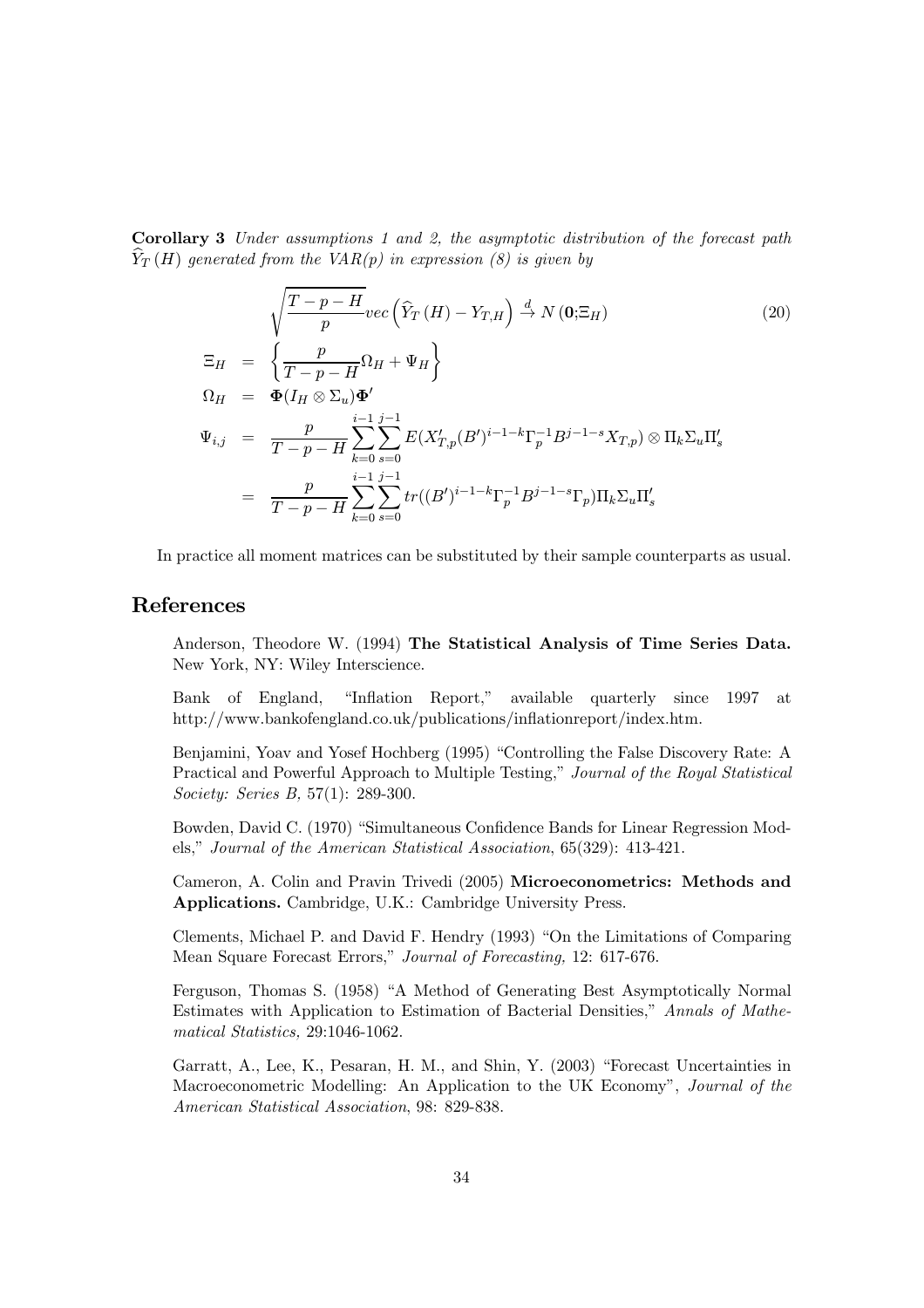**Corollary 3** *Under assumptions 1 and 2, the asymptotic distribution of the forecast path $\widehat{Y}_T(H)$ generated from the VAR(p) in expression (8) is given by*

$$\sqrt{\frac{T-p-H}{p}} vec\left(\widehat{Y}_T(H) - Y_{T,H}\right) \xrightarrow{d} N(\mathbf{0};\Xi_H) \tag{20}$$

$$\begin{aligned}
\Xi_H &= \left\{ \frac{p}{T-p-H}\Omega_H + \Psi_H \right\} \\
\Omega_H &= \mathbf{\Phi}(I_H \otimes \Sigma_u)\mathbf{\Phi}' \\
\Psi_{i,j} &= \frac{p}{T-p-H}\sum_{k=0}^{i-1}\sum_{s=0}^{j-1} E(X'_{T,p}(B')^{i-1-k}\Gamma_p^{-1}B^{j-1-s}X_{T,p}) \otimes \Pi_k \Sigma_u \Pi'_s \\
&= \frac{p}{T-p-H}\sum_{k=0}^{i-1}\sum_{s=0}^{j-1} tr((B')^{i-1-k}\Gamma_p^{-1}B^{j-1-s}\Gamma_p)\Pi_k \Sigma_u \Pi'_s
\end{aligned}$$

In practice all moment matrices can be substituted by their sample counterparts as usual.

# References

Anderson, Theodore W. (1994) **The Statistical Analysis of Time Series Data.** New York, NY: Wiley Interscience.

Bank of England, "Inflation Report," available quarterly since 1997 at http://www.bankofengland.co.uk/publications/inflationreport/index.htm.

Benjamini, Yoav and Yosef Hochberg (1995) "Controlling the False Discovery Rate: A Practical and Powerful Approach to Multiple Testing," *Journal of the Royal Statistical Society: Series B,* 57(1): 289-300.

Bowden, David C. (1970) "Simultaneous Confidence Bands for Linear Regression Models," *Journal of the American Statistical Association*, 65(329): 413-421.

Cameron, A. Colin and Pravin Trivedi (2005) **Microeconometrics: Methods and Applications.** Cambridge, U.K.: Cambridge University Press.

Clements, Michael P. and David F. Hendry (1993) "On the Limitations of Comparing Mean Square Forecast Errors," *Journal of Forecasting,* 12: 617-676.

Ferguson, Thomas S. (1958) "A Method of Generating Best Asymptotically Normal Estimates with Application to Estimation of Bacterial Densities," *Annals of Mathematical Statistics,* 29:1046-1062.

Garratt, A., Lee, K., Pesaran, H. M., and Shin, Y. (2003) "Forecast Uncertainties in Macroeconometric Modelling: An Application to the UK Economy", *Journal of the American Statistical Association*, 98: 829-838.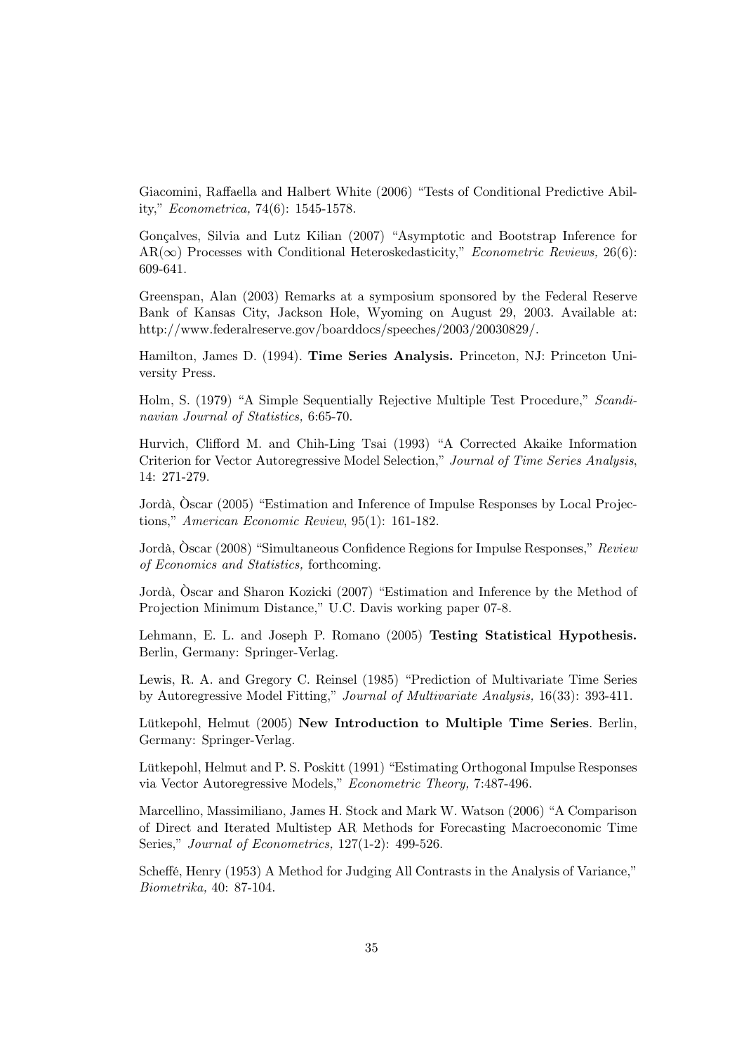Giacomini, Raffaella and Halbert White (2006) "Tests of Conditional Predictive Ability," *Econometrica*, 74(6): 1545-1578.

Gonçalves, Silvia and Lutz Kilian (2007) "Asymptotic and Bootstrap Inference for AR($\infty$) Processes with Conditional Heteroskedasticity," *Econometric Reviews,* 26(6): 609-641.

Greenspan, Alan (2003) Remarks at a symposium sponsored by the Federal Reserve Bank of Kansas City, Jackson Hole, Wyoming on August 29, 2003. Available at: http://www.federalreserve.gov/boarddocs/speeches/2003/20030829/.

Hamilton, James D. (1994). **Time Series Analysis.** Princeton, NJ: Princeton University Press.

Holm, S. (1979) "A Simple Sequentially Rejective Multiple Test Procedure," *Scandinavian Journal of Statistics,* 6:65-70.

Hurvich, Clifford M. and Chih-Ling Tsai (1993) "A Corrected Akaike Information Criterion for Vector Autoregressive Model Selection," *Journal of Time Series Analysis*, 14: 271-279.

Jordà, Òscar (2005) "Estimation and Inference of Impulse Responses by Local Projections," *American Economic Review*, 95(1): 161-182.

Jordà, Òscar (2008) "Simultaneous Confidence Regions for Impulse Responses," *Review of Economics and Statistics,* forthcoming.

Jordà, Òscar and Sharon Kozicki (2007) "Estimation and Inference by the Method of Projection Minimum Distance," U.C. Davis working paper 07-8.

Lehmann, E. L. and Joseph P. Romano (2005) **Testing Statistical Hypothesis.** Berlin, Germany: Springer-Verlag.

Lewis, R. A. and Gregory C. Reinsel (1985) "Prediction of Multivariate Time Series by Autoregressive Model Fitting," *Journal of Multivariate Analysis,* 16(33): 393-411.

Lütkepohl, Helmut (2005) **New Introduction to Multiple Time Series**. Berlin, Germany: Springer-Verlag.

Lütkepohl, Helmut and P. S. Poskitt (1991) "Estimating Orthogonal Impulse Responses via Vector Autoregressive Models," *Econometric Theory,* 7:487-496.

Marcellino, Massimiliano, James H. Stock and Mark W. Watson (2006) "A Comparison of Direct and Iterated Multistep AR Methods for Forecasting Macroeconomic Time Series," *Journal of Econometrics,* 127(1-2): 499-526.

Scheffé, Henry (1953) A Method for Judging All Contrasts in the Analysis of Variance," *Biometrika,* 40: 87-104.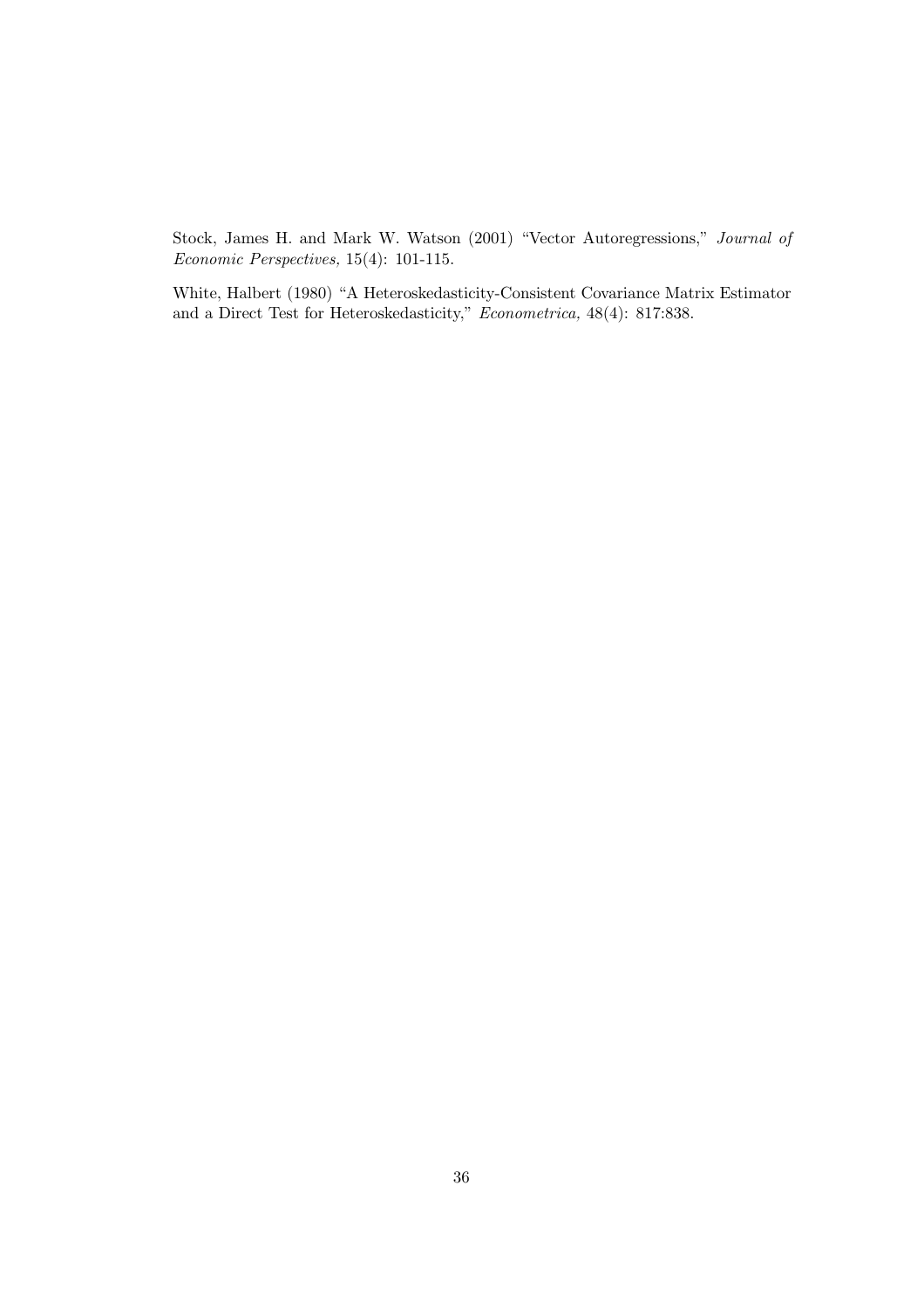Stock, James H. and Mark W. Watson (2001) "Vector Autoregressions," *Journal of Economic Perspectives,* 15(4): 101-115.

White, Halbert (1980) "A Heteroskedasticity-Consistent Covariance Matrix Estimator and a Direct Test for Heteroskedasticity," *Econometrica,* 48(4): 817:838.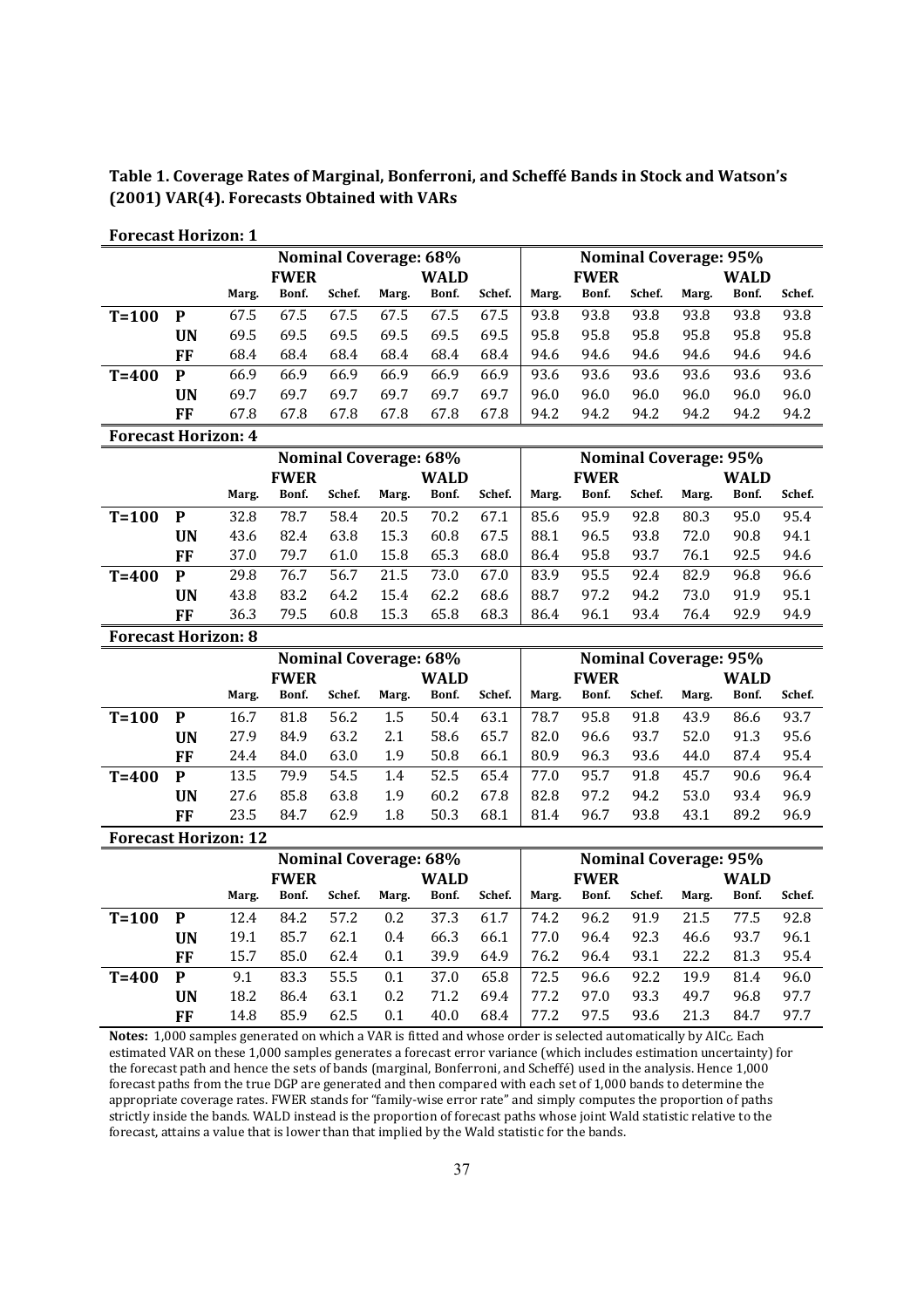**Table 1. Coverage Rates of Marginal, Bonferroni, and Scheffé Bands in Stock and Watson's (2001) VAR(4). Forecasts Obtained with VARs**

**Forecast Horizon: 1**

| | | Nominal Coverage: 68% | | | | | | Nominal Coverage: 95% | | | | | |
|---|---|---|---|---|---|---|---|---|---|---|---|---|---|
| | | FWER | | | WALD | | | FWER | | | WALD | | |
| | | Marg. | Bonf. | Schef. | Marg. | Bonf. | Schef. | Marg. | Bonf. | Schef. | Marg. | Bonf. | Schef. |
| **T=100** | **P** | 67.5 | 67.5 | 67.5 | 67.5 | 67.5 | 67.5 | 93.8 | 93.8 | 93.8 | 93.8 | 93.8 | 93.8 |
| | **UN** | 69.5 | 69.5 | 69.5 | 69.5 | 69.5 | 69.5 | 95.8 | 95.8 | 95.8 | 95.8 | 95.8 | 95.8 |
| | **FF** | 68.4 | 68.4 | 68.4 | 68.4 | 68.4 | 68.4 | 94.6 | 94.6 | 94.6 | 94.6 | 94.6 | 94.6 |
| **T=400** | **P** | 66.9 | 66.9 | 66.9 | 66.9 | 66.9 | 66.9 | 93.6 | 93.6 | 93.6 | 93.6 | 93.6 | 93.6 |
| | **UN** | 69.7 | 69.7 | 69.7 | 69.7 | 69.7 | 69.7 | 96.0 | 96.0 | 96.0 | 96.0 | 96.0 | 96.0 |
| | **FF** | 67.8 | 67.8 | 67.8 | 67.8 | 67.8 | 67.8 | 94.2 | 94.2 | 94.2 | 94.2 | 94.2 | 94.2 |

**Forecast Horizon: 4**

| | | Nominal Coverage: 68% | | | | | | Nominal Coverage: 95% | | | | | |
|---|---|---|---|---|---|---|---|---|---|---|---|---|---|
| | | FWER | | | WALD | | | FWER | | | WALD | | |
| | | Marg. | Bonf. | Schef. | Marg. | Bonf. | Schef. | Marg. | Bonf. | Schef. | Marg. | Bonf. | Schef. |
| **T=100** | **P** | 32.8 | 78.7 | 58.4 | 20.5 | 70.2 | 67.1 | 85.6 | 95.9 | 92.8 | 80.3 | 95.0 | 95.4 |
| | **UN** | 43.6 | 82.4 | 63.8 | 15.3 | 60.8 | 67.5 | 88.1 | 96.5 | 93.8 | 72.0 | 90.8 | 94.1 |
| | **FF** | 37.0 | 79.7 | 61.0 | 15.8 | 65.3 | 68.0 | 86.4 | 95.8 | 93.7 | 76.1 | 92.5 | 94.6 |
| **T=400** | **P** | 29.8 | 76.7 | 56.7 | 21.5 | 73.0 | 67.0 | 83.9 | 95.5 | 92.4 | 82.9 | 96.8 | 96.6 |
| | **UN** | 43.8 | 83.2 | 64.2 | 15.4 | 62.2 | 68.6 | 88.7 | 97.2 | 94.2 | 73.0 | 91.9 | 95.1 |
| | **FF** | 36.3 | 79.5 | 60.8 | 15.3 | 65.8 | 68.3 | 86.4 | 96.1 | 93.4 | 76.4 | 92.9 | 94.9 |

**Forecast Horizon: 8**

| | | Nominal Coverage: 68% | | | | | | Nominal Coverage: 95% | | | | | |
|---|---|---|---|---|---|---|---|---|---|---|---|---|---|
| | | FWER | | | WALD | | | FWER | | | WALD | | |
| | | Marg. | Bonf. | Schef. | Marg. | Bonf. | Schef. | Marg. | Bonf. | Schef. | Marg. | Bonf. | Schef. |
| **T=100** | **P** | 16.7 | 81.8 | 56.2 | 1.5 | 50.4 | 63.1 | 78.7 | 95.8 | 91.8 | 43.9 | 86.6 | 93.7 |
| | **UN** | 27.9 | 84.9 | 63.2 | 2.1 | 58.6 | 65.7 | 82.0 | 96.6 | 93.7 | 52.0 | 91.3 | 95.6 |
| | **FF** | 24.4 | 84.0 | 63.0 | 1.9 | 50.8 | 66.1 | 80.9 | 96.3 | 93.6 | 44.0 | 87.4 | 95.4 |
| **T=400** | **P** | 13.5 | 79.9 | 54.5 | 1.4 | 52.5 | 65.4 | 77.0 | 95.7 | 91.8 | 45.7 | 90.6 | 96.4 |
| | **UN** | 27.6 | 85.8 | 63.8 | 1.9 | 60.2 | 67.8 | 82.8 | 97.2 | 94.2 | 53.0 | 93.4 | 96.9 |
| | **FF** | 23.5 | 84.7 | 62.9 | 1.8 | 50.3 | 68.1 | 81.4 | 96.7 | 93.8 | 43.1 | 89.2 | 96.9 |

**Forecast Horizon: 12**

| | | Nominal Coverage: 68% | | | | | | Nominal Coverage: 95% | | | | | |
|---|---|---|---|---|---|---|---|---|---|---|---|---|---|
| | | FWER | | | WALD | | | FWER | | | WALD | | |
| | | Marg. | Bonf. | Schef. | Marg. | Bonf. | Schef. | Marg. | Bonf. | Schef. | Marg. | Bonf. | Schef. |
| **T=100** | **P** | 12.4 | 84.2 | 57.2 | 0.2 | 37.3 | 61.7 | 74.2 | 96.2 | 91.9 | 21.5 | 77.5 | 92.8 |
| | **UN** | 19.1 | 85.7 | 62.1 | 0.4 | 66.3 | 66.1 | 77.0 | 96.4 | 92.3 | 46.6 | 93.7 | 96.1 |
| | **FF** | 15.7 | 85.0 | 62.4 | 0.1 | 39.9 | 64.9 | 76.2 | 96.4 | 93.1 | 22.2 | 81.3 | 95.4 |
| **T=400** | **P** | 9.1 | 83.3 | 55.5 | 0.1 | 37.0 | 65.8 | 72.5 | 96.6 | 92.2 | 19.9 | 81.4 | 96.0 |
| | **UN** | 18.2 | 86.4 | 63.1 | 0.2 | 71.2 | 69.4 | 77.2 | 97.0 | 93.3 | 49.7 | 96.8 | 97.7 |
| | **FF** | 14.8 | 85.9 | 62.5 | 0.1 | 40.0 | 68.4 | 77.2 | 97.5 | 93.6 | 21.3 | 84.7 | 97.7 |

**Notes:** 1,000 samples generated on which a VAR is fitted and whose order is selected automatically by $AIC_C$. Each estimated VAR on these 1,000 samples generates a forecast error variance (which includes estimation uncertainty) for the forecast path and hence the sets of bands (marginal, Bonferroni, and Scheffé) used in the analysis. Hence 1,000 forecast paths from the true DGP are generated and then compared with each set of 1,000 bands to determine the appropriate coverage rates. FWER stands for "family-wise error rate" and simply computes the proportion of paths strictly inside the bands. WALD instead is the proportion of forecast paths whose joint Wald statistic relative to the forecast, attains a value that is lower than that implied by the Wald statistic for the bands.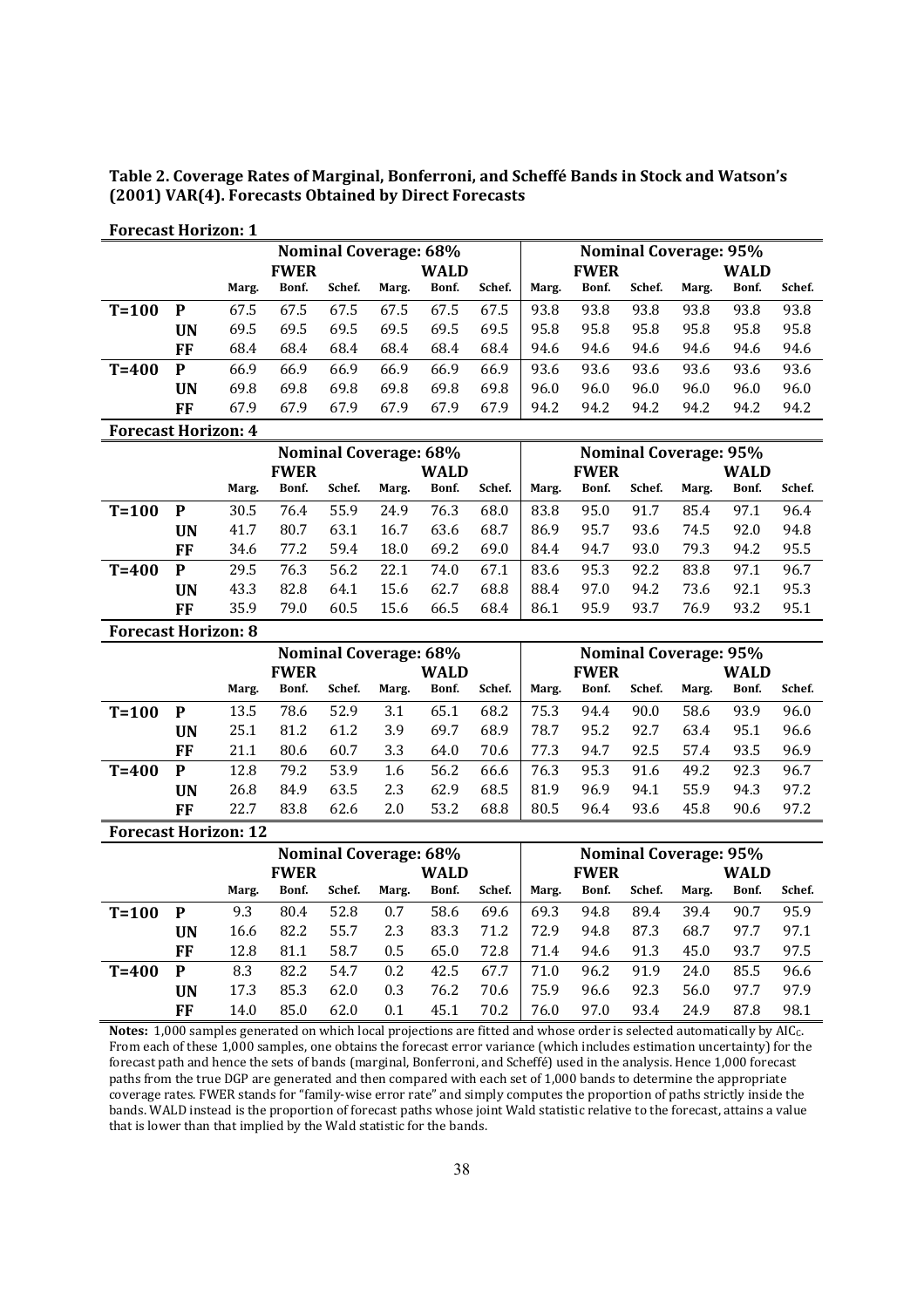**Table 2. Coverage Rates of Marginal, Bonferroni, and Scheffé Bands in Stock and Watson's (2001) VAR(4). Forecasts Obtained by Direct Forecasts**

**Forecast Horizon: 1**

| | | Nominal Coverage: 68% | | | | | | Nominal Coverage: 95% | | | | | |
|---|---|---|---|---|---|---|---|---|---|---|---|---|---|
| | | FWER | | | WALD | | | FWER | | | WALD | | |
| | | Marg. | Bonf. | Schef. | Marg. | Bonf. | Schef. | Marg. | Bonf. | Schef. | Marg. | Bonf. | Schef. |
| **T=100** | **P** | 67.5 | 67.5 | 67.5 | 67.5 | 67.5 | 67.5 | 93.8 | 93.8 | 93.8 | 93.8 | 93.8 | 93.8 |
| | **UN** | 69.5 | 69.5 | 69.5 | 69.5 | 69.5 | 69.5 | 95.8 | 95.8 | 95.8 | 95.8 | 95.8 | 95.8 |
| | **FF** | 68.4 | 68.4 | 68.4 | 68.4 | 68.4 | 68.4 | 94.6 | 94.6 | 94.6 | 94.6 | 94.6 | 94.6 |
| **T=400** | **P** | 66.9 | 66.9 | 66.9 | 66.9 | 66.9 | 66.9 | 93.6 | 93.6 | 93.6 | 93.6 | 93.6 | 93.6 |
| | **UN** | 69.8 | 69.8 | 69.8 | 69.8 | 69.8 | 69.8 | 96.0 | 96.0 | 96.0 | 96.0 | 96.0 | 96.0 |
| | **FF** | 67.9 | 67.9 | 67.9 | 67.9 | 67.9 | 67.9 | 94.2 | 94.2 | 94.2 | 94.2 | 94.2 | 94.2 |

**Forecast Horizon: 4**

| | | Nominal Coverage: 68% | | | | | | Nominal Coverage: 95% | | | | | |
|---|---|---|---|---|---|---|---|---|---|---|---|---|---|
| | | FWER | | | WALD | | | FWER | | | WALD | | |
| | | Marg. | Bonf. | Schef. | Marg. | Bonf. | Schef. | Marg. | Bonf. | Schef. | Marg. | Bonf. | Schef. |
| **T=100** | **P** | 30.5 | 76.4 | 55.9 | 24.9 | 76.3 | 68.0 | 83.8 | 95.0 | 91.7 | 85.4 | 97.1 | 96.4 |
| | **UN** | 41.7 | 80.7 | 63.1 | 16.7 | 63.6 | 68.7 | 86.9 | 95.7 | 93.6 | 74.5 | 92.0 | 94.8 |
| | **FF** | 34.6 | 77.2 | 59.4 | 18.0 | 69.2 | 69.0 | 84.4 | 94.7 | 93.0 | 79.3 | 94.2 | 95.5 |
| **T=400** | **P** | 29.5 | 76.3 | 56.2 | 22.1 | 74.0 | 67.1 | 83.6 | 95.3 | 92.2 | 83.8 | 97.1 | 96.7 |
| | **UN** | 43.3 | 82.8 | 64.1 | 15.6 | 62.7 | 68.8 | 88.4 | 97.0 | 94.2 | 73.6 | 92.1 | 95.3 |
| | **FF** | 35.9 | 79.0 | 60.5 | 15.6 | 66.5 | 68.4 | 86.1 | 95.9 | 93.7 | 76.9 | 93.2 | 95.1 |

**Forecast Horizon: 8**

| | | Nominal Coverage: 68% | | | | | | Nominal Coverage: 95% | | | | | |
|---|---|---|---|---|---|---|---|---|---|---|---|---|---|
| | | FWER | | | WALD | | | FWER | | | WALD | | |
| | | Marg. | Bonf. | Schef. | Marg. | Bonf. | Schef. | Marg. | Bonf. | Schef. | Marg. | Bonf. | Schef. |
| **T=100** | **P** | 13.5 | 78.6 | 52.9 | 3.1 | 65.1 | 68.2 | 75.3 | 94.4 | 90.0 | 58.6 | 93.9 | 96.0 |
| | **UN** | 25.1 | 81.2 | 61.2 | 3.9 | 69.7 | 68.9 | 78.7 | 95.2 | 92.7 | 63.4 | 95.1 | 96.6 |
| | **FF** | 21.1 | 80.6 | 60.7 | 3.3 | 64.0 | 70.6 | 77.3 | 94.7 | 92.5 | 57.4 | 93.5 | 96.9 |
| **T=400** | **P** | 12.8 | 79.2 | 53.9 | 1.6 | 56.2 | 66.6 | 76.3 | 95.3 | 91.6 | 49.2 | 92.3 | 96.7 |
| | **UN** | 26.8 | 84.9 | 63.5 | 2.3 | 62.9 | 68.5 | 81.9 | 96.9 | 94.1 | 55.9 | 94.3 | 97.2 |
| | **FF** | 22.7 | 83.8 | 62.6 | 2.0 | 53.2 | 68.8 | 80.5 | 96.4 | 93.6 | 45.8 | 90.6 | 97.2 |

**Forecast Horizon: 12**

| | | Nominal Coverage: 68% | | | | | | Nominal Coverage: 95% | | | | | |
|---|---|---|---|---|---|---|---|---|---|---|---|---|---|
| | | FWER | | | WALD | | | FWER | | | WALD | | |
| | | Marg. | Bonf. | Schef. | Marg. | Bonf. | Schef. | Marg. | Bonf. | Schef. | Marg. | Bonf. | Schef. |
| **T=100** | **P** | 9.3 | 80.4 | 52.8 | 0.7 | 58.6 | 69.6 | 69.3 | 94.8 | 89.4 | 39.4 | 90.7 | 95.9 |
| | **UN** | 16.6 | 82.2 | 55.7 | 2.3 | 83.3 | 71.2 | 72.9 | 94.8 | 87.3 | 68.7 | 97.7 | 97.1 |
| | **FF** | 12.8 | 81.1 | 58.7 | 0.5 | 65.0 | 72.8 | 71.4 | 94.6 | 91.3 | 45.0 | 93.7 | 97.5 |
| **T=400** | **P** | 8.3 | 82.2 | 54.7 | 0.2 | 42.5 | 67.7 | 71.0 | 96.2 | 91.9 | 24.0 | 85.5 | 96.6 |
| | **UN** | 17.3 | 85.3 | 62.0 | 0.3 | 76.2 | 70.6 | 75.9 | 96.6 | 92.3 | 56.0 | 97.7 | 97.9 |
| | **FF** | 14.0 | 85.0 | 62.0 | 0.1 | 45.1 | 70.2 | 76.0 | 97.0 | 93.4 | 24.9 | 87.8 | 98.1 |

**Notes:** 1,000 samples generated on which local projections are fitted and whose order is selected automatically by $AIC_C$. From each of these 1,000 samples, one obtains the forecast error variance (which includes estimation uncertainty) for the forecast path and hence the sets of bands (marginal, Bonferroni, and Scheffé) used in the analysis. Hence 1,000 forecast paths from the true DGP are generated and then compared with each set of 1,000 bands to determine the appropriate coverage rates. FWER stands for "family-wise error rate" and simply computes the proportion of paths strictly inside the bands. WALD instead is the proportion of forecast paths whose joint Wald statistic relative to the forecast, attains a value that is lower than that implied by the Wald statistic for the bands.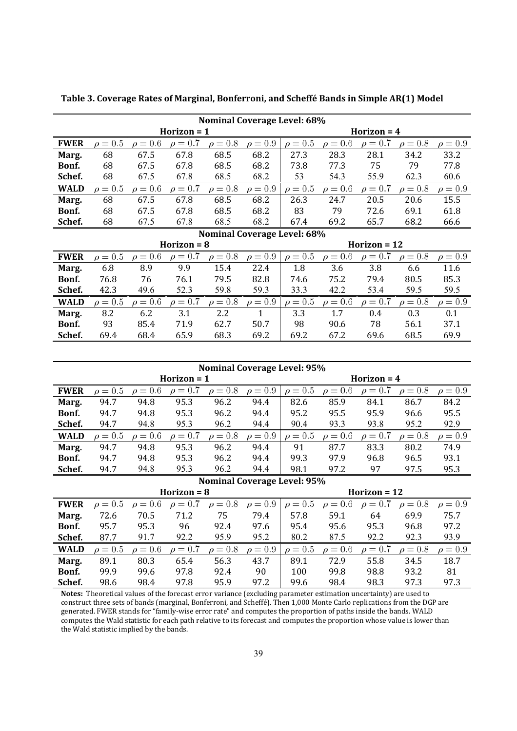**Table 3. Coverage Rates of Marginal, Bonferroni, and Scheffé Bands in Simple AR(1) Model**

| Nominal Coverage Level: 68% | | | | | | | | | | |
|---|---|---|---|---|---|---|---|---|---|---|
| | Horizon = 1 | | | | | Horizon = 4 | | | | |
| **FWER** | $\rho = 0.5$ | $\rho = 0.6$ | $\rho = 0.7$ | $\rho = 0.8$ | $\rho = 0.9$ | $\rho = 0.5$ | $\rho = 0.6$ | $\rho = 0.7$ | $\rho = 0.8$ | $\rho = 0.9$ |
| **Marg.** | 68 | 67.5 | 67.8 | 68.5 | 68.2 | 27.3 | 28.3 | 28.1 | 34.2 | 33.2 |
| **Bonf.** | 68 | 67.5 | 67.8 | 68.5 | 68.2 | 73.8 | 77.3 | 75 | 79 | 77.8 |
| **Schef.** | 68 | 67.5 | 67.8 | 68.5 | 68.2 | 53 | 54.3 | 55.9 | 62.3 | 60.6 |
| **WALD** | $\rho = 0.5$ | $\rho = 0.6$ | $\rho = 0.7$ | $\rho = 0.8$ | $\rho = 0.9$ | $\rho = 0.5$ | $\rho = 0.6$ | $\rho = 0.7$ | $\rho = 0.8$ | $\rho = 0.9$ |
| **Marg.** | 68 | 67.5 | 67.8 | 68.5 | 68.2 | 26.3 | 24.7 | 20.5 | 20.6 | 15.5 |
| **Bonf.** | 68 | 67.5 | 67.8 | 68.5 | 68.2 | 83 | 79 | 72.6 | 69.1 | 61.8 |
| **Schef.** | 68 | 67.5 | 67.8 | 68.5 | 68.2 | 67.4 | 69.2 | 65.7 | 68.2 | 66.6 |
| **Nominal Coverage Level: 68%** | | | | | | | | | | |
| | Horizon = 8 | | | | | Horizon = 12 | | | | |
| **FWER** | $\rho = 0.5$ | $\rho = 0.6$ | $\rho = 0.7$ | $\rho = 0.8$ | $\rho = 0.9$ | $\rho = 0.5$ | $\rho = 0.6$ | $\rho = 0.7$ | $\rho = 0.8$ | $\rho = 0.9$ |
| **Marg.** | 6.8 | 8.9 | 9.9 | 15.4 | 22.4 | 1.8 | 3.6 | 3.8 | 6.6 | 11.6 |
| **Bonf.** | 76.8 | 76 | 76.1 | 79.5 | 82.8 | 74.6 | 75.2 | 79.4 | 80.5 | 85.3 |
| **Schef.** | 42.3 | 49.6 | 52.3 | 59.8 | 59.3 | 33.3 | 42.2 | 53.4 | 59.5 | 59.5 |
| **WALD** | $\rho = 0.5$ | $\rho = 0.6$ | $\rho = 0.7$ | $\rho = 0.8$ | $\rho = 0.9$ | $\rho = 0.5$ | $\rho = 0.6$ | $\rho = 0.7$ | $\rho = 0.8$ | $\rho = 0.9$ |
| **Marg.** | 8.2 | 6.2 | 3.1 | 2.2 | 1 | 3.3 | 1.7 | 0.4 | 0.3 | 0.1 |
| **Bonf.** | 93 | 85.4 | 71.9 | 62.7 | 50.7 | 98 | 90.6 | 78 | 56.1 | 37.1 |
| **Schef.** | 69.4 | 68.4 | 65.9 | 68.3 | 69.2 | 69.2 | 67.2 | 69.6 | 68.5 | 69.9 |

| Nominal Coverage Level: 95% | | | | | | | | | | |
|---|---|---|---|---|---|---|---|---|---|---|
| | Horizon = 1 | | | | | Horizon = 4 | | | | |
| **FWER** | $\rho = 0.5$ | $\rho = 0.6$ | $\rho = 0.7$ | $\rho = 0.8$ | $\rho = 0.9$ | $\rho = 0.5$ | $\rho = 0.6$ | $\rho = 0.7$ | $\rho = 0.8$ | $\rho = 0.9$ |
| **Marg.** | 94.7 | 94.8 | 95.3 | 96.2 | 94.4 | 82.6 | 85.9 | 84.1 | 86.7 | 84.2 |
| **Bonf.** | 94.7 | 94.8 | 95.3 | 96.2 | 94.4 | 95.2 | 95.5 | 95.9 | 96.6 | 95.5 |
| **Schef.** | 94.7 | 94.8 | 95.3 | 96.2 | 94.4 | 90.4 | 93.3 | 93.8 | 95.2 | 92.9 |
| **WALD** | $\rho = 0.5$ | $\rho = 0.6$ | $\rho = 0.7$ | $\rho = 0.8$ | $\rho = 0.9$ | $\rho = 0.5$ | $\rho = 0.6$ | $\rho = 0.7$ | $\rho = 0.8$ | $\rho = 0.9$ |
| **Marg.** | 94.7 | 94.8 | 95.3 | 96.2 | 94.4 | 91 | 87.7 | 83.3 | 80.2 | 74.9 |
| **Bonf.** | 94.7 | 94.8 | 95.3 | 96.2 | 94.4 | 99.3 | 97.9 | 96.8 | 96.5 | 93.1 |
| **Schef.** | 94.7 | 94.8 | 95.3 | 96.2 | 94.4 | 98.1 | 97.2 | 97 | 97.5 | 95.3 |
| **Nominal Coverage Level: 95%** | | | | | | | | | | |
| | Horizon = 8 | | | | | Horizon = 12 | | | | |
| **FWER** | $\rho = 0.5$ | $\rho = 0.6$ | $\rho = 0.7$ | $\rho = 0.8$ | $\rho = 0.9$ | $\rho = 0.5$ | $\rho = 0.6$ | $\rho = 0.7$ | $\rho = 0.8$ | $\rho = 0.9$ |
| **Marg.** | 72.6 | 70.5 | 71.2 | 75 | 79.4 | 57.8 | 59.1 | 64 | 69.9 | 75.7 |
| **Bonf.** | 95.7 | 95.3 | 96 | 92.4 | 97.6 | 95.4 | 95.6 | 95.3 | 96.8 | 97.2 |
| **Schef.** | 87.7 | 91.7 | 92.2 | 95.9 | 95.2 | 80.2 | 87.5 | 92.2 | 92.3 | 93.9 |
| **WALD** | $\rho = 0.5$ | $\rho = 0.6$ | $\rho = 0.7$ | $\rho = 0.8$ | $\rho = 0.9$ | $\rho = 0.5$ | $\rho = 0.6$ | $\rho = 0.7$ | $\rho = 0.8$ | $\rho = 0.9$ |
| **Marg.** | 89.1 | 80.3 | 65.4 | 56.3 | 43.7 | 89.1 | 72.9 | 55.8 | 34.5 | 18.7 |
| **Bonf.** | 99.9 | 99.6 | 97.8 | 92.4 | 90 | 100 | 99.8 | 98.8 | 93.2 | 81 |
| **Schef.** | 98.6 | 98.4 | 97.8 | 95.9 | 97.2 | 99.6 | 98.4 | 98.3 | 97.3 | 97.3 |

**Notes:** Theoretical values of the forecast error variance (excluding parameter estimation uncertainty) are used to construct three sets of bands (marginal, Bonferroni, and Scheffé). Then 1,000 Monte Carlo replications from the DGP are generated. FWER stands for "family-wise error rate" and computes the proportion of paths inside the bands. WALD computes the Wald statistic for each path relative to its forecast and computes the proportion whose value is lower than the Wald statistic implied by the bands.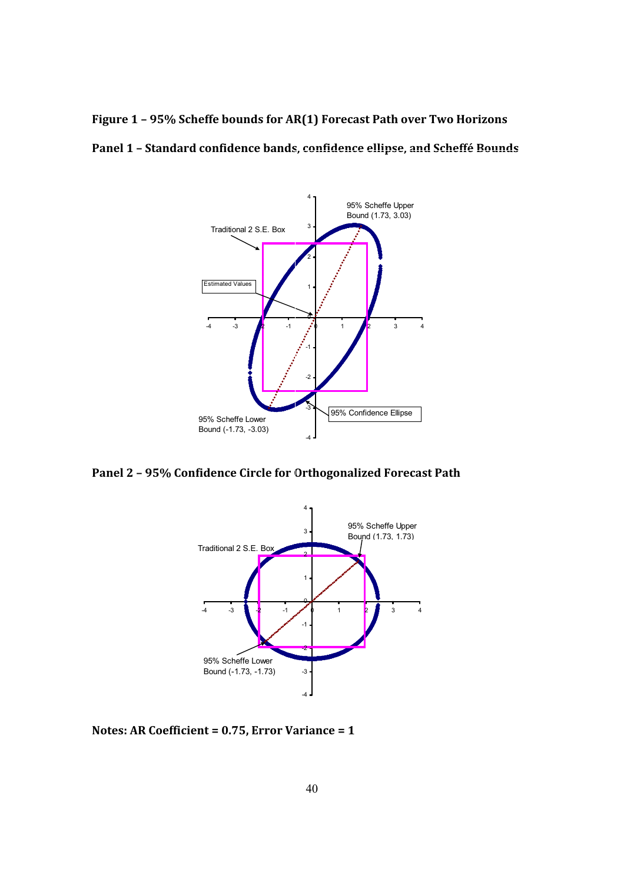**Figure 1 – 95% Scheffe bounds for AR(1) Forecast Path over Two Horizons**

**Panel 1 – Standard confidence bands, confidence ellipse, and Scheffé Bounds**

**Panel 2 – 95% Confidence Circle for Orthogonalized Forecast Path**

**Notes: AR Coefficient = 0.75, Error Variance = 1**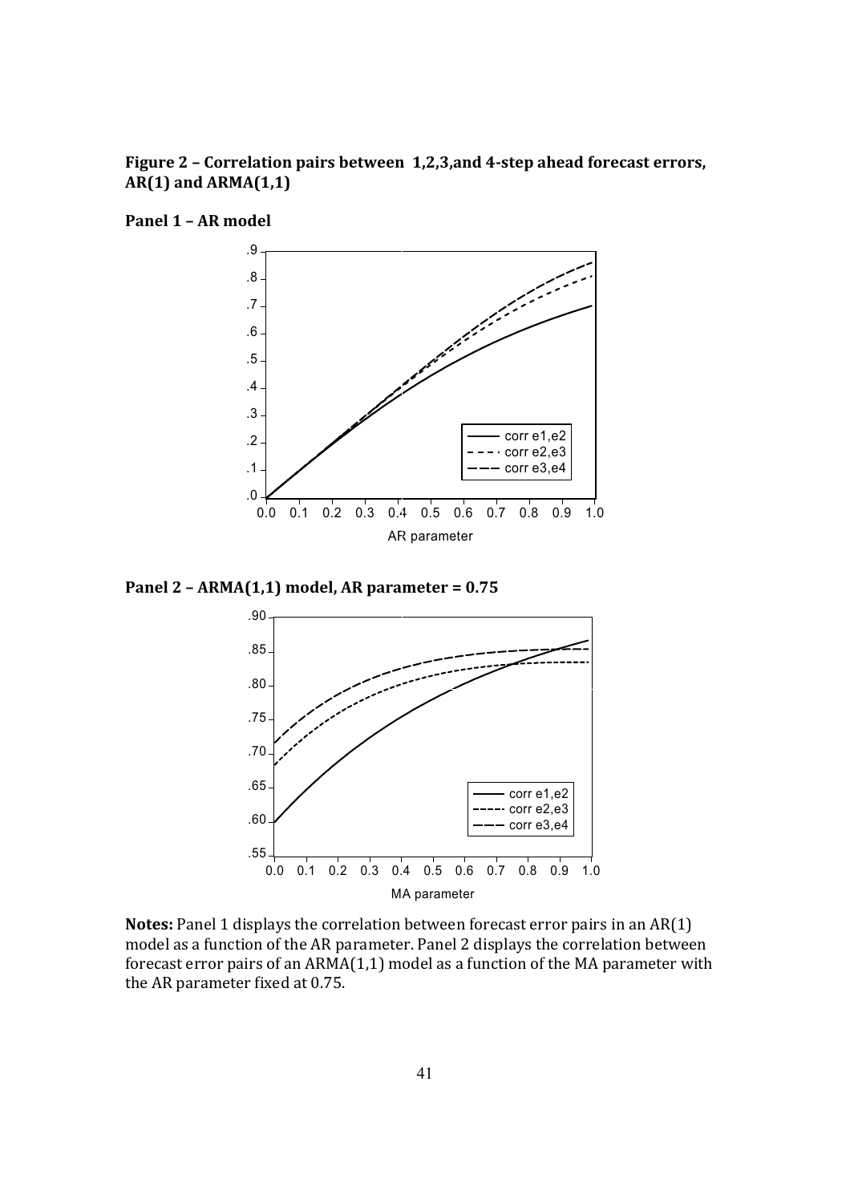**Figure 2 – Correlation pairs between 1,2,3,and 4-step ahead forecast errors, AR(1) and ARMA(1,1)**

**Panel 1 – AR model**

**Panel 2 – ARMA(1,1) model, AR parameter = 0.75**

**Notes:** Panel 1 displays the correlation between forecast error pairs in an AR(1) model as a function of the AR parameter. Panel 2 displays the correlation between forecast error pairs of an ARMA(1,1) model as a function of the MA parameter with the AR parameter fixed at 0.75.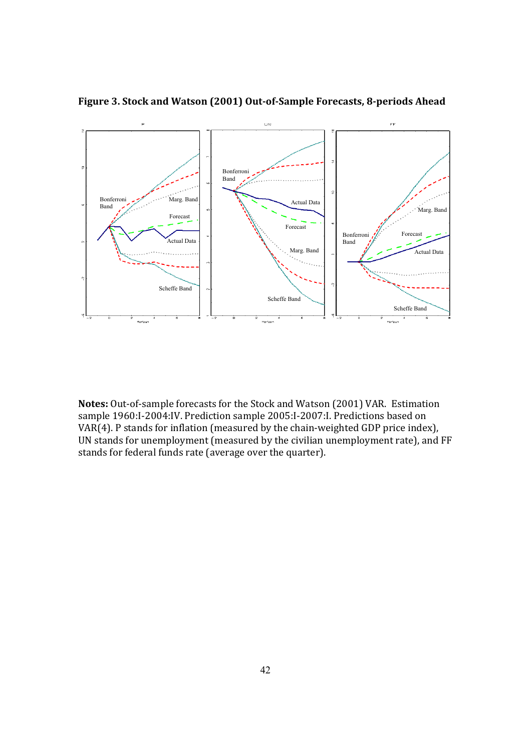**Figure 3. Stock and Watson (2001) Out-of-Sample Forecasts, 8-periods Ahead**

**Notes:** Out-of-sample forecasts for the Stock and Watson (2001) VAR. Estimation sample 1960:I-2004:IV. Prediction sample 2005:I-2007:I. Predictions based on VAR(4). P stands for inflation (measured by the chain-weighted GDP price index), UN stands for unemployment (measured by the civilian unemployment rate), and FF stands for federal funds rate (average over the quarter).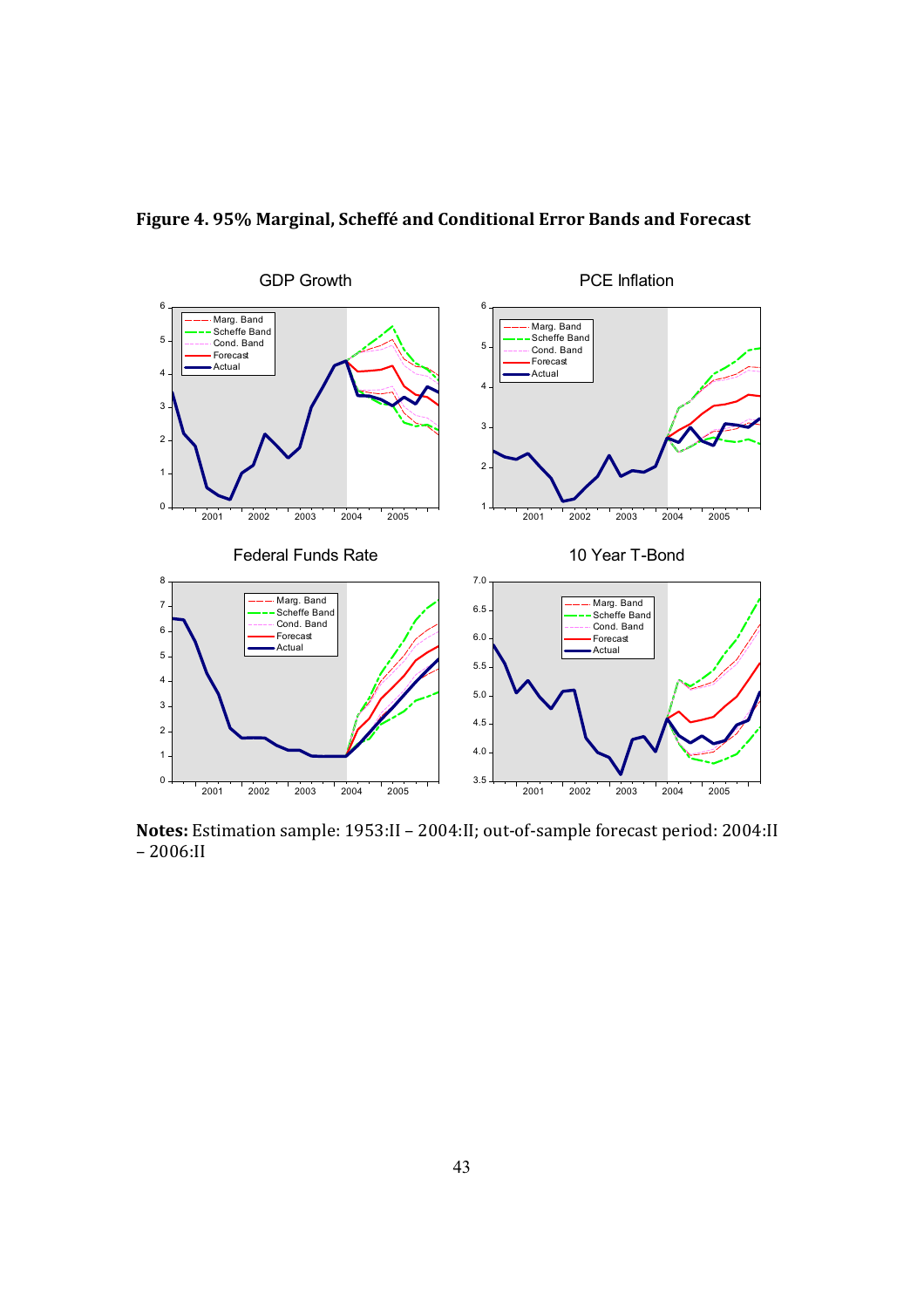**Figure 4. 95% Marginal, Scheffé and Conditional Error Bands and Forecast**

**Notes:** Estimation sample: 1953:II – 2004:II; out-of-sample forecast period: 2004:II – 2006:II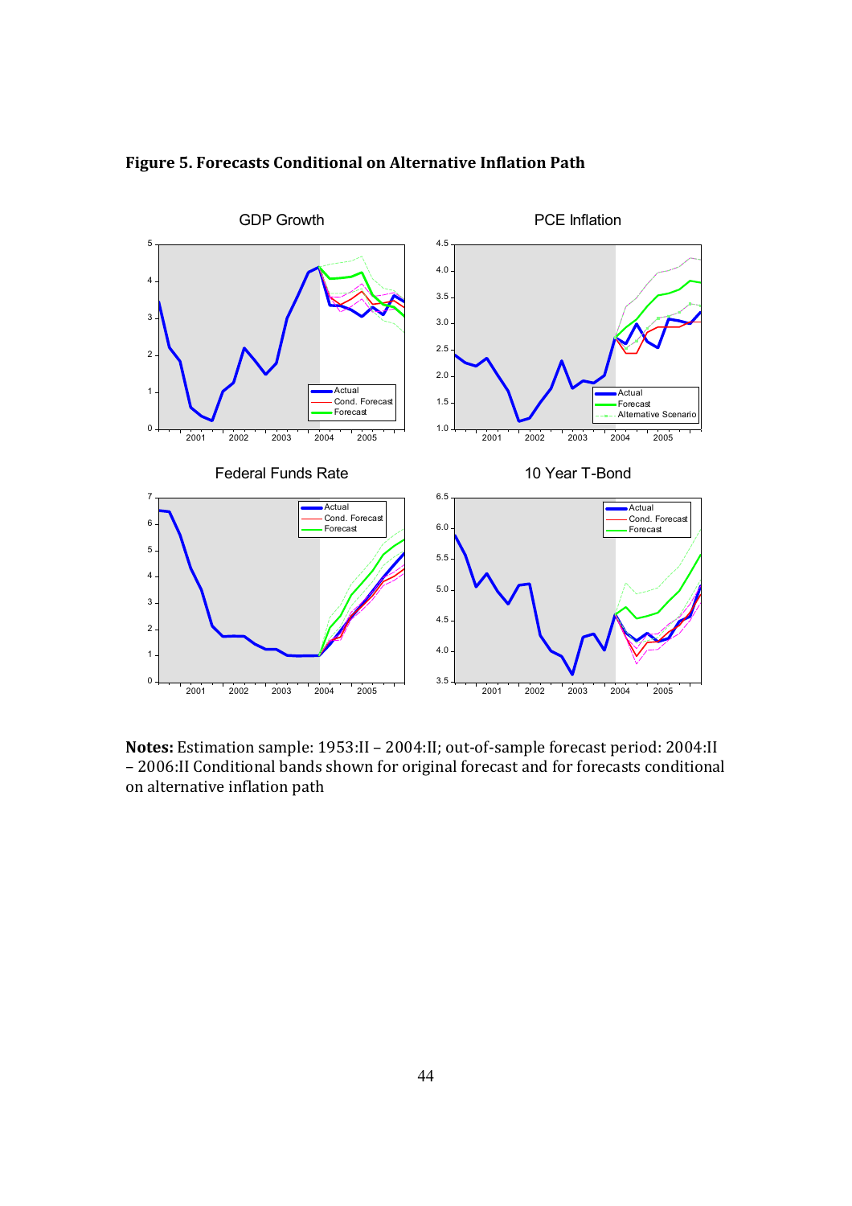**Figure 5. Forecasts Conditional on Alternative Inflation Path**

GDP Growth

5
4
3
2
1
0

2001 2002 2003 2004 2005

Actual
Cond. Forecast
Forecast

PCE Inflation

4.5
4.0
3.5
3.0
2.5
2.0
1.5
1.0

2001 2002 2003 2004 2005

Actual
Forecast
Alternative Scenario

Federal Funds Rate

7
6
5
4
3
2
1
0

2001 2002 2003 2004 2005

Actual
Cond. Forecast
Forecast

10 Year T-Bond

6.5
6.0
5.5
5.0
4.5
4.0
3.5

2001 2002 2003 2004 2005

Actual
Cond. Forecast
Forecast

**Notes:** Estimation sample: 1953:II – 2004:II; out-of-sample forecast period: 2004:II – 2006:II Conditional bands shown for original forecast and for forecasts conditional on alternative inflation path